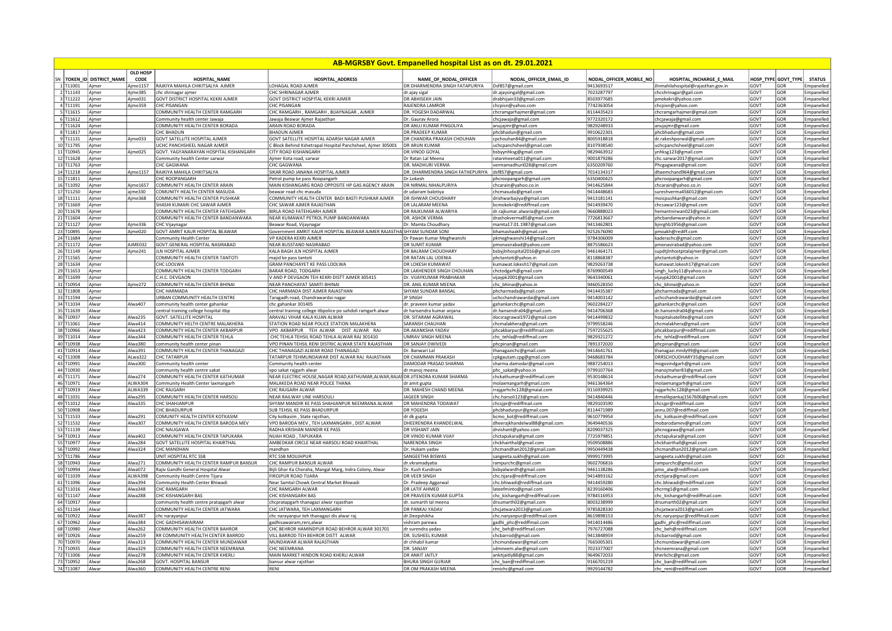# AB-MGRSBY Govt. Empanelled hospital List as on dt. 29.01.2021

| SN | TOKEN_ID | DISTRICT_NAME | OLD HOSP CODE | HOSPITAL_NAME | HOSPITAL_ADDRESS | NAME_OF_NODAL_OFFICER | NODAL_OFFICER_EMAIL_ID | NODAL_OFFICER_MOBILE_NO | HOSPITAL_INCHARGE_E_MAIL | HOSP_TYPE | GOVT_TYPE | STATUS |
|---|---|---|---|---|---|---|---|---|---|---|---|---|
| 1 | T11001 | Ajmer | Ajme1157 | RAJKIYA MAHILA CHIKITSALYA AJMER | LOHAGAL ROAD AJMER | DR DHARMENDRA SINGH FATAPURIYA | Dsf857@gmail.com | 9413693517 | Jlnmahilahospital@rajasthan.gov.in | GOVT | GOR | Empanelled |
| 2 | T11143 | Ajmer | Ajme385 | chc shrinagar ajmer | CHC SHRINAGAR AJMER | dr.ajay sigal | dr.ajaysingal@gmail.com | 7023287797 | chcshrinagar@gail.com | GOVT | GOR | Empanelled |
| 3 | T11222 | Ajmer | ajme031 | GOVT DISTRICT HOSPITAL KEKRI AJMER | GOVT DISTRICT HOSPITAL KEKRI AJMER | DR ABHISEKH JAIN | drabhijain33@gmail.com | 8503977685 | pmokekri@yahoo.com | GOVT | GOR | Empanelled |
| 4 | T11191 | Ajmer | Ajme359 | CHC PISANGAN | CHC PISANGAN | RAJENDRA LAMROR | chcpisn@yahoo.com | 7742363054 | chcpisn@yahoo.com | GOVT | GOR | Empanelled |
| 5 | T11615 | Ajmer | | COMMUNITY HEALTH CENTER RAMGARH | CHC RAMGARH , RAMGARH , BIJAYNAGAR , AJMER | DR. YOGESH DADARWAL | chcramgarhajmer@gmail.com | 8114435423 | chcramgarhajmer@gmail.com | GOVT | GOR | Empanelled |
| 6 | T11612 | Ajmer | | Community health center Jawaja | Jawaja Beawar Ajmer Rajasthan | Dr. Gaurav Arora | chcjawaja@gmail.com | 9772320172 | chcjawaja@gmail.com | GOVT | GOR | Empanelled |
| 7 | T11624 | Ajmer | | COMMUNITY HEALTH CENTER BORADA | ARAIN ROAD BORADA | DR ANUJ KUMAR PINGOLIYA | anujajmr@gmail.com | 9829248933 | anujajmr@gmail.com | GOVT | GOR | Empanelled |
| 8 | T11817 | Ajmer | | CHC BHADUN | BHADUN AJMER | DR.PRADEEP KUMAR | phcbhadun@gmail.com | 9910622301 | phcbhadun@gmail.com | GOVT | GOR | Empanelled |
| 9 | T11131 | Ajmer | Ajme033 | GOVT SATELLITE HOSPITAL AJMER | GOVT SATELLITE HOSPITAL ADARSH NAGAR AJMER | DR CHANDRA PRAKASH CHOUHAN | cpchouhan84@gmail.com | 8005918818 | dr.rakeshporwal@gmail.com | GOVT | GOR | Empanelled |
| 10 | T11795 | Ajmer | | UCHC PANCHSHEEL NAGAR AJMER | C Block Behind Kshetrapal Hospital Panchsheel, Ajmer 305001 | DR ARUN KUMAR | uchcpanchsheel@gmail.com | 8107938540 | uchcpanchsheel@gmail.com | GOVT | GOR | Empanelled |
| 11 | T10945 | Ajmer | Ajme025 | GOVT. YAGYANARAYAN HOSPITAL KISHANGARH | CITY ROAD KISHANGARH | DR.VINOD GOYAL | bsbyynhksg@gmail.com | 9829463912 | ynhksg123@gmail.com | GOVT | GOR | Empanelled |
| 12 | T11628 | Ajmer | | Community health Center sarwar | Ajmer Kota road, sarwar | Dr Ratan Lal Meena | ratanmeena011@gmail.com | 9001879286 | chc.sarwar2017@gmail.com | GOVT | GOR | Empanelled |
| 13 | T11763 | Ajmer | | CHC GAGWANA | CHC GAGWANA | DR. MADHURI VERMA | vermamadhuri028@gmail.com | 6350209760 | Phcgagwana@gmail.com | GOVT | GOR | Empanelled |
| 14 | T11218 | Ajmer | Ajme1157 | RAJKIYA MAHILA CHIKITSALYA | SIKAR ROAD JANANA HOSPITAL AJMER | DR. DHARMENDRA SINGH FATHEPURIYA | dsf857@gmail.com | 7014134317 | dhaemchand964@gmail.com | GOVT | GOR | Empanelled |
| 15 | T11811 | Ajmer | | CHC ROOPANGARH | Petrol pump ke pass Roopangarh | Dr.Lokesh | phcroopangarh@gmail.com | 6350400425 | phcroopangarh@gmail.com | GOVT | GOR | Empanelled |
| 16 | T11092 | Ajmer | Ajme1657 | COMMUNITY HEALTH CENTER ARAIN | MAIN KISHANGARG ROAD OPPOSITE HP GAS AGENCY ARAIN | DR NIRMAL NIHALPURIYA | chcarain@yahoo.co.in | 9414625844 | chcarain@yahoo.co.in | GOVT | GOR | Empanelled |
| 17 | T11250 | Ajmer | ajme330 | COMUNITY HEALTH CENTER MASUDA | beawar road chc masuda | dr udairam balotiya | chcmasuda@gmail.com | 9414448683 | sureshverma456012@gmail.com | GOVT | GOR | Empanelled |
| 18 | T11111 | Ajmer | Ajme368 | COMMUNITY HEALTH CENTER PUSHKAR | COMMUNITY HEALTH CENTER BADI BASTI PUSHKAR AJMER | DR ISHWAR CHOUDHARY | drishwarbajiya@gmail.com | 9413181141 | moicpushkar@gmail.com | GOVT | GOR | Empanelled |
| 19 | T11669 | Ajmer | | SHASHI KUMARI CHC SAWAR AJMER | CHC SAWAR AJMER RAJASTHAN | DR LALARAM MEENA | bcmokekri@rediffmail.com | 9414939470 | chcsawar123@gmail.com | GOVT | GOR | Empanelled |
| 20 | T11678 | Ajmer | | COMMUNITY HEALTH CENTER FATEHGARH | BIRLA ROAD FATEHGARH AJMER | DR RAJKUMAR ALWARIYA | dr.rajkumar.alwaria@gmail.com | 9660888023 | hemantnirwan023@gmail.com | GOVT | GOR | Empanelled |
| 21 | T11604 | Ajmer | | COMMUNITY HEALTH CENTER BANDANWARA | NEAR KUMAWAT PETROL PUMP BANDANWARA | DR. ASHOK VERMA | drashokverma85@gmail.com | 7726813667 | phcbandanwara@yahoo.in | GOVT | GOR | Empanelled |
| 22 | T11127 | Ajmer | Ajme336 | CHC Vijaynagar | Beawar Road, Vijaynagar | Dr. Mamta Choudhary | mamta17.01.1987@gmail.com | 9413462801 | bjnrghb1956@gmail.com | GOVT | GOR | Empanelled |
| 23 | T10895 | Ajmer | Ajme020 | GOVT AMRIT KAUR HOSPITAL BEAWAR | Government AMRIT KAUR HOSPITAL BEAWAR AJMER RAJASTHAN | SHYAM SUNDAR SONI | bhamashaakh@gmail.com | 9252676090 | pmoakh@rediff.com | GOVT | GOR | Empanelled |
| 24 | T11684 | Ajmer | | Community Health Center | VP KADERA KEKRI AJMER | Dr Pawan Kumar Meghwanshi | pkmeghwanshi14@gmail.com | 9784306009 | kaderachc@gmail.com | GOVT | GOR | Empanelled |
| 25 | T11172 | Ajmer | AJME032 | GOVT.GENERAL HOSPITAL NASIRABAD | NEAR BUSSTAND NASIRABAD | DR SUMIT KUMAR | pmonasirabad@yahoo.com | 8875586623 | pmonasirabad@yahoo.com | GOVT | GOR | Empanelled |
| 26 | T11149 | Ajmer | Ajme241 | JLN HOSPITAL AJMER | KALA BAGH JLN HOSPITAL AJMER | DR BALRAM CHOUDHARY | bsbyjlnhospital2016@gmail.com | 9461464171 | supdtjlnhostpitalajmer@gmail.com | GOVT | GOR | Empanelled |
| 27 | T11565 | Ajmer | | COMMUNITY HEALTH CENTER TANTOTI | majid ke pass tantoti | DR RATAN LAL UDENIA | phctantoti@yahoo.in | 8118868387 | phctantoti@yahoo.in | GOVT | GOR | Empanelled |
| 28 | T11634 | Ajmer | | CHC LOOLWA | GRAM PANCHAYET KE PASS LOOLWA | DR LOKESH KUMAWAT | kumawat.lokesh17@gmail.com | 9829263738 | kumawat.lokesh17@gmail.com | GOVT | GOR | Empanelled |
| 29 | T11653 | Ajmer | | COMMUNITY HEALTH CENTER TODGARH | BARAR ROAD, TODGARH | DR LAKHENDER SINGH CHOUHAN | chctodgarh@gmail.com | 8769900549 | singh_lucky11@yahoo.co.in | GOVT | GOR | Empanelled |
| 30 | T11699 | Ajmer | | C.H.C. DEVGAON | V AND P DEVGAON TEH KEKRI DISTT AJMER 305415 | Dr. VIJAYKUMAR PRABHAKAR | vijaypk2001@gmail.com | 9643340061 | vijaypk2001@gmail.com | GOVT | GOR | Empanelled |
| 31 | T10954 | Ajmer | Ajme272 | COMMUNITY HEALTH CENTER BHINAI | NEAR PANCHAYAT SAMITI BHINAI | DR. ANIL KUMAR MEENA | chc_bhinai@yahoo.in | 9460528350 | chc_bhinai@yahoo.in | GOVT | GOR | Empanelled |
| 32 | T11808 | Ajmer | | CHC HARMADA | CHC HARMADA DIST AJMER RAJASTHAN | SHYAM SUNDAR BANSAL | phcharmada@gmail.com | 9414435387 | phcharmada@gmail.com | GOVT | GOR | Empanelled |
| 33 | T11594 | Ajmer | | URBAN COMMUNITY HEALTH CENTRE | Taragadh road, Chandrawardai nagar | JP SINGH | uchcchandrawardai@gmail.com | 9414003142 | uchcchandrawardai@gmail.com | GOVT | GOR | Empanelled |
| 34 | T11034 | Alwar | Alwa407 | community health center gahankar | chc gahankar 301405 | dr. praveen kumar yadav | gahankarchc@gmail.com | 9602284227 | gahankarchc@gmail.com | GOVT | GOR | Empanelled |
| 35 | T11639 | Alwar | | central training college hospital itbp | central training college itbpolice po sahdoli ramgarh alwar | dr hansendra kumar anjana | dr.hansendra04@gmail.com | 9414706368 | dr.hansendra04@gmail.com | GOVT | GOI | Empanelled |
| 36 | T10937 | Alwar | Alwa235 | GOVT. SATELLITE HOSPITAL | ARAVALI VIHAR KALA KUAN ALWAR | DR. SITARAM AGRAWAL | docsragrawal1972@gmail.com | 9414499832 | hospitalsatellite@gmail.com | GOVT | GOR | Empanelled |
| 37 | T11061 | Alwar | Alwa414 | COMMUNITY HELTH CENTRE MALAKHERA | STATION ROAD NEAR POLICE STATION MALAKHERA | SARANSH CHAUHAN | chcmalakhera@gmail.com | 9799558246 | chcmalakhera@gmail.com | GOVT | GOR | Empanelled |
| 38 | T10966 | Alwar | Alwa423 | COMMUNITY HEALTH CENTER AKBARPUR | VPO AKBARPUR TEH ALWAR DIST ALWAR RAJ | DR.AKANKSHA YADAV | phcakbarpur@rediffmail.com | 7597255625 | phcakbarpur@rediffmail.com | GOVT | GOR | Empanelled |
| 39 | T11014 | Alwar | Alwa344 | COMMUNITY HEALTH CENTER TEHLA | CHC TEHLA TEHSIL ROAD TEHLA ALWAR RAJ 301410 | UMRAV SINGH MEENA | chc_tehla@rediffmail.com | 9829321272 | chc_tehla@rediffmail.com | GOVT | GOR | Empanelled |
| 40 | T10938 | Alwar | Alwa380 | community health center pinan | VPO PINAN TEHSIL RENI DISTRIC ALWAR STATE RAJASTHAN | DR SANJAY DWIVEDI | phcpinan@gmail.com | 7891372020 | phcpinan@gmail.com | GOVT | GOR | Empanelled |
| 41 | T10914 | Alwar | Alwa391 | COMMUNITY HEALTH CENTER THANAGAZI | CHC THANAGAZI ALWAR ROAD THANAGAZI | Dr. Banwari Lal | thanagazichc@gmail.com | 9414641761 | thanagazi.mndy99@gmail.com | GOVT | GOR | Empanelled |
| 42 | T11008 | Alwar | ALwa322 | CHC TATARPUR | TATARPUR TEHMUNDAWAR DIST ALWAR RAJ RAJASTHAN | DR CHAMMAN PRAKASH | cpkgautam.cpg@gmail.com | 9468683784 | DRRSCHOUDHARY35@gmail.com | GOVT | GOR | Empanelled |
| 43 | T10991 | Alwar | Alwa300 | Community health center | Community health center | DAMODAR PRASAD SHARMA | sharma.damodar@gmail.com | 9887254013 | mogovindgarh@gmail.com | GOVT | GOR | Empanelled |
| 44 | T10930 | Alwar | | community health centre sakat | vpo sakat rajgarh alwar | dr manoj meena | phc_sakat@yahoo.in | 9799107764 | manojmaher83@gmail.com | GOVT | GOR | Empanelled |
| 45 | T11171 | Alwar | Alwa274 | COMMUNITY HEALTH CENTER KATHUMAR | NEAR ELECTRIC HOUSE,NAGAR ROAD,KATHUMAR,ALWAR,RAJAS | DR.JITENDRA KUMAR SHARMA | chckathumar@rediffmail.com | 9530148614 | chckathumar@rediffmail.com | GOVT | GOR | Empanelled |
| 46 | T10971 | Alwar | ALWA304 | Community Health Center laxmangarh | MALAKEDA ROAD NEAR POLICE THANA | dr amit gupta | molaxmangarh@gmail.com | 9461364364 | molaxmangarh@gmail.com | GOVT | GOR | Empanelled |
| 47 | T10919 | Alwar | ALWA339 | CHC RAJGARH | CHC RAJGARH ALWAR | DR. MAHESH CHAND MEENA | rrajgarhchc128@gmail.com | 9116939925 | rajgarhchc128@gmail.com | GOVT | GOR | Empanelled |
| 48 | T11031 | Alwar | Alwa295 | COMMUNITY HEALTH CENTER HARSOLI | NEAR RAILWAY LINE HARSOULI | JAGEER SINGH | chc.harsoli123@gmail.com | 9414840446 | drmalikpankaj1567606@gmail.com | GOVT | GOR | Empanelled |
| 49 | T11012 | Alwar | Alwa335 | CHC SHAHJANPUR | SHYAM MANDIR KE PASS SHAHJANPUR NEEMRANA ALWAR | DR MAHENDRA TODAWAT | chcsjpr@rediffmail.com | 9829103590 | chcsjpr@rediffmail.com | GOVT | GOR | Empanelled |
| 50 | T10908 | Alwar | | CHC BHADURPUR | SUB TEHSIL KE PASS BHADURPUR | DR YOGESH | phcbhadurpur@gmail.com | 8114471989 | annu.007@rediffmail.com | GOVT | GOR | Empanelled |
| 51 | T11533 | Alwar | Alwa291 | COMUNITY HEALTH CENTER KOTKASIM | City kotkasim , State rajsthan, | dr dk gupta | bcmo_kot@rediffmail.com | 9610779954 | chc_kotkasim@rediffmail.com | GOVT | GOR | Empanelled |
| 52 | T11532 | Alwar | Alwa307 | COMMUNITY HEALTH CENTER BARODA MEV | VPO BARODA MEV , TEH LAXMANGARH , DIST ALWAR | DHEERENDRA KHANDELWAL | dheerajkhandelwal88@gmail.com | 9649440536 | mobarodamev@gmail.com | GOVT | GOR | Empanelled |
| 53 | T11139 | Alwar | | CHC NAUGAWA | RADHA KRISHAN MANDIR KE PASS | DR VISHANT JAIN | drvishant@yahoo.com | 8209037325 | phcnogawa@gmail.com | GOVT | GOR | Empanelled |
| 54 | T10913 | Alwar | Alwa402 | COMMUNITY HEALTH CENTER TAPUKARA | NUAH ROAD , TAPUKARA | DR VINOD KUMAR VIJAY | chctapukara@gmail.com | 7725979851 | chctapukara@gmail.com | GOVT | GOR | Empanelled |
| 55 | T10977 | Alwar | Alwa284 | GOVT SATELLITE HOSPITAL KHAIRTHAL | AMBEDKAR CIRCLE NEAR HARSOLI ROAD KHAIRTHAL | NARENDRA SINGH | chckhairthal@gmail.com | 9509508886 | chckhairthall@gmail.com | GOVT | GOR | Empanelled |
| 56 | T10992 | Alwar | Alwa324 | CHC MANDHAN | mandhan | Dr. Hukam yadav | chcmandhan2012@gmail.com | 9950449438 | chcmandhan2012@gmail.com | GOVT | GOR | Empanelled |
| 57 | T11786 | Alwar | | UNIT HOSPITAL RTC SSB | RTC SSB MOUJHPUR | SANGEETHA BISWAS | sangeeta.sukhi@gmail.com | 9999173995 | sangeeta.sukhi@gmail.com | GOVT | GOI | Empanelled |
| 58 | T10943 | Alwar | Alwa271 | COMMUNITY HEALTH CENTER RAMPUR BANSUR | CHC RAMPUR BANSUR ALWAR | dr.vkramadyatia | rampurchc@gmail.com | 9602706816 | rampurchc@gmail.com | GOVT | GOR | Empanelled |
| 59 | T10994 | Alwar | Alwa072 | Rajiv Gandhi General Hospital Alwar | Bijli Ghar Ka Choraha, Mangal Marg, Indra Colony, Alwar | Dr. Kush Kundnani | bsbyalwardh@gmail.com | 9461138286 | pmo_alw@rediffmail.com | GOVT | GOR | Empanelled |
| 60 | T11039 | Alwar | ALWA398 | Community Health Centre Tijara | FIROJPUR ROAD TIJARA | DR VEER SINGH | chc.tijara@rediffmail.com | 9414893162 | chctijara@gmail.com | GOVT | GOR | Empanelled |
| 61 | T11096 | Alwar | Alwa394 | Community Health Center Bhiwadi | Near Samtal Chowk Central Market Bhiwadi | Dr. Pradeep Aggarwal | chc.bhiwadi@rediffmail.com | 9414459280 | chc.bhiwadi@rediffmail.com | GOVT | GOR | Empanelled |
| 62 | T11016 | Alwar | Alwa348 | CHC RAMGARH | CHC RAMGARH ALWAR | DR LATIF AHMED | lateefminto@gmail.com | 8239160406 | chcrmg1@gmail.com | GOVT | GOR | Empanelled |
| 63 | T11147 | Alwar | Alwa288 | CHC KISHANGARH BAS | CHC KISHANGARH BAS | DR PRAVEEN KUMAR GUPTA | chc_kishangarh@rediffmail.com | 9784516953 | chc_kishangarh@rediffmail.com | GOVT | GOR | Empanelled |
| 64 | T10917 | Alwar | | community health centre pratapgarh alwar | chcpratapgarh thanagazi alwar rajasthan | dr. sumarth lal meena | drsumarth02@gmail.com | 8003238999 | drsumarth02@gmail.com | GOVT | GOR | Empanelled |
| 65 | T11164 | Alwar | | COMMUNITY HEALTH CENTER JATWARA | CHC JATWARA, TEH LAXMANGARH | DR PANKAJ YADAV | chcjatwara2013@gmail.com | 9785828330 | chcjatwara2013@gmail.com | GOVT | GOR | Empanelled |
| 66 | T10922 | Alwar | Alwa387 | chc narayanpur | chc narayanpur teh thanagazi dis alwar raj | dr.Deepshikha | chc.naryanpur@rediffmail.com | 8619898153 | chc.naryanpur@rediffmail.com | GOVT | GOR | Empanelled |
| 67 | T10962 | Alwar | Alwa384 | CHC GADHISAWAIRAM | gadhisawairam,reni,alwar | vishram parewa | gadhi_phc@rediffmail.com | 9414014486 | gadhi_phc@rediffmail.com | GOVT | GOR | Empanelled |
| 68 | T10980 | Alwar | Alwa262 | COMMUNITY HEALTH CENTER BAHROR | CHC BEHROR HAMINDPUR ROAD BEHROR ALWAR 301701 | dr surendra yadav | chc_beh@rediffmail.com | 7976727088 | chc_beh@rediffmail.com | GOVT | GOR | Empanelled |
| 69 | T10926 | Alwar | Alwa259 | RR COMMUNITY HEALTH CENTER BARROD | VILL BARROD TEH BEHROR DISTT ALWAR | DR. SUSHEEL KUMAR | chcbarrod@gmail.com | 9413848959 | chcbarrod@gmail.com | GOVT | GOR | Empanelled |
| 70 | T10970 | Alwar | Alwa313 | COMMUNITY HEALTH CENTER MUNDAWAR | MUNDAWAR ALWAR RAJASTHAN | dr chhabil kumar | chcmundawar@gmail.com | 7665005301 | chcmundawar@gmail.com | GOVT | GOR | Empanelled |
| 71 | T10935 | Alwar | Alwa329 | COMMUNITY HEALTH CENTER NEEMRANA | CHC NEEMRANA | DR. SANJAY | sdmneem.alw@gmail.com | 7023377007 | chcneemrana@gmail.com | GOVT | GOR | Empanelled |
| 72 | T11006 | Alwar | Alwa278 | COMMUNITY HEALTH CENTER KHERLI | MAIN MARKET HINDON ROAD KHERLI ALWAR | DR ANKIT JAITLY | ankitjaitly88@gmail.com | 9649672033 | kherlichc@gmail.com | GOVT | GOR | Empanelled |
| 73 | T10952 | Alwar | Alwa268 | GOVT. HOSPITAL BANSUR | bansur alwar rajsthan | BHURA SINGH GURJAR | chc_ban@rediffmail.com | 9166701219 | chc_ban@rediffmail.com | GOVT | GOR | Empanelled |
| 74 | T11087 | Alwar | Alwa360 | COMMUNITY HEALTH CENTRE RENI | RENI | DR OM PRAKASH MEENA | renichc@gmail.com | 9929144782 | chc_reni@rediffmail.com | GOVT | GOR | Empanelled |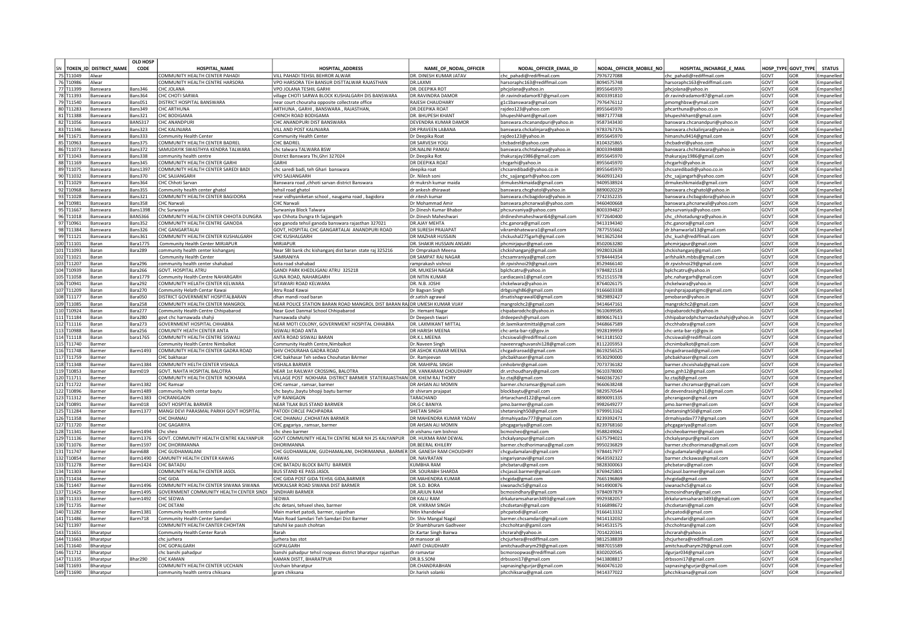| SN | TOKEN_ID | DISTRICT_NAME | OLD HOSP CODE | HOSPITAL_NAME | HOSPITAL_ADDRESS | NAME_OF_NODAL_OFFICER | NODAL_OFFICER_EMAIL_ID | NODAL_OFFICER_MOBILE_NO | HOSPITAL_INCHARGE_E_MAIL | HOSP_TYPE | GOVT_TYPE | STATUS |
|---|---|---|---|---|---|---|---|---|---|---|---|---|
| 75 | T11049 | Alwar | | COMMUNITY HEALTH CENTER PAHADI | VILL PAHADI TEHSIL BEHROR ALWAR | DR. DINESH KUMAR JATAV | chc_pahadi@rediffmail.com | 7976727088 | chc_pahadi@rediffmail.com | GOVT | GOR | Empanelled |
| 76 | T10986 | Alwar | | COMMUNITY HEALTH CENTRE HARSORA | VPO HARSORA TEH BANSUR DISTTALWAR RAJASTHAN | DR.LAXMI | harsoraphc163@rediffmail.com | 8094575748 | harsoraphc163@rediffmail.com | GOVT | GOR | Empanelled |
| 77 | T11399 | Banswara | Bans346 | CHC JOLANA | VPO JOLANA TESHIL GARHI | DR. DEEPIKA ROT | phcjolana@yahoo.in | 8955645970 | phcjolana@yahoo.in | GOVT | GOR | Empanelled |
| 78 | T11393 | Banswara | Bans364 | CHC CHOTI SARWA | village CHOTI SARWA BLOCK KUSHALGARH DIS BANSWARA | DR.RAVINDRA DAMOR | dr.ravindradamor87@gmail.com | 8003391810 | dr.ravindradamor87@gmail.com | GOVT | GOR | Empanelled |
| 79 | T11540 | Banswara | Bans051 | DISTRICT HOSPITAL BANSWARA | near court chouraha opposite collectrate office | RAJESH CHAUDHARY | g1c1banswara@gmail.com | 7976476112 | pmomghbsw@ymail.com | GOVT | GOR | Empanelled |
| 80 | T11283 | Banswara | Bans349 | CHC ARTHUNA | ARTHUNA , GARHI , BANSWARA , RAJASTHAN, | DR.DEEPIKA ROAT | rajdeo123@yahoo.com | 8955645970 | phcarthuna@yahoo.co.in | GOVT | GOR | Empanelled |
| 81 | T11388 | Banswara | Bans321 | CHC BODIGAMA | CHINCH ROAD BODIGAMA | DR. BHUPESH KHANT | bhupeshkhant@gmail.com | 9887177748 | bhupeshkhant@gmail.com | GOVT | GOR | Empanelled |
| 82 | T11056 | Banswara | BANS317 | CHC ANANDPURI | CHC ANANDPURI DIST BANSWARA | DEVENDRA KUMAR DAMOR | banswara.chcanandpuri@yahoo.in | 9587343430 | banswara.chcanandpuri@yahoo.in | GOVT | GOR | Empanelled |
| 83 | T11346 | Banswara | Bans323 | CHC KALINJARA | VILL AND POST KALINJARA | DR PRAVEEN LABANA | banswara.chckalinjara@yahoo.in | 9783767376 | banswara.chckalinjara@yahoo.in | GOVT | GOR | Empanelled |
| 84 | T11671 | Banswara | Bans333 | Community Health Center | Community Health Center | Dr Deepika Roat | rajdeo123@yahoo.in | 8955645970 | himanshu9414@gmail.com | GOVT | GOR | Empanelled |
| 85 | T10963 | Banswara | Bans375 | COMMUNITY HEALTH CENTER BADREL | CHC BADREL | DR SARVESH YOGI | chcbadrel@yahoo.com | 8104325865 | chcbadrel@yahoo.com | GOVT | GOR | Empanelled |
| 86 | T11073 | Banswara | Bans372 | SAMUDAYIK SWASTHYA KENDRA TALWARA | chc talwara TALWARA BSW | DR.NALINI PANKAJ | banswara.chchtalwara@yahoo.in | 8003394888 | banswara.chchtalwara@yahoo.in | GOVT | GOR | Empanelled |
| 87 | T11043 | Banswara | Bans338 | community health centre | District Banswara Thi,Ghri 327024 | Dr.Deepika Rot | thakurajay1986@gmail.com | 8955645970 | thakurajay1986@gmail.com | GOVT | GOR | Empanelled |
| 88 | T11169 | Banswara | Bans345 | COMMUNITY HEALTH CENTER GARHI | GARHI | DR DEEPIKA ROAT | chcgarhi@yahoo.in | 8955645970 | chcgarhi@yahoo.in | GOVT | GOR | Empanelled |
| 89 | T11075 | Banswara | Bans1397 | COMMUNITY HEALTH CENTER SAREDI BADI | chc saredi badi, teh Ghari banswara | deepika roat | chcsaredibadi@yahoo.co.in | 8955645970 | chcsaredibadi@yahoo.co.in | GOVT | GOR | Empanelled |
| 90 | T11032 | Banswara | Bans370 | CHC SAJJANGARH | VPO SAJJANGARH | Dr. Nilesh soni | chc_sajjangarh@yahoo.com | 9660931243 | chc_sajjangarh@yahoo.com | GOVT | GOR | Empanelled |
| 91 | T11029 | Banswara | Bans364 | CHC Chhoti Sarvan | Banswara road ,chhoti sarvan district Banswara | dr mukrsh kumar maida | drmukeshkmaida@gmail.com | 9409538924 | drmukeshkmaida@gmail.com | GOVT | GOR | Empanelled |
| 92 | T10968 | Banswara | Bans355 | Community health center ghatol | tehsil road ghatol | dr ankesh dhirawat | banswara.chcghatol@yahoo.in | 8890020229 | banswara.chcghatol@yahoo.in | GOVT | GOR | Empanelled |
| 93 | T11028 | Banswara | Bans321 | COMMUNITY HEALTH CENTER BAGIDORA | near vidhyaniketan school , naugama road , bagidora | dr.ritesh kumar | banswara.chcbagidora@yahoo.in | 7742352235 | banswara.chcbagidora@yahoo.in | GOVT | GOR | Empanelled |
| 94 | T10981 | Banswara | Bans358 | CHC Narwali | CHC Narwali | Dr Mohammad Amir | banswara.phcnarwali@yahoo.com | 9460400668 | banswara.phcnarwali@yahoo.com | GOVT | GOR | Empanelled |
| 95 | T11667 | Banswara | Bans1398 | Chc Surwaniya | Surwaniya Block Talwara | Dr.Dinesh Kumar Bhabor | phcsurvaniya@yahoo.com | 8003394827 | phcsurvaniya@yahoo.com | GOVT | GOR | Empanelled |
| 96 | T11018 | Banswara | BANS366 | COMMUNITY HEALTH CENTER CHHOTA DUNGRA | vpo Chhota Dungra th Sajjangarh | Dr.Dinesh Maheshwari | drdineshmaheshwari64@gmail.com | 9772640400 | chc_chhotadungra@yahoo.in | GOVT | GOR | Empanelled |
| 97 | T10961 | Banswara | Bans352 | COMMUNITY HEALTH CENTRE GANODA | vpo ganoda tehsil ganoda banswara rajasthan 327021 | DR.AJAY MEHTA | chc.ganora@gmail.com | 9413194340 | chc.ganora@gmail.com | GOVT | GOR | Empanelled |
| 98 | T11384 | Banswara | Bans326 | CHC GANGARTALAI | GOVT, HOSPITAL CHC GANGARTALAI ANANDPURI ROAD | DR SURESH PRAJAPAT | vikrambhatewara1@gmail.com | 7877555662 | dr.bhanwarlal13@gmail.com | GOVT | GOR | Empanelled |
| 99 | T11121 | Banswara | Bans361 | COMMUNITY HEALTH CENTER KUSHALGARH | CHC KUSHALGARH | DR MAZHAR HUSSAIN | chckushal275garh@gmail.com | 9413625244 | chc_kush@rediffmail.com | GOVT | GOR | Empanelled |
| 100 | T11101 | Baran | Bara1775 | Community Health Center MIRJAPUR | MIRJAPUR | DR. SHAKIR HUSSAIN ANSARI | phcmirjapur@gmail.com | 8502063280 | phcmirjapur@gmail.com | GOVT | GOR | Empanelled |
| 101 | T11093 | Baran | Bara289 | community health center kishanganj | Near SBI bank chc kishanganj dist baran state raj 325216 | Dr Omprakash Meena | chckishanganj@gmail.com | 9928032638 | chckishanganj@gmail.com | GOVT | GOR | Empanelled |
| 102 | T11021 | Baran | | Community Health Center | SAMRANIYA | DR SAMPAT RAJ NAGAR | chcsamraniya@gmail.com | 9784444354 | arifshaikh.mbbs@gmail.com | GOVT | GOR | Empanelled |
| 103 | T11207 | Baran | Bara296 | community health center shahabad | kota road shahabad | ramprakash vishnoi | dr.rpvishnoi29@gmail.com | 8529466140 | dr.rpvishnoi29@gmail.com | GOVT | GOR | Empanelled |
| 104 | T10939 | Baran | Bara266 | GOVT. HOSPITAL ATRU | GANDI PARK KHEDLIGANJ ATRU 325218 | DR. MUKESH NAGAR | bplchcatru@yahoo.in | 9784821518 | bplchcatru@yahoo.in | GOVT | GOR | Empanelled |
| 105 | T11058 | Baran | Bara1779 | Community Health Centre NAHARGARH | GUNA ROAD, NAHARGARH | DR NITIN KUMAR | cardiacaxis1@gmail.com | 9521515578 | phc.nahargarh@gmail.com | GOVT | GOR | Empanelled |
| 106 | T10941 | Baran | Bara292 | COMMUNITY HELATH CENTER KELWARA | SITAWARI ROAD KELWARA | DR. N.B. JOSHI | chckelwara@yahoo.in | 8764026175 | chckelwara@yahoo.in | GOVT | GOR | Empanelled |
| 107 | T11209 | Baran | Bara270 | Community Helath Centar Kawai | Atru Road Kawai | Dr Bagvan Singh | drbgsingh86@gmail.com | 9166603338 | rajeshprajapatigmc@gmail.com | GOVT | GOR | Empanelled |
| 108 | T11177 | Baran | Bara050 | DISTRICT GOVERNMENT HOSPITALBARAN | dhan mandi road baran | dr.satish agrawal | drsatishagrawal0@gmail.com | 9829892427 | pmobaran@yahoo.in | GOVT | GOR | Empanelled |
| 109 | T11085 | Baran | Bara258 | COMMUNITY HEALTH CENTER MANGROL | NEAR POLICE STATION BARAN ROAD MANGROL DIST BARAN RAJ | DR UMESH KUMAR VIJAY | mangrolchc2@gmail.com | 9414647161 | mangrolchc2@gmail.com | GOVT | GOR | Empanelled |
| 110 | T10924 | Baran | Bara277 | Community Health Centre Chhipabarod | Near Govt Danmal School Chhipabarod | Dr. Hemant Nagar | chipabarodchc@yahoo.in | 9610699585 | chipabarodchc@yahoo.in | GOVT | GOR | Empanelled |
| 111 | T11184 | Baran | Bara280 | govt chc harnawada shahji | harnawada shahji | Dr Deepesh tiwari | drdeepesh@ymail.com | 8890617613 | chhipabarodphcharnavdashahji@yahoo.in | GOVT | GOR | Empanelled |
| 112 | T11116 | Baran | Bara273 | GOVERNMENT HOSPITAL CHHABRA | NEAR MOTI COLONY, GOVERNMENT HOSPITAL CHHABRA | DR. LAXMIKANT MITTAL | dr.laxmikantmittal@gmail.com | 9468667589 | chcchhabra@gmail.com | GOVT | GOR | Empanelled |
| 113 | T10988 | Baran | Bara256 | COMUNITY HEATH CENTER ANTA | SISWALI ROAD ANTA | DR HARISH MEENA | chc-anta-bar-rj@gov.in | 9928199959 | chc-anta-bar-rj@gov.in | GOVT | GOR | Empanelled |
| 114 | T11118 | Baran | bara1765 | COMMUNITY HEALTH CENTRE SISWALI | ANTA ROAD SISWALI BARAN | DR.K.L.MEENA | chcsiswali@rediffmail.com | 9413181502 | chcsiswali@rediffmail.com | GOVT | GOR | Empanelled |
| 115 | T11740 | Barmer | | Community Health Centre Nimbalkot | Community Health Centre,Nimbalkot | Dr.Naveen Singh | naveenraghuvanshi128@gmail.com | 8112205953 | chcnimbalkot@gmail.com | GOVT | GOR | Empanelled |
| 116 | T11748 | Barmer | Barm1493 | COMMUNITY HEALTH CENTER GADRA ROAD | SHIV CHOURAHA GADRA ROAD | DR ASHOK KUMAR MEENA | chcgadraroad@gmail.com | 8619256525 | chcgadraroad@gmail.com | GOVT | GOR | Empanelled |
| 117 | T11759 | Barmer | | CHC bakhasar | CHC bakhasar Teh sedwa Chouhatan BArmer | Dr. Ramjeevan | phcbakhaser@gmail.com | 9530290000 | phcbakhaser@gmail.com | GOVT | GOR | Empanelled |
| 118 | T11348 | Barmer | Barm1384 | COMMUNITY HELTH CENTER VISHALA | VISHALA BARMER | DR. MAHIPAL SINGH | cmhobmr@gmail.com | 7073736182 | barmer.chcvishala@gmail.com | GOVT | GOR | Empanelled |
| 119 | T10853 | Barmer | Barm019 | GOVT. NAHTA HOSPITAL BALOTRA | NEAR 1st RAILWAY CROSSING, BALOTRA | DR. VANKARAM CHOUDHARY | dr.vrchoudhary@gmail.com | 9610378000 | pmo.gnh12@gmail.com | GOVT | GOR | Empanelled |
| 120 | T11711 | Barmer | | COMMUNITY HEALTH CENTER NOKHARA | VILLAGE POST NOKHARA DISTRICT BARMER STATERAJASTHAN | DR. KHEM RAJ THORY | kz.ctaj8@gmail.com | 9460367267 | kz.ctaj8@gmail.com | GOVT | GOR | Empanelled |
| 121 | T11722 | Barmer | Barm1382 | CHC Ramsar | CHC ramsar , ramsar, barmer | DR AHSAN ALI MOMIN | barmer.chcramsar@gmail.com | 9660638248 | barmer.chcramsar@gmail.com | GOVT | GOR | Empanelled |
| 122 | T10896 | Barmer | Barm1489 | community helth centar baytu | chc baytu ,baytu bhopji baytu barmer | dr shivram prajapat | blockbaytu@gmail.com | 9829570544 | dr.devendrasingh11@gmail.com | GOVT | GOR | Empanelled |
| 123 | T11312 | Barmer | Barm1383 | CHCRANIGAON | V/P RANIGAON | TARACHAND | drtarachand122@gmail.com | 8890091335 | phcranigaon@gmail.com | GOVT | GOR | Empanelled |
| 124 | T10891 | Barmer | Barm018 | GOVT HOSPITAL BARMER | NEAR TILAK BUS STAND BARMER | DR.G C BANIYA | pmo.barmer@gmail.com | 9982649277 | pmo.barmer@gmail.com | GOVT | GOR | Empanelled |
| 125 | T11284 | Barmer | Barm1377 | MANGI DEVI PARASMAL PARKH GOVT HOSPITAL | PATODI CIRCLE PACHPADRA | SHETAN SINGH | shetansingh50@gmail.com | 9799913162 | shetansingh50@gmail.com | GOVT | GOR | Empanelled |
| 126 | T11358 | Barmer | | CHC DHANAU | CHC DHANAU ,CHOHATAN BARMER | DR MAHENDRA KUMAR YADAV | drmahiyadav777@gmail.com | 8239392471 | drmahiyadav777@gmail.com | GOVT | GOR | Empanelled |
| 127 | T11720 | Barmer | | CHC GAGARIYA | CHC gagariya , ramsar, barmer | DR AHSAN ALI MOMIN | phcgagariya@gmail.com | 8239768160 | phcgagariya@gmail.com | GOVT | GOR | Empanelled |
| 128 | T11341 | Barmer | Barm1494 | Chc sheo | chc sheo barmer | dr.vishanu ram bishnoi | bcmosheo@gmail.com | 9588249062 | chcsheobarmer@gmail.com | GOVT | GOR | Empanelled |
| 129 | T11136 | Barmer | Barm1376 | GOVT. COMMUNITY HEALTH CENTRE KALYANPUR | GOVT COMMUNITY HEALTH CENTRE NEAR NH 25 KALYANPUR | DR. HUKMA RAM DEWAL | chckalyanpur@gmail.com | 6375794021 | chckalyanpur@gmail.com | GOVT | GOR | Empanelled |
| 130 | T11076 | Barmer | Barm1597 | CHC DHORIMANNA | DHORIMANNA | DR.BEERAL KHILERY | barmer.chcdhorimana@gmail.com | 9950236829 | barmer.chcdhorimana@gmail.com | GOVT | GOR | Empanelled |
| 131 | T11747 | Barmer | Barm688 | CHC GUDHAMALANI | CHC GUDHAMALANI, GUDHAMALANI, DHORIMANNA , BARMER | DR. GANESH RAM CHOUDHRY | chcgudamalani@gmail.com | 9784417977 | chcgudamalani@gmail.com | GOVT | GOR | Empanelled |
| 132 | T10854 | Barmer | Barm1490 | CAMUNITY HEALTH CENTER KAWAS | KAWAS | DR. NAVRATAN | singariyanavi@gmail.com | 9643592322 | barmer.chckawas@gmail.com | GOVT | GOR | Empanelled |
| 133 | T11278 | Barmer | Barm1424 | CHC BATADU | CHC BATADU BLOCK BAITU BARMER | KUMBHA RAM | phcbataru@gmail.com | 9828300063 | phcbataru@gmail.com | GOVT | GOR | Empanelled |
| 134 | T11303 | Barmer | | COMMUNITY HEALTH CENTER JASOL | BUS STAND KE PASS JASOL | DR. SOURABH SHARDA | chcjasol.barmer@gmail.com | 8769425801 | chcjasol.barmer@gmail.com | GOVT | GOR | Empanelled |
| 135 | T11434 | Barmer | | CHC GIDA | CHC GIDA POST GIDA TEHSIL GIDA,BARMER | DR.MAHENDRA KUMAR | chcgida@gmail.com | 7665196869 | chcgida@gmail.com | GOVT | GOR | Empanelled |
| 136 | T11447 | Barmer | Barm1496 | COMMUNITY HEALTH CENTER SIWANA SIWANA | MOKALSAR ROAD SIWANA DIST BARMER | DR. S.D. BORA | siwanachc5@gmail.co | 9414900876 | siwanachc5@gmail.co | GOVT | GOR | Empanelled |
| 137 | T11425 | Barmer | Barm1495 | GOVERNMENT COMMUNITY HEALTH CENTER SINDI | SINDHARI BARMER | DR.ARJUN RAM | bcmosindhary@gmail.com | 9784097879 | bcmosindhary@gmail.com | GOVT | GOR | Empanelled |
| 138 | T11333 | Barmer | barm1492 | CHC SEDWA | SEDWA | DR KALU RAM | drkaluramsaharan3493@gmail.com | 9929382057 | drkaluramsaharan3493@gmail.com | GOVT | GOR | Empanelled |
| 139 | T11735 | Barmer | | CHC DETANI | chc detani, tehseel sheo, barmer | DR. VIKRAM SINGH | chcdsetani@gmail.com | 9166898672 | chcdsetani@gmail.com | GOVT | GOR | Empanelled |
| 140 | T11282 | Barmer | Barm1381 | Community health centre patodi | Main market patodi, barmer, rajasthan | Nitin khandelwal | phcpatodi@gmail.com | 9166413332 | phcpatodi@gmail.com | GOVT | GOR | Empanelled |
| 141 | T11486 | Barmer | Barm718 | Community Health Center Samdari | Main Road Samdari Teh Samdari Dist Barmer | Dr. Shiv Mangal Nagal | barmer.chcsamdari@gmail.com | 9414132032 | chcsamdari@gmail.com | GOVT | GOR | Empanelled |
| 142 | T11397 | Barmer | | COMMUNITY HEALTH CANTER CHOHTAN | tahshil ke passh chohtan | Dr Shambhuram Gadhveer | chcchohtan@gamil.com | 9414531575 | chcchohtan@gmail.com | GOVT | GOR | Empanelled |
| 143 | T11651 | Bharatpur | | Community Health Center Rarah | Rarah | Dr.Kartar Singh Bairwa | chcrarah@yahoo.in | 7014220341 | chcrarah@yahoo.in | GOVT | GOR | Empanelled |
| 144 | T11663 | Bharatpur | | chc jurhera | jurhera bas stot | dr mansoor ali | chcjurhera@rediffmail.com | 9812538839 | chcjurhera@rediffmail.com | GOVT | GOR | Empanelled |
| 145 | T11640 | Bharatpur | | CHC GOPALGARH | GOPALGARH | AMIT CHAUDHARY | amitchaudharym29@gmail.com | 9887015589 | amitchaudharym29@gmail.com | GOVT | GOR | Empanelled |
| 146 | T11712 | Bharatpur | | chc banshi pahadpur | banshi pahadpur tehsil roopwas district bharatpur rajasthan | dr ramavtar | bcmoroopwas@rediffmail.com | 8302020545 | dgurjar034@gmail.com | GOVT | GOR | Empanelled |
| 147 | T11335 | Bharatpur | Bhar290 | CHC KAMAN | KAMAN DISTT, BHARATPUR | DR.B.S.SONI | drbssoni17@gmail.com | 9413808817 | drbssoni17@gmail.com | GOVT | GOR | Empanelled |
| 148 | T11693 | Bharatpur | | COMMUNITY HEALTH CENTER UCCHAIN | Ucchain bharatpur | DR.CHANDRABHAN | sapnasinghgurjar@gmail.com | 9660476120 | sapnasinghgurjar@gmail.com | GOVT | GOR | Empanelled |
| 149 | T11690 | Bharatpur | | community health centra chiksana | gram chiksana | Dr.harish solanki | phcchiksana@gmail.com | 9414377022 | phcchiksana@gmail.com | GOVT | GOR | Empanelled |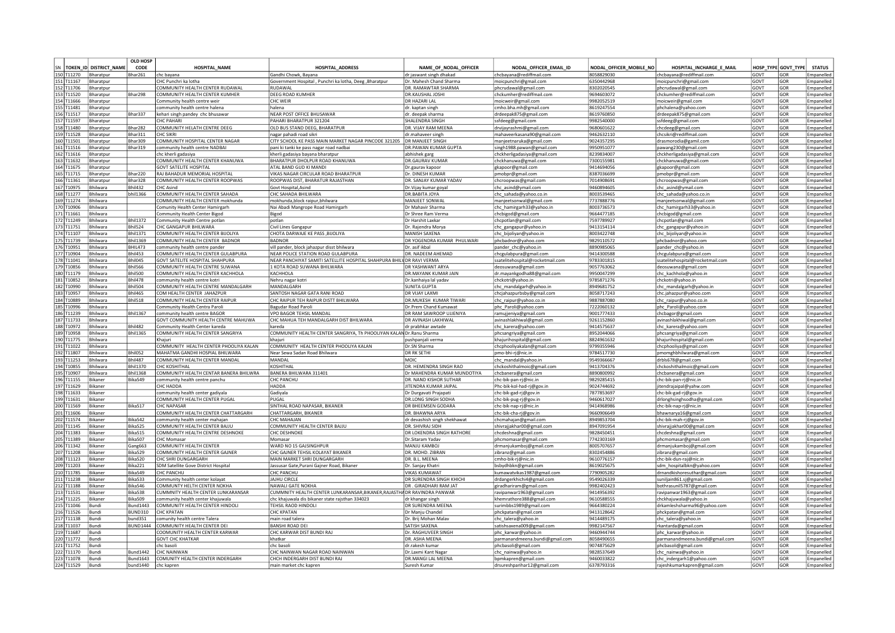| SN | TOKEN_ID | DISTRICT_NAME | OLD HOSP CODE | HOSPITAL_NAME | HOSPITAL_ADDRESS | NAME_OF_NODAL_OFFICER | NODAL_OFFICER_EMAIL_ID | NODAL_OFFICER_MOBILE_NO | HOSPITAL_INCHARGE_E_MAIL | HOSP_TYPE | GOVT_TYPE | STATUS |
|---|---|---|---|---|---|---|---|---|---|---|---|---|
| 150 | T11270 | Bharatpur | Bhar261 | chc bayana | Gandhi Chowk, Bayana | dr jaswant singh dhakad | chcbayana@rediffmail.com | 8058829030 | chcbayana@rediffmail.com | GOVT | GOR | Empanelled |
| 151 | T11167 | Bharatpur | | CHC Punchri ka lotha | Government Hospital , Punchri ka lotha, Deeg ,Bharatpur | Dr. Mahesh Chand Sharma | moicpunchri@gmail.com | 6350442968 | moicpunchri@gmail.com | GOVT | GOR | Empanelled |
| 152 | T11706 | Bharatpur | | COMMUNITY HEALTH CENTER RUDAWAL | RUDAWAL | DR. RAMAWTAR SHARMA | phcrudawal@gmail.com | 8302020545 | phcrudawal@gmail.com | GOVT | GOR | Empanelled |
| 153 | T11520 | Bharatpur | Bhar298 | COMMUNITY HEALTH CENTER KUMHER | DEEG ROAD KUMHER | DR.KAUSHAL JOSHI | chckumher@rediffmail.com | 9694603072 | chckumher@rediffmail.com | GOVT | GOR | Empanelled |
| 154 | T11666 | Bharatpur | | Community health centre weir | CHC WEIR | DR HAZARI LAL | moicweir@gmail.com | 9982052519 | moicweir@gmail.com | GOVT | GOR | Empanelled |
| 155 | T11481 | Bharatpur | | community health centre halena | halena | dr. kaptan singh | cmho.bha.mh@gmail.com | 8619247554 | phchalena@yahoo.com | GOVT | GOR | Empanelled |
| 156 | T11517 | Bharatpur | Bhar337 | kehari singh pandey chc bhusawar | NEAR POST OFFICE BHUSAWAR | dr. deepak sharma | drdeepak875@gmail.com | 8619760850 | drdeepak875@gmail.com | GOVT | GOR | Empanelled |
| 157 | T11597 | Bharatpur | | CHC PAHARI | PAHARI BHARATPUR 321204 | SHALENDRA SINGH | ssfdeeg@gmail.com | 9982540000 | ssfdeeg@gmail.com | GOVT | GOR | Empanelled |
| 158 | T11480 | Bharatpur | Bhar282 | COMMUNITY HELATH CENTRE DEEG | OLD BUS STAND DEEG, BHARATPUR | DR. VIJAY RAM MEENA | drvijayrashmi@gmail.com | 9680601622 | chcdeeg@gmail.com | GOVT | GOR | Empanelled |
| 159 | T11528 | Bharatpur | Bhar311 | CHC SIKRI | nagar pahadi road sikri | dr.mahaveer singh | mahaveerkasana90@gmail.com | 9462632110 | chcsikri@rediffmail.com | GOVT | GOR | Empanelled |
| 160 | T11501 | Bharatpur | Bhar309 | COMMUNITY HOSPITAL CENTER NAGAR | CITY SCHOOL KE PASS MAIN MARKET NAGAR PINCODE 321205 | DR MANJEET SINGH | manjeetnaruka@gmail.com | 9024357295 | drasmorodia@gamil.com | GOVT | GOR | Empanelled |
| 161 | T11516 | Bharatpur | Bhar319 | community health centre NADBAI | pani ki tanki ke pass nagar road nadbai | DR.PAWAN KUMAR GUPTA | singh1988.pawan@gmail.com | 9950951077 | pawang230@gmail.com | GOVT | GOR | Empanelled |
| 162 | T11616 | Bharatpur | | chc kherli gadasiya | kherli gadasiya bayana bharatpur | abhishek garg | chckherligadasiya@gmail.com | 8239834007 | chckherligadasiya@gmail.com | GOVT | GOR | Empanelled |
| 163 | T11632 | Bharatpur | | COMMUNITY HEALTH CENTER KHANUWA | BHARATPUR DHOLPUR ROAD KHANUWA | DR.GAURAV KUMAR | chckhanuwa@gmail.com | 7300155981 | chckhanuwa@gmail.com | GOVT | GOR | Empanelled |
| 164 | T11675 | Bharatpur | | GOVT SATELITE HOSPITAL | ATAL BAND GUD KI MANDI | Dr.gaurav kapoor | gkapoor@gmail.com | 9414694056 | gkapoor@gmail.com | GOVT | GOR | Empanelled |
| 165 | T11715 | Bharatpur | Bhar220 | RAJ BAHADUR MEMORIAL HOSPITAL | VIKAS NAGAR CIRCULAR ROAD BHARATPUR | Dr. DINESH KUMAR | pmobpr@gmail.com | 8387036699 | pmobpr@gmail.com | GOVT | GOR | Empanelled |
| 166 | T11361 | Bharatpur | Bhar328 | COMMUNITY HEALTH CENTER ROOPWAS | ROOPWAS DIST, BHARATUR RAJASTHAN | DR. SANJAY KUMAR YADAV | chcroopwas@gmail.com | 7014908691 | chcroopwas@gmail.com | GOVT | GOR | Empanelled |
| 167 | T10975 | Bhilwara | Bhil432 | CHC Asind | Govt Hospital,Asind | Dr.Vijay kumar goyal | chc_asind@ymail.com | 9460894605 | chc_asind@ymail.com | GOVT | GOR | Empanelled |
| 168 | T11277 | Bhilwara | bhil1366 | COMMUNITY HEALTH CENTER SAHADA | CHC SAHADA BHILWARA | DR.BABITA JOYA | chc_sahada@yahoo.co.in | 8003539465 | chc_sahada@yahoo.co.in | GOVT | GOR | Empanelled |
| 169 | T11274 | Bhilwara | | COMMUNITY HEALTH CENTER mokhunda | mokhunda,block raipur,bhilwara | MANJEET SONWAL | manjeetsonwal@gmail.com | 7737888776 | manjeetsonwal@gmail.com | GOVT | GOR | Empanelled |
| 170 | T10906 | Bhilwara | | Comunity Health Center Hamirgarh | Nai Abadi Mangrope Road Hamirgarh | Dr Mahavir Sharma | chc_hamirgarh33@yahoo.in | 8003736573 | chc_hamirgarh33@yahoo.in | GOVT | GOR | Empanelled |
| 171 | T11661 | Bhilwara | | Community Health Center Bigod | Bigod | Dr Shree Ram Verma | chcbigod@gmail.com | 9664477185 | chcbigod@gmail.com | GOVT | GOR | Empanelled |
| 172 | T11249 | Bhilwara | Bhil1372 | Community Health Centre potlan | potlan | Dr Harshit Laxkar | chcpotlan@gmail.com | 7597789927 | chcpotlan@gmail.com | GOVT | GOR | Empanelled |
| 173 | T11751 | Bhilwara | Bhil524 | CHC GANGAPUR BHILWARA | Civil Lines Gangapur | Dr. Rajendra Morya | chc_gangapur@yahoo.in | 9413154114 | chc_gangapur@yahoo.in | GOVT | GOR | Empanelled |
| 174 | T11107 | Bhilwara | Bhil1371 | COMMUNITY HEALTH CENTRE BIJOLIYA | CHOTA DARWAJE KE PASS ,BIJOLIYA | MANISH SAXENA | chc_bijoliyan@yahoo.in | 8003422748 | chc_bijoliyan@yahoo.in | GOVT | GOR | Empanelled |
| 175 | T11739 | Bhilwara | Bhil1369 | COMMUNITY HEALTH CENTER BADNOR | BADNOR | DR YOGENDRA KUMAR PHULWARI | phcbadnor@yahoo.com | 9829110572 | phcbadnor@yahoo.com | GOVT | GOR | Empanelled |
| 176 | T10951 | Bhilwara | BHIL473 | community health centre pander | vill pander, block jahazpur disst bhilwara | Dr. asif ikbal | pander_chc@yahoo.in | 8890985065 | pander_chc@yahoo.in | GOVT | GOR | Empanelled |
| 177 | T10904 | Bhilwara | Bhil453 | COMMUNITY HEALTH CENTER GULABPURA | NEAR POLICE STATION ROAD GULABPURA | DR. NADEEM AHEMAD | chcgulabpura@gmail.com | 9414300588 | chcgulabpura@gmail.com | GOVT | GOR | Empanelled |
| 178 | T11041 | Bhilwara | Bhil045 | GOVT SATELITE HOSPITAL SHAHPURA | NEAR PANCHIYAT SAMITI SATELLITE HOSPITAL SHAHPURA BHILWARA | DR RAVI VERMA | ssatelitehospital@rocketmail.com | 9783301815 | ssatelitehospital@rocketmail.com | GOVT | GOR | Empanelled |
| 179 | T10856 | Bhilwara | Bhil566 | COMMUNITY HEALTH CENTRE SUWANA | 1 KOTA ROAD SUWANA BHILWARA | DR YASHWANT ARYA | deosuwana@gmail.com | 9057763062 | deosuwana@gmail.com | GOVT | GOR | Empanelled |
| 180 | T11179 | Bhilwara | Bhil500 | COMMUNITY HEALTH CENTER KACHHOLA | KACHHOLA | DR.MAYANK KUMAR JAIN | dr.mayankgodha88@gmail.com | 9950047299 | chc_kachhola@yahoo.in | GOVT | GOR | Empanelled |
| 181 | T10852 | Bhilwara | Bhil478 | community health centre kotri | Nehru nagar kotri | Dr.kanhaiya lal yadav | chckotri@yahoo.in | 9785871276 | chckotri@yahoo.in | GOVT | GOR | Empanelled |
| 182 | T10990 | Bhilwara | Bhil504 | COMMUNITY HEALTH CENTRE MANDALGARH | MANDALGARH | SUNITA GUPTA | chc_mandalgarh@yahoo.in | 8949681752 | chc_mandalgarh@yahoo.in | GOVT | GOR | Empanelled |
| 183 | T10957 | Bhilwara | Bhil465 | COM HEALTH CENTER JAHAZPUR | SANTOSH NAGAR GATA RANI ROAD | DR VIJAY LAXMI | chcjahazpurbsby@gmail.com | 8058717243 | chc.jahazpur@yahoo.com | GOVT | GOR | Empanelled |
| 184 | T10889 | Bhilwara | Bhil518 | COMMUNITY HEALTH CENTRE RAIPUR | CHC RAIPUR TEH RAIPUR DISTT BHILWARA | DR.MUKESH KUMAR TIWARI | chc_raipur@yahoo.co.in | 9887887080 | chc_raipur@yahoo.co.in | GOVT | GOR | Empanelled |
| 185 | T10996 | Bhilwara | | Community Health Centra Paroli | Bagudar Road Paroli | Dr.Prem Chand Kumawat | phc_Paroli@yahoo.com | 7222060132 | phc_Paroli@yahoo.com | GOVT | GOR | Empanelled |
| 186 | T11239 | Bhilwara | Bhil1367 | community health centre BAGOR | VPO BAGOR TEHSIL MANDAL | DR RAM SAWROOP UJJENIYA | ramujjeniya@gmail.com | 9001777433 | chcbagor@gmail.com | GOVT | GOR | Empanelled |
| 187 | T11733 | Bhilwara | | GOVT COMMUNITY HEALTH CENTRE MAHUWA | CHC MAHUA TEH MANDALGARH DIST BHILWARA | DR AVINASH LAKHIWAL | avinashlakhiwal@gmail.com | 9261152860 | avinashlakhiwal@gmail.com | GOVT | GOR | Empanelled |
| 188 | T10972 | Bhilwara | Bhil482 | Community Health Center kareda | kareda | dr prabhkar awtade | chc_karera@yahoo.com | 9414575637 | chc_karera@yahoo.com | GOVT | GOR | Empanelled |
| 189 | T10958 | Bhilwara | Bhil1365 | COMMUNITY HEALTH CENTER SANGRIYA | COMMUNITY HEALTH CENTER SANGRIYA, Th PHOOLIYAN KALAN | Dr.Ranu Sharma | phcsangriya@gmail.com | 8952004066 | phcsangriya@gmail.com | GOVT | GOR | Empanelled |
| 190 | T11775 | Bhilwara | | Khajuri | khajuri | pushpanjali verma | khajurihospital@gmail.com | 8824961632 | khajurihospital@gmail.com | GOVT | GOR | Empanelled |
| 191 | T11022 | Bhilwara | | COMMUNITY HEALTH CENTER PHOOLIYA KALAN | COMMUNITY HEALTH CENTER PHOOLIYA KALAN | Dr.SN Sharma | chcphooliyakalan@gmail.com | 9799355946 | chcphooliya@gmail.com | GOVT | GOR | Empanelled |
| 192 | T11807 | Bhilwara | Bhil052 | MAHATMA GANDHI HOSPIAL BHILWARA | Near Sewa Sadan Road Bhilwara | DR RK SETHI | pmo-bhi-rj@nic.in | 9784517730 | pmomghbhilwara@gmail.com | GOVT | GOR | Empanelled |
| 193 | T11253 | Bhilwara | Bhil487 | COMMUNITY HEALTH CENTER MANDAL | MANDAL | MOIC | chc_mandal@yahoo.in | 9549366667 | drbls678@gmail.com | GOVT | GOR | Empanelled |
| 194 | T10855 | Bhilwara | Bhil1370 | CHC KOSHITHAL | KOSHITHAL | DR. HEMENDRA SINGH RAO | chckoshithalmoic@gmail.com | 9413704376 | chckoshithalmoic@gmail.com | GOVT | GOR | Empanelled |
| 195 | T10907 | Bhilwara | Bhil1368 | COMMUNITY HEALTH CENTAR BANERA BHILWRA | BANERA BHILWARA 311401 | Dr MAHENDRA KUMAR MUNDOTIYA | chcbanera@gmail.com | 8890800992 | chcbanera@gmail.com | GOVT | GOR | Empanelled |
| 196 | T11155 | Bikaner | Bika549 | community health centre panchu | CHC PANCHU | DR. NAND KISHOR SUTHAR | chc-bik-pan-rj@nic.in | 9829285415 | chc-bik-pan-rj@nic.in | GOVT | GOR | Empanelled |
| 197 | T11629 | Bikaner | | CHC HADDA | HADDA | JITENDRA KUMAR JAIPAL | Phc-bik-kol-had-rj@gov.in | 9024744692 | jitendrajaipal@yahw.com | GOVT | GOR | Empanelled |
| 198 | T11633 | Bikaner | | community health center gadiyala | Gadiyala | Dr Durgavati Prajapati | chc-bik-gad-rj@gov.in | 7877853697 | chc-bik-gad-rj@gov.in | GOVT | GOR | Empanelled |
| 199 | T11631 | Bikaner | | COMMUNITY HEALTH CENTER PUGAL | PUGAL | DR.LONG SINGH SODHA | chc-bik-pug-rj@gov.in | 9460617027 | drlongsinghsodha@gmail.com | GOVT | GOR | Empanelled |
| 200 | T11569 | Bikaner | Bika517 | CHC NAPASAR | SINTHAL ROAD NAPASAR, BIKANER | DR BHEEMSEN GODARA | chc-bik-nap-rj@nic.in | 9414968986 | chc-bik-nap-rj@nic.in | GOVT | GOR | Empanelled |
| 201 | T11606 | Bikaner | | COMMUNITY HEALTH CENTER CHATTARGARH | CHATTARGARH, BIKANER | DR. BHAWNA ARYA | chc-bik-cha-rj@gov.in | 9660906649 | bhawnarya16@gmail.com | GOVT | GOR | Empanelled |
| 202 | T11574 | Bikaner | Bika542 | community health center mahajan | CHC MAHAJAN | dr devashish singh shekhawat | chcmahajan@gmail.com | 8949853704 | chc-bik-mah-rj@gov.in | GOVT | GOR | Empanelled |
| 203 | T11145 | Bikaner | Bika525 | COMMUNITY HEALTH CENTER BAJJU | COMMUNITY HEALTH CENTER BAJJU | DR. SHIVRAJ SIDH | shivrajjakhar00@gmail.com | 8947091954 | shivrajjakhar00@gmail.com | GOVT | GOR | Empanelled |
| 204 | T11383 | Bikaner | Bika515 | COMMUNITY HEALTH CENTRE DESHNOKE | CHC DESHNOKE | DR LOKENDRA SINGH RATHORE | chcdeshna@gmail.com | 9828450451 | chcdeshna@gmail.com | GOVT | GOR | Empanelled |
| 205 | T11389 | Bikaner | Bika507 | CHC Momasar | Momasar | Dr.Sitaram Yadav | phcmomasar@gmail.com | 7742303169 | phcmomasar@gmail.com | GOVT | GOR | Empanelled |
| 206 | T11342 | Bikaner | Gang663 | COMMUNITY HEALTH CENTER | WARD NO 15 GAJSINGHPUR | MANJU KAMBOJ | drmanjukamboj@gmail.com | 8005707657 | drmanjukamboj@gmail.com | GOVT | GOR | Empanelled |
| 207 | T11208 | Bikaner | Bika529 | COMMUNITY HEALTH CENTER GAJNER | CHC GAJNER TEHSIL KOLAYAT BIKANER | DR. MOHD. ZIBRAN | zibranz@gmail.com | 8302454886 | zibranz@gmail.com | GOVT | GOR | Empanelled |
| 208 | T11123 | Bikaner | Bika520 | CHC SHRI DUNGARGARH | MAIN MARKET SHRI DUNGARGARH | DR. B.L. MEENA | cmho-bik-rj@nic.in | 9610776157 | chc-bik-dun-raj@nic.in | GOVT | GOR | Empanelled |
| 209 | T11203 | Bikaner | Bika221 | SDM Satellite Gove District Hospital | Jassusar Gate,Purani Gajner Road, Bikaner | Dr. Sanjay Khatri | bsbydhbkn@gmail.com | 8619025675 | sdm_hospitalbkn@yahoo.com | GOVT | GOR | Empanelled |
| 210 | T11785 | Bikaner | Bika549 | CHC PANCHU | CHC PANCHU | VIKAS KUMAWAT | kumawatvikas1987@gmail.com | 7790905282 | drnandkishoresuthar@gmail.com | GOVT | GOR | Empanelled |
| 211 | T11238 | Bikaner | Bika533 | Community health center kolayat | JAJHU CIRCLE | DR SURENDRA SINGH KHICHI | drdangerkhichi4@gmail.com | 9549026339 | sunitajain861.sj@gmail.com | GOVT | GOR | Empanelled |
| 212 | T11188 | Bikaner | Bika546 | COMMUNTY HELTH CENTER NOKHA | NAWALI GATE NOKHA | DR . GIRADHARI RAM JAT | giradhariram@gmail.com | 9982402423 | bothrasunil5787@gmail.com | GOVT | GOR | Empanelled |
| 213 | T11531 | Bikaner | Bika538 | CUMMNITY HEALTH CENTER LUNKARANSAR | CUMMNITY HEALTH CENTER LUNKARANSAR,BIKANER,RAJASTHAN | DR RAVINDRA PANWAR | ravipanwar1963@gmail.com | 9414956392 | ravipanwar1963@gmail.com | GOVT | GOR | Empanelled |
| 214 | T11225 | Bikaner | Bika509 | community health center khajuwala | chc khajuwala dis bikaner state rajsthan 334023 | dr khangar singh | khemrathore388@gmail.com | 9610588555 | chckhajuwala@yahoo.in | GOVT | GOR | Empanelled |
| 215 | T11046 | Bundi | Bund1443 | COMMUNITY HEALTH CENTER HINDOLI | TEHSIL RAOD HINDOLI | DR SURENDRA MEENA | surimbbs1989@gmail.com | 9664380224 | drkamleshsharma96@yahoo.com | GOVT | GOR | Empanelled |
| 216 | T11526 | Bundi | BUND310 | CHC KPATAN | CHC KPATAN | Dr Manju Chandel | phckpatan@gmail.com | 9413128642 | phckpatan@gmail.com | GOVT | GOR | Empanelled |
| 217 | T11138 | Bundi | bund351 | comunity health centre Talera | main road talera | Dr. Brij Mohan Malav | chc_talera@yahoo.in | 9414489175 | chc_talera@yahoo.in | GOVT | GOR | Empanelled |
| 218 | T11037 | Bundi | BUND1444 | COMMUNITY HEALTH CENTER DEI | BANSHI ROAD DEI | SATISH SAXENA | satishsaxena009@gmail.com | 9982147567 | rkantarda@gmail.com | GOVT | GOR | Empanelled |
| 219 | T11687 | Bundi | | COOMUNITY HEALTH CENTER KARWAR | CHC KARWAR DIST BUNDI RAJ | Dr. RAGHUVEER SINGH | phc_karwar@yahoo.in | 9460944744 | phc_karwar@yahoo.in | GOVT | GOR | Empanelled |
| 220 | T11772 | Bundi | | GOVT CHC KHATKAR | khatkar | DR. ASHA MEENA | parmanandmeena.bundi@gmail.com | 8058490655 | parmanandmeena.bundi@gmail.com | GOVT | GOR | Empanelled |
| 221 | T11752 | Bundi | | chc basoli | chc basoli | dr.rakesh kumar | phcbasoli@gmail.com | 9074875629 | phcbasoli@gmail.com | GOVT | GOR | Empanelled |
| 222 | T11170 | Bundi | Bund1442 | CHC NAINWAN | CHC NAINWAN NAGAR ROAD NAINWAN | Dr.Laxmi Kant Nagar | chc_nainwa@yahoo.in | 9828537649 | chc_nainwa@yahoo.in | GOVT | GOR | Empanelled |
| 223 | T11078 | Bundi | Bund1643 | COMMUNITY HEALTH CENTER INDERGARH | CHCH INDERGARH DIST BUNDI RAJ | DR.MANGI LAL MEENA | bpmkapren@gmail.com | 9460033822 | chc_indergarh1@yahoo.com | GOVT | GOR | Empanelled |
| 224 | T11529 | Bundi | bund1440 | chc kapren | main market chc kapren | Suresh Kumar | drsureshpanhar12@gmail.com | 6378793316 | rajeshkumarkapren@gmail.com | GOVT | GOR | Empanelled |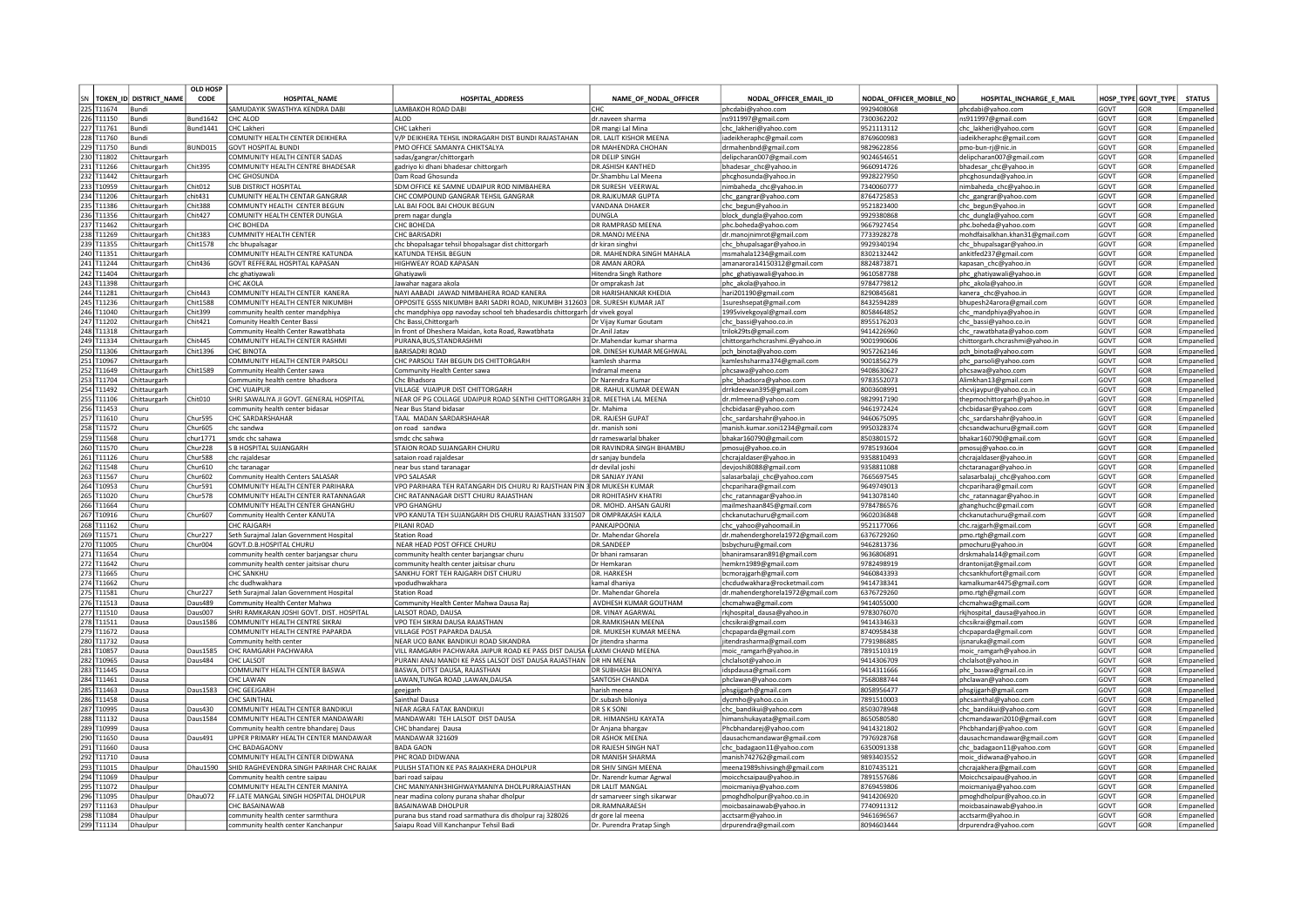| SN | TOKEN_ID | DISTRICT_NAME | OLD HOSP CODE | HOSPITAL_NAME | HOSPITAL_ADDRESS | NAME_OF_NODAL_OFFICER | NODAL_OFFICER_EMAIL_ID | NODAL_OFFICER_MOBILE_NO | HOSPITAL_INCHARGE_E_MAIL | HOSP_TYPE | GOVT_TYPE | STATUS |
|---|---|---|---|---|---|---|---|---|---|---|---|---|
| 225 | T11674 | Bundi | | SAMUDAYIK SWASTHYA KENDRA DABI | LAMBAKOH ROAD DABI | CHC | phcdabi@yahoo.com | 9929408068 | phcdabi@yahoo.com | GOVT | GOR | Empanelled |
| 226 | T11150 | Bundi | Bund1642 | CHC ALOD | ALOD | dr.naveen sharma | ns911997@gmail.com | 7300362202 | ns911997@gmail.com | GOVT | GOR | Empanelled |
| 227 | T11761 | Bundi | Bund1441 | CHC Lakheri | CHC Lakheri | DR mangi Lal Mina | chc_lakheri@yahoo.com | 9521113112 | chc_lakheri@yahoo.com | GOVT | GOR | Empanelled |
| 228 | T11760 | Bundi | | COMUNITY HEALTH CENTER DEIKHERA | V/P DEIKHERA TEHSIL INDRAGARH DIST BUNDI RAJASTHAN | DR. LALIT KISHOR MEENA | iadeikheraphc@gmail.com | 8769600983 | iadeikheraphc@gmail.com | GOVT | GOR | Empanelled |
| 229 | T11750 | Bundi | BUND015 | GOVT HOSPITAL BUNDI | PMO OFFICE SAMANYA CHIKTSALYA | DR MAHENDRA CHOHAN | drmahenbnd@gmail.com | 9829622856 | pmo-bun-rj@nic.in | GOVT | GOR | Empanelled |
| 230 | T11802 | Chittaurgarh | | COMMUNITY HEALTH CENTER SADAS | sadas/gangrar/chittorgarh | DR DELIP SINGH | delipcharan007@gmail.com | 9024654651 | delipcharan007@gmail.com | GOVT | GOR | Empanelled |
| 231 | T11266 | Chittaurgarh | Chit395 | COMMUNITY HEALTH CENTRE BHADESAR | gadriyo ki dhani bhadesar chittorgarh | DR.ASHISH KANTHED | bhadesar_chc@yahoo.in | 9660914726 | bhadesar_chc@yahoo.in | GOVT | GOR | Empanelled |
| 232 | T11442 | Chittaurgarh | | CHC GHOSUNDA | Dam Road Ghosunda | Dr.Shambhu Lal Meena | phcghosunda@yahoo.in | 9928227950 | phcghosunda@yahoo.in | GOVT | GOR | Empanelled |
| 233 | T10959 | Chittaurgarh | Chit012 | SUB DISTRICT HOSPITAL | SDM OFFICE KE SAMNE UDAIPUR ROD NIMBAHERA | DR SURESH VEERWAL | nimbaheda_chc@yahoo.in | 7340060777 | nimbaheda_chc@yahoo.in | GOVT | GOR | Empanelled |
| 234 | T11206 | Chittaurgarh | chit431 | CUMUNITY HEALTH CENTAR GANGRAR | CHC COMPOUND GANGRAR TEHSIL GANGRAR | DR.RAJKUMAR GUPTA | chc_gangrar@yahoo.com | 8764725853 | chc_gangrar@yahoo.com | GOVT | GOR | Empanelled |
| 235 | T11386 | Chittaurgarh | Chit388 | COMMUNITY HEALTH CENTER BEGUN | LAL BAI FOOL BAI CHOUK BEGUN | VANDANA DHAKER | chc_begun@yahoo.in | 9521823400 | chc_begun@yahoo.in | GOVT | GOR | Empanelled |
| 236 | T11356 | Chittaurgarh | Chit427 | COMUNITY HEALTH CENTER DUNGLA | prem nagar dungla | DUNGLA | block_dungla@yahoo.com | 9929380868 | chc_dungla@yahoo.com | GOVT | GOR | Empanelled |
| 237 | T11462 | Chittaurgarh | | CHC BOHEDA | CHC BOHEDA | DR RAMPRASD MEENA | phc.boheda@yahoo.com | 9667927454 | phc.boheda@yahoo.com | GOVT | GOR | Empanelled |
| 238 | T11269 | Chittaurgarh | Chit383 | CUMMNITY HEALTH CENTER | CHC BARISADRI | DR.MANOJ MEENA | dr.manojnimrot@gmail.com | 7733928278 | mohdfaisalkhan.khan31@gmail.com | GOVT | GOR | Empanelled |
| 239 | T11355 | Chittaurgarh | Chit1578 | chc bhupalsagar | chc bhopalsagar tehsil bhopalsagar dist chittorgarh | dr kiran singhvi | chc_bhupalsagar@yahoo.in | 9929340194 | chc_bhupalsagar@yahoo.in | GOVT | GOR | Empanelled |
| 240 | T11351 | Chittaurgarh | | COMMUNITY HEALTH CENTRE KATUNDA | KATUNDA TEHSIL BEGUN | DR. MAHENDRA SINGH MAHALA | msmahala1234@gmail.com | 8302132442 | ankitfed237@gmail.com | GOVT | GOR | Empanelled |
| 241 | T11244 | Chittaurgarh | Chit436 | GOVT REFFERAL HOSPITAL KAPASAN | HIGHWEAY ROAD KAPASAN | DR AMAN ARORA | amanarora14150312@gmail.com | 8824873871 | kapasan_chc@yahoo.in | GOVT | GOR | Empanelled |
| 242 | T11404 | Chittaurgarh | | chc ghatiyawali | Ghatiyawli | Hitendra Singh Rathore | phc_ghatiyawali@yahoo.in | 9610587788 | phc_ghatiyawali@yahoo.in | GOVT | GOR | Empanelled |
| 243 | T11398 | Chittaurgarh | | CHC AKOLA | Jawahar nagara akola | Dr omprakash Jat | phc_akola@yahoo.in | 9784779812 | phc_akola@yahoo.in | GOVT | GOR | Empanelled |
| 244 | T11281 | Chittaurgarh | Chit443 | COMMUNITY HEALTH CENTER KANERA | NAYI AABADI JAWAD NIMBAHERA ROAD KANERA | DR HARISHANKAR KHEDIA | hari201190@gmail.com | 8290845681 | kanera_chc@yahoo.in | GOVT | GOR | Empanelled |
| 245 | T11236 | Chittaurgarh | Chit1588 | COMMUNITY HEALTH CENTER NIKUMBH | OPPOSITE GSSS NIKUMBH BARI SADRI ROAD, NIKUMBH 312603 | DR. SURESH KUMAR JAT | 1sureshsepat@gmail.com | 8432594289 | bhupesh24arora@gmail.com | GOVT | GOR | Empanelled |
| 246 | T11040 | Chittaurgarh | Chit399 | community health center mandphiya | chc mandphiya opp navoday school teh bhadesardis chittorgarh | dr vivek goyal | 1995vivekgoyal@gmail.com | 8058464852 | chc_mandphiya@yahoo.in | GOVT | GOR | Empanelled |
| 247 | T11202 | Chittaurgarh | Chit421 | Comunity Health Center Bassi | Chc Bassi,Chittorgarh | Dr Vijay Kumar Goutam | chc_bassi@yahoo.co.in | 8955176203 | chc_bassi@yahoo.co.in | GOVT | GOR | Empanelled |
| 248 | T11318 | Chittaurgarh | | Community Health Center Rawatbhata | In front of Dheshera Maidan, kota Road, Rawatbhata | Dr.Anil Jatav | trilok29ts@gmail.com | 9414226960 | chc_rawatbhata@yahoo.com | GOVT | GOR | Empanelled |
| 249 | T11334 | Chittaurgarh | Chit445 | COMMUNITY HEALTH CENTER RASHMI | PURANA,BUS,STANDRASHMI | Dr.Mahendar kumar sharma | chittorgarhchcrashmi.@yahoo.in | 9001990606 | chittorgarh.chcrashmi@yahoo.in | GOVT | GOR | Empanelled |
| 250 | T11306 | Chittaurgarh | Chit1396 | CHC BINOTA | BARISADRI ROAD | DR. DINESH KUMAR MEGHWAL | pch_binota@yahoo.com | 9057262146 | pch_binota@yahoo.com | GOVT | GOR | Empanelled |
| 251 | T10967 | Chittaurgarh | | COMMUNITY HEALTH CENTER PARSOLI | CHC PARSOLI TAH BEGUN DIS CHITTORGARH | kamlesh sharma | kamleshsharma374@gmail.com | 9001856279 | phc_parsoli@yahoo.com | GOVT | GOR | Empanelled |
| 252 | T11649 | Chittaurgarh | Chit1589 | Community Health Center sawa | Community Health Center sawa | Indramal meena | phcsawa@yahoo.com | 9408630627 | phcsawa@yahoo.com | GOVT | GOR | Empanelled |
| 253 | T11704 | Chittaurgarh | | Community health centre bhadsora | Chc Bhadsora | Dr Narendra Kumar | phc_bhadsora@yahoo.com | 9783552073 | Alimkhan13@gmail.com | GOVT | GOR | Empanelled |
| 254 | T11492 | Chittaurgarh | | CHC VIJAIPUR | VILLAGE VIJAIPUR DIST CHITTORGARH | DR. RAHUL KUMAR DEEWAN | drrkdeewan395@gmail.com | 8003608991 | chcvijaypur@yahoo.co.in | GOVT | GOR | Empanelled |
| 255 | T11106 | Chittaurgarh | Chit010 | SHRI SAWALIYA JI GOVT. GENERAL HOSPITAL | NEAR OF PG COLLAGE UDAIPUR ROAD SENTHI CHITTORGARH 31 | DR. MEETHA LAL MEENA | dr.mlmeena@yahoo.com | 9829917190 | thepmochittorgarh@yahoo.in | GOVT | GOR | Empanelled |
| 256 | T11453 | Churu | | community health center bidasar | Near Bus Stand bidasar | Dr. Mahima | chcbidasar@yahoo.com | 9461972424 | chcbidasar@yahoo.com | GOVT | GOR | Empanelled |
| 257 | T11610 | Churu | Chur595 | CHC SARDARSHAHAR | TAAL MADAN SARDARSHAHAR | DR. RAJESH GUPAT | chc_sardarshahr@yahoo.in | 9460675095 | chc_sardarshahr@yahoo.in | GOVT | GOR | Empanelled |
| 258 | T11572 | Churu | Chur605 | chc sandwa | on road sandwa | dr. manish soni | manish.kumar.soni1234@gmail.com | 9950328374 | chcsandwachuru@gmail.com | GOVT | GOR | Empanelled |
| 259 | T11568 | Churu | chur1771 | smdc chc sahwa | smdc chc sahwa | dr rameswarlal bhaker | bhakar160790@gmail.com | 8503801572 | bhakar160790@gmail.com | GOVT | GOR | Empanelled |
| 260 | T11570 | Churu | Chur228 | S B HOSPITAL SUJANGARH | STAION ROAD SUJANGARH CHURU | DR RAVINDRA SINGH BHAMBU | pmosuj@yahoo.co.in | 9785193604 | pmosuj@yahoo.co.in | GOVT | GOR | Empanelled |
| 261 | T11126 | Churu | Chur588 | chc rajaldesar | sataion road rajaldesar | dr sanjay bundela | chcrajaldaser@yahoo.in | 9358810493 | chcrajaldaser@yahoo.in | GOVT | GOR | Empanelled |
| 262 | T11548 | Churu | Chur610 | chc taranagar | near bus stand taranagar | dr devilal joshi | devjoshi8088@gmail.com | 9358811088 | chctaranagar@yahoo.in | GOVT | GOR | Empanelled |
| 263 | T11567 | Churu | Chur602 | Community Health Centers SALASAR | VPO SALASAR | DR SANJAY JYANI | salasarbalaji_chc@yahoo.com | 7665697545 | salasarbalaji_chc@yahoo.com | GOVT | GOR | Empanelled |
| 264 | T10953 | Churu | Chur591 | COMMUNITY HEALTH CENTRE PARIHARA | VPO PARIHARA TEH RATANGARH DIS CHURU RJ RAJSTHAN PIN 3 | DR MUKESH KUMAR | chcparihara@gmail.com | 9649749013 | chcparihara@gmail.com | GOVT | GOR | Empanelled |
| 265 | T11020 | Churu | Chur578 | COMMUNITY HEALTH CENTER RATANNAGAR | CHC RATANNAGAR DISTT CHURU RAJASTHAN | DR ROHITASHV KHATRI | chc_ratannagar@yahoo.in | 9413078140 | chc_ratannagar@yahoo.in | GOVT | GOR | Empanelled |
| 266 | T11664 | Churu | | COMMUNITY HEALTH CENTER GHANGHU | VPO GHANGHU | DR. MOHD. AHSAN GAURI | mailmeshaan845@gmail.com | 9784786576 | ghanghuchc@gmail.com | GOVT | GOR | Empanelled |
| 267 | T10916 | Churu | Chur607 | Community Health Center KANUTA | VPO KANUTA TEH SUJANGARH DIS CHURU RAJASTHAN 331507 | DR OMPRAKASH KAJLA | chckanutachuru@gmail.com | 9602036848 | chckanutachuru@gmail.com | GOVT | GOR | Empanelled |
| 268 | T11162 | Churu | | CHC RAJGARH | PILANI ROAD | PANKAJPOONIA | chc_yahoo@yahoomail.in | 9521177066 | chc.rajgarh@gmail.com | GOVT | GOR | Empanelled |
| 269 | T11571 | Churu | Chur227 | Seth Surajmal Jalan Government Hospital | Station Road | Dr. Mahendar Ghorela | dr.mahenderghorela1972@gmail.com | 6376729260 | pmo.rtgh@gmail.com | GOVT | GOR | Empanelled |
| 270 | T11005 | Churu | Chur004 | GOVT.D.B.HOSPITAL CHURU | NEAR HEAD POST OFFICE CHURU | DR.SANDEEP | bsbychuru@gmail.com | 9462813736 | pmochuru@yahoo.in | GOVT | GOR | Empanelled |
| 271 | T11654 | Churu | | community health center barjangsar churu | community health center barjangsar churu | Dr bhani ramsaran | bhaniramsaran891@gmail.com | 9636806891 | drskmahala14@gmail.com | GOVT | GOR | Empanelled |
| 272 | T11642 | Churu | | community health center jaitsisar churu | community health center jaitsisar churu | Dr Hemkaran | hemkrn1989@gmail.com | 9782498919 | drantonijat@gmail.com | GOVT | GOR | Empanelled |
| 273 | T11665 | Churu | | CHC SANKHU | SANKHU FORT TEH RAJGARH DIST CHURU | DR. HARKESH | bcmorajgarh@gmail.com | 9460843393 | chcsankhufort@gmail.com | GOVT | GOR | Empanelled |
| 274 | T11662 | Churu | | chc dudhwakhara | vpodudhwakhara | kamal dhaniya | chcdudwakhara@rocketmail.com | 9414738341 | kamalkumar4475@gmail.com | GOVT | GOR | Empanelled |
| 275 | T11581 | Churu | Chur227 | Seth Surajmal Jalan Government Hospital | Station Road | Dr. Mahendar Ghorela | dr.mahenderghorela1972@gmail.com | 6376729260 | pmo.rtgh@gmail.com | GOVT | GOR | Empanelled |
| 276 | T11513 | Dausa | Daus489 | Community Health Center Mahwa | Community Health Center Mahwa Dausa Raj | AVDHESH KUMAR GOUTHAM | chcmahwa@gmail.com | 9414055000 | chcmahwa@gmail.com | GOVT | GOR | Empanelled |
| 277 | T11510 | Dausa | Daus007 | SHRI RAMKARAN JOSHI GOVT. DIST. HOSPITAL | LALSOT ROAD, DAUSA | DR. VINAY AGARWAL | rkjhospital_dausa@yahoo.in | 9783076070 | rkjhospital_dausa@yahoo.in | GOVT | GOR | Empanelled |
| 278 | T11511 | Dausa | Daus1586 | COMMUNITY HEALTH CENTRE SIKRAI | VPO TEH SIKRAI DAUSA RAJASTHAN | DR.RAMKISHAN MEENA | chcsikrai@gmail.com | 9414334633 | chcsikrai@gmail.com | GOVT | GOR | Empanelled |
| 279 | T11672 | Dausa | | COMMUNITY HEALTH CENTRE PAPARDA | VILLAGE POST PAPARDA DAUSA | DR. MUKESH KUMAR MEENA | chcpaparda@gmail.com | 8740958438 | chcpaparda@gmail.com | GOVT | GOR | Empanelled |
| 280 | T11732 | Dausa | | Community helth center | NEAR UCO BANK BANDIKUI ROAD SIKANDRA | Dr jitendra sharma | jitendrasharma@gmail.com | 7791986885 | ijsnaruka@gmail.com | GOVT | GOR | Empanelled |
| 281 | T10857 | Dausa | Daus1585 | CHC RAMGARH PACHWARA | VILL RAMGARH PACHWARA JAIPUR ROAD KE PASS DIST DAUSA I | LAXMI CHAND MEENA | moic_ramgarh@yahoo.in | 7891510319 | moic_ramgarh@yahoo.in | GOVT | GOR | Empanelled |
| 282 | T10965 | Dausa | Daus484 | CHC LALSOT | PURANI ANAJ MANDI KE PASS LALSOT DIST DAUSA RAJASTHAN | DR HN MEENA | chclalsot@yahoo.in | 9414306709 | chclalsot@yahoo.in | GOVT | GOR | Empanelled |
| 283 | T11445 | Dausa | | COMMUNITY HEALTH CENTER BASWA | BASWA, DITST DAUSA, RAJASTHAN | DR SUBHASH BILONIYA | idspdausa@gmail.com | 9414311666 | phc_baswa@gmail.co.in | GOVT | GOR | Empanelled |
| 284 | T11461 | Dausa | | CHC LAWAN | LAWAN,TUNGA ROAD ,LAWAN,DAUSA | SANTOSH CHANDA | phclawan@yahoo.com | 7568088744 | phclawan@yahoo.com | GOVT | GOR | Empanelled |
| 285 | T11463 | Dausa | Daus1583 | CHC GEEJGARH | geejgarh | harish meena | phsgijgarh@gmail.com | 8058956477 | phsgijgarh@gmail.com | GOVT | GOR | Empanelled |
| 286 | T11458 | Dausa | | CHC SAINTHAL | Sainthal Dausa | Dr.subash biloniya | dycmho@yahoo.co.in | 7891510003 | phcsainthal@yahoo.com | GOVT | GOR | Empanelled |
| 287 | T10995 | Dausa | Daus430 | COMMUNITY HEALTH CENTER BANDIKUI | NEAR AGRA FATAK BANDIKUI | DR S K SONI | chc_bandikui@yahoo.com | 8503078948 | chc_bandikui@yahoo.com | GOVT | GOR | Empanelled |
| 288 | T11132 | Dausa | Daus1584 | COMMUNITY HEALTH CENTER MANDAWARI | MANDAWARI TEH LALSOT DIST DAUSA | DR. HIMANSHU KAYATA | himanshukayata@gmail.com | 8650580580 | chcmandawari2010@gmail.com | GOVT | GOR | Empanelled |
| 289 | T10999 | Dausa | | Community health centre bhandarej Daus | CHC bhandarej Dausa | Dr Anjana bhargav | Phcbhandarej@yahoo.com | 9414321802 | Phcbhandarej@yahoo.com | GOVT | GOR | Empanelled |
| 290 | T11650 | Dausa | Daus491 | UPPER PRIMARY HEALTH CENTER MANDAWAR | MANDAWAR 321609 | DR ASHOK MEENA | dausachcmandawar@gmail.com | 7976928768 | dausachcmandawar@gmail.com | GOVT | GOR | Empanelled |
| 291 | T11660 | Dausa | | CHC BADAGAONV | BADA GAON | DR RAJESH SINGH NAT | chc_badagaon11@yahoo.com | 6350091338 | chc_badagaon11@yahoo.com | GOVT | GOR | Empanelled |
| 292 | T11710 | Dausa | | COMMUNITY HEALTH CENTER DIDWANA | PHC ROAD DIDWANA | DR MANISH SHARMA | manish742762@gmail.com | 9893403552 | moic_didwana@yahoo.in | GOVT | GOR | Empanelled |
| 293 | T11015 | Dhaulpur | Dhau1590 | SHID RAGHEVENDRA SINGH PARIHAR CHC RAJAK | PULISH STATION KE PAS RAJAKHERA DHOLPUR | DR SHIV SINGH MEENA | meena1989shivsingh@gmail.com | 8107435121 | chcrajakhera@gmail.com | GOVT | GOR | Empanelled |
| 294 | T11069 | Dhaulpur | | Community health centre saipau | bari road saipau | Dr. Narendr kumar Agrwal | moicchcsaipau@yahoo.in | 7891557686 | Moicchcsaipau@yahoo.in | GOVT | GOR | Empanelled |
| 295 | T11072 | Dhaulpur | | COMMUNITY HEALTH CENTER MANIYA | CHC MANIYANH3HIGHWAYMANIYA DHOLPURRAJASTHAN | DR LALIT MANGAL | moicmaniya@yahoo.com | 8769459806 | moicmaniya@yahoo.com | GOVT | GOR | Empanelled |
| 296 | T11095 | Dhaulpur | Dhau072 | FF.LATE MANGAL SINGH HOSPITAL DHOLPUR | near madina colony purana shahar dholpur | dr samarveer singh sikarwar | pmoghdholpur@yahoo.co.in | 9414206920 | pmoghdholpur@yahoo.co.in | GOVT | GOR | Empanelled |
| 297 | T11163 | Dhaulpur | | CHC BASAINAWAB | BASAINAWAB DHOLPUR | DR.RAMNARAESH | moicbasainawab@yahoo.in | 7740911312 | moicbasainawab@yahoo.in | GOVT | GOR | Empanelled |
| 298 | T11084 | Dhaulpur | | community health center sarmthura | purana bus stand road sarmathura dis dholpur raj 328026 | dr gore lal meena | acctsarm@yahoo.in | 9461696567 | acctsarm@yahoo.in | GOVT | GOR | Empanelled |
| 299 | T11134 | Dhaulpur | | community health center Kanchanpur | Saiapu Road Vill Kanchanpur Tehsil Badi | Dr. Purendra Pratap Singh | drpurendra@gmail.com | 8094603444 | drpurendra@gmail.com | GOVT | GOR | Empanelled |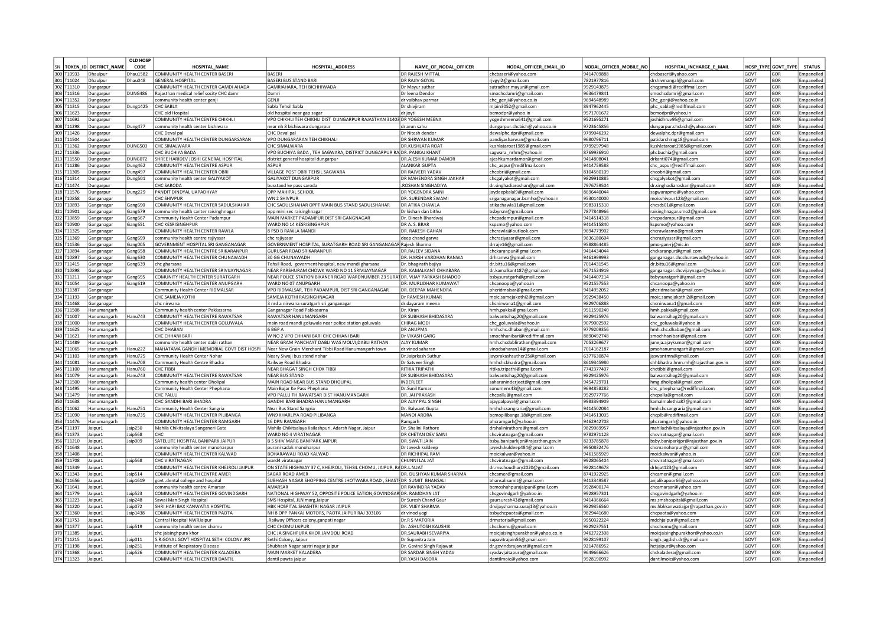| SN | TOKEN_ID | DISTRICT_NAME | OLD HOSP CODE | HOSPITAL_NAME | HOSPITAL_ADDRESS | NAME_OF_NODAL_OFFICER | NODAL_OFFICER_EMAIL_ID | NODAL_OFFICER_MOBILE_NO | HOSPITAL_INCHARGE_E_MAIL | HOSP_TYPE | GOVT_TYPE | STATUS |
|---|---|---|---|---|---|---|---|---|---|---|---|---|
| 300 | T10933 | Dhaulpur | Dhau1582 | COMMUNITY HEALTH CENTER BASERI | BASERI | DR RAJESH MITTAL | chcbaseri@yahoo.com | 9414709888 | chcbaseri@yahoo.com | GOVT | GOR | Empanelled |
| 301 | T11024 | Dhaulpur | Dhau048 | GENERAL HOSPITAL | BASERI BUS STAND BARI | DR RAJIV GOYAL | rjvgyl2@gmail.com | 7821977816 | drshivmangal@gmail.com | GOVT | GOR | Empanelled |
| 302 | T11310 | Dungarpur | | COMMUNITY HEALTH CENTER GAMDI AHADA | GAMRIAHARA, TEH BICHHIWADA | Dr Mayur suthar | sutradhar.mayur@gmail.com | 9929143875 | chcgamadi@rediffmail.com | GOVT | GOR | Empanelled |
| 303 | T11316 | Dungarpur | DUNG486 | Rajasthan medical relief socity CHC damr | Damri | Dr leena Dendor | smochcdamri@gmail.com | 9636479841 | smochcdamri@gmail.com | GOVT | GOR | Empanelled |
| 304 | T11352 | Dungarpur | | community health center genji | GENJI | dr vaibhav parmar | chc_genji@yahoo.co.in | 9694548989 | Chc_genji@yahoo.co.in | GOVT | GOR | Empanelled |
| 305 | T11315 | Dungarpur | Dung1425 | CHC SABLA | Sabla Tehsil Sabla | Dr shivjiram | mjain3052@gmail.com | 8947962445 | phc_sabla@rediffmail.com | GOVT | GOR | Empanelled |
| 306 | T11623 | Dungarpur | | CHC old Hospital | old hospital near gap sagar | dr joyti | bcmodpr@yahoo.in | 9571701672 | bcmodpr@yahoo.in | GOVT | GOR | Empanelled |
| 307 | T11692 | Dungarpur | | COMMUNITY HEALTH CENTRE CHIKHLI | VPO CHIKHLI TEH CHIKHLI DIST DUNGARPUR RAJASTHAN 314035 | DR YOGESH MEENA | yogeshmeena641@gmail.com | 9521695271 | joshidhruv95@gmail.com | GOVT | GOR | Empanelled |
| 308 | T11298 | Dungarpur | Dung477 | community health center bichiwara | near nh 8 bichiwara dungarpur | dr arun sahu | dungarpur.chcbich@yahoo.co.in | 9723645856 | dungarpur.chcbich@yahoo.com | GOVT | GOR | Empanelled |
| 309 | T11426 | Dungarpur | | CHC Deval pal | CHC Deval pal | Dr Nitesh dendor | dewalphc.dpr@gmail.com | 9799046292 | dewalphc.dpr@gmail.com | GOVT | GOR | Empanelled |
| 310 | T11504 | Dungarpur | | COMMUNITY HEALTH CENTER DUNGARSARAN | VPO DUNGARARAN TEH CHIKHALI | DR SHRWAN KUMAR | pandiyasharwan@gmail.com | 9680796711 | patidarchirag18@gmail.com | GOVT | GOR | Empanelled |
| 311 | T11362 | Dungarpur | DUNG503 | CHC SIMALWARA | CHC SIMALWARA | DR.KUSHLATA ROAT | kushlataroat1985@gmail.com | 9799297948 | kushlataroat1985@gmail.com | GOVT | GOR | Empanelled |
| 312 | T11336 | Dungarpur | | CHC BUCHIYA BADA | VPO BUCHIYA BADA , TEH SAGWARA, DISTRICT DUNGARPUR RAJ | DR. PANKAJ KHANT | sagwara_nrhm@yahoo.in | 8769936910 | phcbuchia@gmail.com | GOVT | GOR | Empanelled |
| 313 | T11550 | Dungarpur | DUNG072 | SHREE HARIDEV JOSHI GENERAL HOSPITAL | district general hospital dungarpur | DR.AJESH KUMAR DAMOR | ajeshkumardamor@gmail.com | 9414808041 | drkanti074@gmail.com | GOVT | GOR | Empanelled |
| 314 | T11286 | Dungarpur | Dung462 | COMMUNITY HEALTH CENTRE ASPUR | ASPUR | ALANKAR GUPTA | chc_aspur@rediffmail.com | 9414759588 | chc_aspur@rediffmail.com | GOVT | GOR | Empanelled |
| 315 | T11305 | Dungarpur | Dung497 | COMMUNITY HEALTH CENTER OBRI | VILLAGE POST OBRI TEHSIL SAGWARA | DR RAJVEER YADAV | chcobri@gmail.com | 8104560109 | chcobri@gmail.com | GOVT | GOR | Empanelled |
| 316 | T11314 | Dungarpur | Dung501 | community health center GALIYAKOT | GALIYAKOT DUNGARPUR | DR MAHENDRA SINGH JAKHAR | chcgalyakot@gmail.com | 9829910885 | chcgalyakot@gmail.com | GOVT | GOR | Empanelled |
| 317 | T11474 | Dungarpur | | CHC SARODA | busstand ke pass saroda | .ROSHAN SINGHADIYA | dr.singhadiaroshan@gmail.com | 7976759504 | dr.singhadiaroshan@gmail.com | GOVT | GOR | Empanelled |
| 318 | T11576 | Dungarpur | Dung229 | PANDIT DINDYAL UAPADHYAY | OPP MAHIPAL SCHOOL | DR YOGENDRA SAINI | jaydeepkala9@gmail.com | 8696440044 | sagwarapmo@yahoo.com | GOVT | GOR | Empanelled |
| 319 | T10858 | Ganganagar | | CHC SHIVPUR | WN 2 SHIVPUR | DR. SURENDAR SWAMI | sriganaganagar.bcmho@yahoo.in | 9530140000 | moicshivpur123@gmail.com | GOVT | GOR | Empanelled |
| 320 | T10893 | Ganganagar | Gang690 | COMMUNITY HEALTH CENTER SADULSHAHAR | CHC SADULSHAHAR OPPT MAIN BUS STAND SADULSHAHAR | DR ATIKA CHAWLA | atikachawla11@gmail.com | 9983315310 | chcsds01@gmail.com | GOVT | GOR | Empanelled |
| 321 | T10901 | Ganganagar | Gang679 | community health canter raisinghnagar | opp mini sec raisinghnagar | Dr kishan dan bithu | bsbyrsnr@gmail.com | 7877848966 | raisinghnagar.smo2@gmail.com | GOVT | GOR | Empanelled |
| 322 | T10859 | Ganganagar | Gang667 | Community Health Center Padampur | MAIN MARKET PADAMPUR DIST SRI GANGNAGAR | Dr. Dinesh Bhardwaj | chcpadampur@gmail.com | 9414514318 | chcpadampur@gmail.com | GOVT | GOR | Empanelled |
| 323 | T10900 | Ganganagar | Gang651 | CHC KESRISINGHPUR | WARD NO 14 KESRISINGHPUR | DR A. S. BRAR | kspsmo@yahoo.com | 9414515840 | kspsmo@yahoo.com | GOVT | GOR | Empanelled |
| 324 | T11325 | Ganganagar | | COMMUNITY HEALTH CENTER RAWLA | 8 PSD B RAWLA MANDI | DR. RAKESH GAHAN | chcrawla@outlook.com | 9694773902 | chcrawlasmo@gmail.com | GOVT | GOR | Empanelled |
| 325 | T11369 | Ganganagar | Gang699 | community health centre rajiyasar | chc rajiyasar | deep chand garwa | chcrajiyasar@gmail.com | 9636180604 | chcraziyasar@gmail.com | GOVT | GOR | Empanelled |
| 326 | T11536 | Ganganagar | Gang005 | GOVERNMENT HOSPITAL SRI GANGANAGAR | GOVERNMENT HOSPITAL, SURATGARH ROAD SRI GANGANAGAR | Rajesh Sharma | drraje16@gmail.com | 9588864485 | pmo-gan-rj@nic.in | GOVT | GOR | Empanelled |
| 327 | T10894 | Ganganagar | Gang658 | COMMUNITY HEALTH CENTRE SRIKARANPUR | GURUSAR ROAD SRIKARANPUR | DR.RAJEEV SIDANA | chckaranpur@gmail.com | 9414434044 | chckaranpur@gmail.com | GOVT | GOR | Empanelled |
| 328 | T10897 | Ganganagar | Gang630 | COMMUNITY HEALTH CENTER CHUNAWADH | 30 GG CHUNAWADH | DR. HARSH VARDHAN RANWA | drhranwa@gmail.com | 9461999993 | ganganagar.chcchunawadh@yahoo.in | GOVT | GOR | Empanelled |
| 329 | T11415 | Ganganagar | Gang639 | chc gharsana | Tehsil Road, goverment hospital, new mandi gharsana | Dr. bhagirath bajiya | dr.bittu16@gmail.com | 7014431545 | dr.bittu16@gmail.com | GOVT | GOR | Empanelled |
| 330 | T10898 | Ganganagar | | COMMUNITY HEALTH CENTER SRIVIJAYNAGAR | NEAR PARSHURAM CHOWK WARD NO 11 SRIVIJAYNAGAR | DR. KAMALKANT CHHABARA | dr.kamalkant187@gmail.com | 9571524919 | ganganagar.chcvijaynagar@yahoo.in | GOVT | GOR | Empanelled |
| 331 | T11211 | Ganganagar | Gang695 | COMUNITY HEALTH CENTER SURATGARH | NEAR POLICE STATION BIKANER ROAD WARDNUMBER 23 SURAT | DR. VIJAY PARKASH BHADOO | bsbysuratgarh@gmail.com | 9414407214 | bsbysuratgarh@gmail.com | GOVT | GOR | Empanelled |
| 332 | T11054 | Ganganagar | Gang619 | COMMUNITY HEALTH CENTER ANUPGARH | WARD NO 07 ANUPGARH | DR. MURLIDHAR KUMAWAT | chcanoopa@yahoo.in | 9521557553 | chcanoopa@yahoo.in | GOVT | GOR | Empanelled |
| 333 | T11387 | Ganganagar | | Community Health Center RIDMALSAR | VPO RIDMALSAR, TEH PADAMPUR, DIST SRI GANGANAGAR | DR. DEEPAK MAHENDRA | phcridmalsar@gmail.com | 9414952052 | phcridmalsar@gmail.com | GOVT | GOR | Empanelled |
| 334 | T11193 | Ganganagar | | CHC SAMEJA KOTHI | SAMEJA KOTHI RAISINGHNAGAR | Dr RAMESH KUMAR | moic.samejakothi2@gmail.com | 9929438450 | moic.samejakothi2@gmail.com | GOVT | GOR | Empanelled |
| 335 | T11468 | Ganganagar | | chc nirwana | 3 nrd a nirwana suratgarh sri ganganagar | dr.dayaram meena | chcnirwana1@gmail.com | 9829706888 | chcnirwana1@gmail.com | GOVT | GOR | Empanelled |
| 336 | T11508 | Hanumangarh | | Community health center Pakkasarna | Ganganagar Road Pakkasarna | Dr. Kiran | hmh.pakka@gmail.com | 9511590240 | hmh.pakka@gmail.com | GOVT | GOR | Empanelled |
| 337 | T11007 | Hanumangarh | Hanu743 | COMMUNITY HEALTH CENTRE RAWATSAR | RAWATSAR HANUMANGARH | DR SUBHASH BHIDASARA | balwantsihag20@gmail.com | 9829425976 | balwantsihag20@gmail.com | GOVT | GOR | Empanelled |
| 338 | T11000 | Hanumangarh | | COMMUNITY HEALTH CENTER GOLUWALA | main road mandi goluwala near police station goluwala | CHIRAG MODI | chc_goluwala@yahoo.in | 9079002592 | chc_goluwala@yahoo.in | GOVT | GOR | Empanelled |
| 339 | T11625 | Hanumangarh | | CHC DHABAN | 6 BGP A | DR ANUPMA | hmh.chc.dhaban@gmail.com | 9779209356 | hmh.chc.dhaban@gmail.com | GOVT | GOR | Empanelled |
| 340 | T11621 | Hanumangarh | | CHC CHHANI BARI | W NO 2 VPO CHHANI BARI CHC CHHANI BARI | Dr VIKASH GARG | smochhanibari@rediffmail.com | 8890492748 | smochhanibari@gmail.com | GOVT | GOR | Empanelled |
| 341 | T11489 | Hanumangarh | | community health center dabli rathan | NEAR GRAM PANCHAYT DABLI WAS MOLVI,DABLI RATHAN | AJAY KUMAR | hmh.chcdablirathan@gmail.com | 7053269677 | juneja.ajaykumar@gmail.com | GOVT | GOR | Empanelled |
| 342 | T11065 | Hanumangarh | Hanu222 | MAHATAMA GANDHI MEMORIAL GOVT DIST HOSPI | Near New Grain Merchant Tibbi Road Hanumangarh town | dr.vinod saharan | vinodsaharan14@gmail.com | 7014162187 | pmohanumangarh@gmail.com | GOVT | GOR | Empanelled |
| 343 | T11103 | Hanumangarh | Hanu725 | Community Health Center Nohar | Neary Siwaji bus stend nohar | Dr.Jaiprkash Suthur | jayprakashsuthor25@gmail.com | 6377630874 | jaswantmn@gmail.com | GOVT | GOR | Empanelled |
| 344 | T11081 | Hanumangarh | Hanu708 | Community Health Centre Bhadra | Railway Road Bhadra | Dr Satveer Singh | hmhchcbhadra@gmail.com | 8619345980 | chhbhadra.hnm.mh@rajasthan.gov.in | GOVT | GOR | Empanelled |
| 345 | T11100 | Hanumangarh | Hanu760 | CHC TIBBI | NEAR BHAGAT SINGH CHOK TIBBI | RITIKA TRIPATHI | ritika.tripathi@gmail.com | 7742377407 | chctibbi@gmail.com | GOVT | GOR | Empanelled |
| 346 | T11079 | Hanumangarh | Hanu743 | COMMUNITY HEALTH CENTRE RAWATSAR | NEAR BUS STAND | DR SUBHASH BHIDASARA | balwantsihag20@gmail.com | 9829425976 | balwantsihag20@gmail.com | GOVT | GOR | Empanelled |
| 347 | T11500 | Hanumangarh | | Community health center Dholipal | MAIN ROAD NEAR BUS STAND DHOLIPAL | INDERJEET | saharaninderjeet@gmail.com | 9454729701 | hmg.dholipal@gmail.com | GOVT | GOR | Empanelled |
| 348 | T11495 | Hanumangarh | | Community Health Center Phephana | Main Bajar Ke Pass Phephana | Dr.Sunil Kumar | sonumens43@gmail.com | 9694858282 | chc_phephana@rediffmail.com | GOVT | GOR | Empanelled |
| 349 | T11479 | Hanumangarh | | CHC PALLU | VPO PALLU TH RAWATSAR DIST HANUMANGARH | DR. JAI PRAKASH | chcpallu@gmail.com | 952977766 | chcpallu@gmail.com | GOVT | GOR | Empanelled |
| 350 | T11638 | Hanumangarh | | CHC GANDHI BARI BHADRA | GANDHI BARI BHADRA HANUMANGARH | DR AJAY PAL SINGH | ajaypalpayal@gmail.com | 9983394909 | kamalmalethia87@gmail.com | GOVT | GOR | Empanelled |
| 351 | T11062 | Hanumangarh | Hanu751 | Community Health Center Sangria | Near Bus Stand Sangria | Dr. Balwant Gupta | hmhchcsangraria@gmail.com | 9414502084 | hmhchcsangraria@gmail.com | GOVT | GOR | Empanelled |
| 352 | T11090 | Hanumangarh | Hanu735 | COMMUNITY HEALTH CENTER PILIBANGA | WN9 KHARLIYA ROAD PILIBANGA | MANOJ ARORA | bcmopilibanga.18@gmail.com | 9414513035 | chcplb@rediffmail.com | GOVT | GOR | Empanelled |
| 353 | T11476 | Hanumangarh | | COMMUNITY HEALTH CENTER RAMGARH | 16 DPN RAMGARH | Ramgarh | phcramgarh@yahoo.in | 9462942708 | phcramgarh@yahoo.in | GOVT | GOR | Empanelled |
| 354 | T11197 | Jaipur1 | Jaip250 | Mahila Chikitsalaya Sanganeri Gate | Mahila Chikitsalaya Kailashpuri, Adarsh Nagar, Jaipur | Dr. Shalini Rathore | drshalinirathore@gmail.com | 9829969957 | mahilachikitsalaya@rajasthan.gov.in | GOVT | GOR | Empanelled |
| 355 | T11373 | Jaipur1 | Jaip568 | CHC | WARD NO 4 VIRATNAGAR | DR CHETAN DEV SAINI | chcviratnagar@gmail.com | 9782971128 | chcviratnagar@gmail.com | GOVT | GOR | Empanelled |
| 356 | T11210 | Jaipur1 | Jaip009 | SATELLITE HOSPITAL BANIPARK JAIPUR | B 5 SHIV MARG BANIPARK JAIPUR | DR. SWATI JAIN | bsby.baniparkjpr@rajasthan.gov.in | 8233785878 | bsby.baniparkjpr@rajasthan.gov.in | GOVT | GOR | Empanelled |
| 357 | T11648 | Jaipur1 | | community health center manoharpur | purani sadak manoharpur | Dr Jayesh kuldeep | jayesh.kuldeep484@gmail.com | 9950832476 | chcmanoharpur@gmail.com | GOVT | GOR | Empanelled |
| 358 | T11408 | Jaipur1 | | COMMUNITY HEALTH CENTER KALWAD | BOHARAWALI ROAD KALWAD | DR RICHHPAL RAM | moickalwar@yahoo.in | 9461585929 | moickalwar@yahoo.in | GOVT | GOR | Empanelled |
| 359 | T11708 | Jaipur1 | Jaip568 | CHC VIRATNAGAR | ward4 viratnagar | CHUNNI LAL JAT | chcviratnagar@gmail.com | 9928065404 | chcviratnagar@gmail.com | GOVT | GOR | Empanelled |
| 360 | T11349 | Jaipur1 | | COMMUNITY HEALTH CENTER KHEJROLI JAIPUR | ON STATE HIGHWAY 37 C, KHEJROLI, TEHSIL CHOMU, JAIPUR, RA | DR.L.N.JAT | dr.mschoudhary2020@gmail.com | 9828149678 | drlnjat123@gmail.com | GOVT | GOR | Empanelled |
| 361 | T11343 | Jaipur1 | Jaip514 | COMMUNITY HEALTH CENTRE AMER | SAGAR ROAD AMER | DR. DUSHYAN KUMAR SHARMA | chcamer@gmail.com | 8741922925 | chcamer@gmail.com | GOVT | GOR | Empanelled |
| 362 | T11656 | Jaipur1 | Jaip1619 | govt .dental college and hospital | SUBHASH NAGAR SHOPPING CENTRE JHOTWARA ROAD , SHASTR | DR SUMIT BHANSALI | bhansalisumit@gmail.com | 9413349587 | anjalikapoor66@yahoo.com | GOVT | GOR | Empanelled |
| 363 | T11641 | Jaipur1 | | community health centre Amarsar | AMARSAR | DR RAVINDRA YADAV | bcmoshahpurajaipur@gmail.com | 9928400174 | chcamarsar@yahoo.com | GOVT | GOR | Empanelled |
| 364 | T11779 | Jaipur1 | Jaip523 | COMMUNITY HEALTH CENTRE GOVINDGARH | NATIONAL HIGHWAY 52, OPPOSITE POLICE SATION,GOVINDGAR | DR. RAMDHAN JAT | chcgovindgarh@yahoo.in | 9928957301 | chcgovindgarh@yahoo.in | GOVT | GOR | Empanelled |
| 365 | T11223 | Jaipur1 | Jaip248 | Sawai Man Singh Hospital | SMS Hospital, JLN marg,Jaipur | Dr Suresh Chand Gaur | gaursuresh43@gmail.com | 9414366664 | ms.smshospital@gmail.com | GOVT | GOR | Empanelled |
| 366 | T11220 | Jaipur1 | Jaip072 | SHRI.HARI BAX KANWATIA HOSPITAL | HBK HOSPITAL SHASHTRI NAGAR JAIPUR | DR. VIJEY SHARMA | drvijaysharma.suraj13@yahoo.in | 9829356560 | ms.hbkkanwatiajpr@rajasthan.gov.in | GOVT | GOR | Empanelled |
| 367 | T11360 | Jaipur1 | Jaip1438 | COMMUNITY HEALTH CENTER PAOTA | NH 8 OPP PANKAJ MOTORS, PAOTA JAIPUR RAJ 303106 | dr vinod yogi | bsbychcpaota@gmail.com | 9829441680 | chcpaota@yahoo.com | GOVT | GOR | Empanelled |
| 368 | T11753 | Jaipur1 | | Central Hospital NWRJaipur | ,Railway Officers colony,ganpati nagar | Dr.R S MATORIA | drmatoria@gmail.com | 9950322224 | mdchjaipur@gmail.com | GOVT | GOI | Empanelled |
| 369 | T11377 | Jaipur1 | Jaip519 | community health center chomu | CHC CHOMU JAIPUR | Dr. ASHUTOSH KAUSHIK | chcchomu@gmail.com | 9829237551 | chcchomu@gmail.com | GOVT | GOR | Empanelled |
| 370 | T11385 | Jaipur1 | | chc jaisinghpura khor | CHC JAISINGHPURA KHOR JAMDOLI ROAD | DR.SAURABH SEVARIYA | moicjaisinghpurakhor@yahoo.co.in | 9462722308 | moicjaisinghpurakhor@yahoo.co.in | GOVT | GOR | Empanelled |
| 371 | T11215 | Jaipur1 | Jaip011 | S.R.GOYAL GOVT HOSPITAL SETHI COLONY JPR | Sethi Colony, Jaipur | Dr Supavitra Jain | supavitrajain56@gmail.com | 9828199107 | singh.jagdish.dr@gmail.com | GOVT | GOR | Empanelled |
| 372 | T11198 | Jaipur1 | Jaip251 | Institute of Respiratory Disease | Shubhash Nagar sastri nagar jaipur | Dr. Govind Singh Rajawat | dr.govindsrajawat@gmail.com | 9214786952 | hctjaipur@yahoo.com | GOVT | GOR | Empanelled |
| 373 | T11368 | Jaipur1 | Jaip526 | COMMUNITY HEALTH CENTER KALADERA | MAIN MARKET KALADERA | DR SARDAR SINGH YADAV | syadavjaitapura@gmail.com | 9649666626 | chckaladera@gmail.com | GOVT | GOR | Empanelled |
| 374 | T11323 | Jaipur1 | | COMMUNITY HEALTH CENTER DANTIL | dantil pawta jaipur | DR.YASH DASORA | dantilmoic@yahoo.com | 9928190992 | dantilmoic@yahoo.com | GOVT | GOR | Empanelled |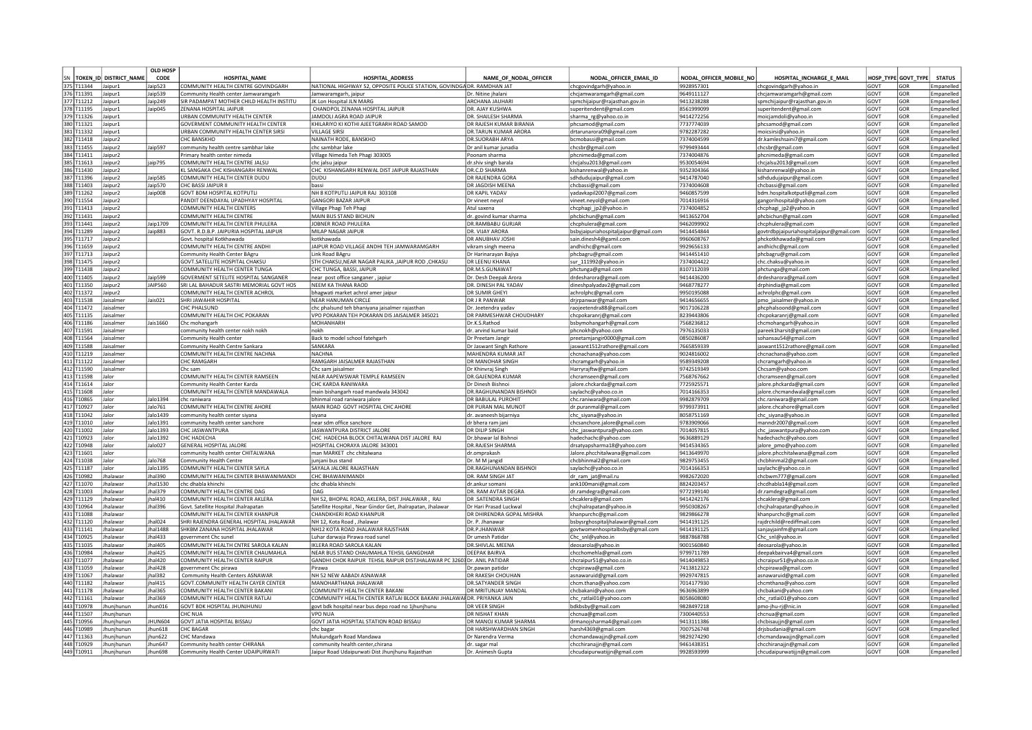| SN | TOKEN_ID | DISTRICT_NAME | OLD HOSP CODE | HOSPITAL_NAME | HOSPITAL_ADDRESS | NAME_OF_NODAL_OFFICER | NODAL_OFFICER_EMAIL_ID | NODAL_OFFICER_MOBILE_NO | HOSPITAL_INCHARGE_E_MAIL | HOSP_TYPE | GOVT_TYPE | STATUS |
|---|---|---|---|---|---|---|---|---|---|---|---|---|
| 375 | T11344 | Jaipur1 | Jaip523 | COMMUNITY HEALTH CENTRE GOVINDGARH | NATIONAL HIGHWAY 52, OPPOSITE POLICE STATION, GOVINDGA | DR. RAMDHAN JAT | chcgovindgarh@yahoo.in | 9928957301 | chcgovindgarh@yahoo.in | GOVT | GOR | Empanelled |
| 376 | T11391 | Jaipur1 | Jaip539 | Community Health center Jamwaramgarh | Jamwaramgarh, jaipur | Dr. Nitine jhalani | chcjamwaramgarh@gmail.com | 9649111127 | chcjamwaramgarh@gmail.com | GOVT | GOR | Empanelled |
| 377 | T11212 | Jaipur1 | Jaip249 | SIR PADAMPAT MOTHER CHILD HEALTH INSTITU | JK Lon Hospital JLN MARG | ARCHANA JAUHARI | spmchijaipur@rajasthan.gov.in | 9413238288 | spmchijaipur@rajasthan.gov.in | GOVT | GOR | Empanelled |
| 378 | T11195 | Jaipur1 | Jaip045 | ZENANA HOSPITAL JAIPUR | CHANDPOL ZENANA HOSPITAL JAIPUR | DR. AJAY KUSHWA | superitendent@gmail.com | 8561999099 | superitendent@gmail.com | GOVT | GOR | Empanelled |
| 379 | T11326 | Jaipur1 | | URBAN COMMUNITY HEALTH CENTER | JAMDOLI AGRA ROAD JAIPUR | DR. SHAILESH SHARMA | sharma_rg@yahoo.co.in | 9414272256 | moicjamdoli@yahoo.in | GOVT | GOR | Empanelled |
| 380 | T11321 | Jaipur1 | | GOVERMENT COMMUNITY HEALTH CENTER | KHILARIYO KI KOTHI AJEETGRARH ROAD SAMOD | DR RAJESH KUMAR BIRANIA | phcsamod@gmail.com | 7737774039 | phcsamod@gmail.com | GOVT | GOR | Empanelled |
| 381 | T11332 | Jaipur1 | | URBAN COMMUNITY HEALTH CENTER SIRSI | VILLAGE SIRSI | DR.TARUN KUMAR ARORA | drtarunarora09@gmail.com | 9782287282 | moicsirsi@yahoo.in | GOVT | GOR | Empanelled |
| 382 | T11418 | Jaipur2 | | CHC BANSKHO | NAINATH RODE, BANSKHO | DR.SUORABH ARYA | bcmobassi@gmail.com | 7374004599 | dr.kamleshsaini7@gmail.com | GOVT | GOR | Empanelled |
| 383 | T11455 | Jaipur2 | Jaip597 | community health centre sambhar lake | chc sambhar lake | Dr anil kumar junadia | chcsbr@gmail.com | 9799493444 | chcsbr@gmail.com | GOVT | GOR | Empanelled |
| 384 | T11411 | Jaipur2 | | Primary health center nimeda | Village Nimeda Teh Phagi 303005 | Poonam sharma | phcnimeda@gmail.com | 7374004876 | phcnimeda@gmail.com | GOVT | GOR | Empanelled |
| 385 | T11613 | Jaipur2 | jaip795 | COMMUNITY HEALTH CENTRE JALSU | chc jalsu jaipur | dr.shiv singh barala | chcjalsu2013@gmail.com | 9530054694 | chcjalsu2013@gmail.com | GOVT | GOR | Empanelled |
| 386 | T11430 | Jaipur2 | | KL SANGAKA CHC KISHANGARH RENWAL | CHC KISHANGARH RENWAL DIST JAIPUR RAJASTHAN | DR.C.D SHARMA | kishanrenwal@yahoo.in | 9352304366 | kishanrenwal@yahoo.in | GOVT | GOR | Empanelled |
| 387 | T11396 | Jaipur2 | Jaip585 | COMMUNITY HEALTH CENTER DUDU | DUDU | DR RAJENDRA GORA | sdhdudujaipur@gmail.com | 9414787040 | sdhdudujaipur@gmail.com | GOVT | GOR | Empanelled |
| 388 | T11403 | Jaipur2 | Jaip570 | CHC BASSI JAIPUR II | bassi | DR JAGDISH MEENA | chcbassi@gmail.com | 7374004608 | chcbassi@gmail.com | GOVT | GOR | Empanelled |
| 389 | T11262 | Jaipur2 | Jaip008 | GOVT BDM HOSPITAL KOTPUTLI | NH 8 KOTPUTLI JAIPUR RAJ 303108 | DR KAPIL YADAV | yadavkapil2007@gmail.com | 9460857599 | bdm.hospitalkotputli@gmail.com | GOVT | GOR | Empanelled |
| 390 | T11554 | Jaipur2 | | PANDIT DEENDAYAL UPADHYAY HOSPITAL | GANGORI BAZAR JAIPUR | Dr vineet neyol | vineet.neyol@gmail.com | 7014316916 | gangorihospital@yahoo.com | GOVT | GOR | Empanelled |
| 391 | T11413 | Jaipur2 | | COMMUNITY HEALTH CENTERS | Village Phagi Teh Phagi | Atul saxena | chcphagi_jp2@yahoo.in | 7374004852 | chcphagi_jp2@yahoo.in | GOVT | GOR | Empanelled |
| 392 | T11431 | Jaipur2 | | COMMUNITY HEALTH CENTRE | MAIN BUS STAND BICHUN | dr. govind kumar sharma | phcbichun@gmail.com | 9413652704 | phcbichun@gmail.com | GOVT | GOR | Empanelled |
| 393 | T11441 | Jaipur2 | Jaip1709 | COMMUNITY HEALTH CENTRE PHULERA | JOBNER ROAD PHULERA | DR.RAMBABU GURJAR | chcphulera@gmail.com | 9462099902 | chcphulera@gmail.com | GOVT | GOR | Empanelled |
| 394 | T11289 | Jaipur2 | Jaip883 | GOVT. R.D.B.P. JAIPURIA HOSPITAL JAIPUR | MILAP NAGAR JAIPUR | DR. VIJAY ARORA | bsbyjaipuriahospitaljaipur@gmail.com | 9414454844 | govtrdbpjaipuriahospitaljaipur@gmail.com | GOVT | GOR | Empanelled |
| 395 | T11717 | Jaipur2 | | Govt. hospital Kotkhawada | kotkhawada | DR ANUBHAV JOSHI | sain.dinesh4@gamil.com | 9960608767 | phckotkhawada@gmail.com | GOVT | GOR | Empanelled |
| 396 | T11659 | Jaipur2 | | COMMUNITY HEALTH CENTRE ANDHI | JAIPUR ROAD VILLAGE ANDHI TEH JAMWARAMGARH | vikram singh meena | andhichc@gmail.com | 9929656133 | andhichc@gmail.com | GOVT | GOR | Empanelled |
| 397 | T11713 | Jaipur2 | | Community Health Center BAgru | Link Road BAgru | Dr Harinarayan Bajiya | phcbagru@gmail.com | 9414451410 | phcbagru@gmail.com | GOVT | GOR | Empanelled |
| 398 | T11475 | Jaipur2 | | GOVT.SATELLITE HOSPITAL CHAKSU | STH CHAKSU,NEAR NAGAR PALIKA ,JAIPUR ROD ,CHKASU | DR LEENU KHANA | sur_111992@yahoo.in | 7374004422 | chc.chaksu@yahoo.in | GOVT | GOR | Empanelled |
| 399 | T11438 | Jaipur2 | | COMMUNITY HEALTH CENTER TUNGA | CHC TUNGA, BASSI, JAIPUR | DR.M.S.GUNAWAT | phctunga@gmail.com | 8107112039 | phctunga@gmail.com | GOVT | GOR | Empanelled |
| 400 | T11405 | Jaipur2 | Jaip599 | GOVERMENT SETELITE HOSPITAL SANGANER | near post office sanganer , japiur | Dr. Desh Deepak Arora | drdesharora@gmail.com | 9414436200 | drdesharora@gmail.com | GOVT | GOR | Empanelled |
| 401 | T11350 | Jaipur2 | JAIP560 | SRI LAL BAHADUR SASTRI MEMORIAL GOVT HOS | NEEM KA THANA RAOD | DR. DINESH PAL YADAV | dineshpalyadav2@gmail.com | 9468778277 | drphindia@gmail.com | GOVT | GOR | Empanelled |
| 402 | T11372 | Jaipur2 | | COMMUNITY HEALTH CENTER ACHROL | bhagwati market achrol amer jaipur | DR SUMIR GHEYI | achrolphc@gmail.com | 9950195088 | achrolphc@gmail.com | GOVT | GOR | Empanelled |
| 403 | T11538 | Jaisalmer | Jais021 | SHRI JAWAHIR HOSPITAL | NEAR HANUMAN CIRCLE | DR J R PANWAR | drjrpanwar@gmail.com | 9414656655 | pmo_jaisalmer@yahoo.in | GOVT | GOR | Empanelled |
| 404 | T11472 | Jaisalmer | | CHC PHALSUND | chc phalsund teh bhaniyana jaisalmer rajasthan | Dr. Jeetendra yadav | raojeetendra88@gmail.com | 9017106228 | phcphalsoond@gmail.com | GOVT | GOR | Empanelled |
| 405 | T11135 | Jaisalmer | | COMMUNITY HEALTH CHC POKARAN | VPO POKARAN TEH POKARAN DIS JAISALMER 345021 | DR PARMESHWAR CHOUDHARY | chcpokaranrj@gmail.com | 8239443806 | chcpokaranrj@gmail.com | GOVT | GOR | Empanelled |
| 406 | T11186 | Jaisalmer | Jais1660 | Chc mohangarh | MOHANHARH | Dr.K.S.Rathod | bsbymohangarh@gmail.com | 7568236812 | chcmohangarh@yahoo.in | GOVT | GOR | Empanelled |
| 407 | T11591 | Jaisalmer | | community health center nokh nokh | nokh | dr. arvind kumar baid | phcnokh@yahoo.com | 7976135033 | pareek1harsit@gmail.com | GOVT | GOR | Empanelled |
| 408 | T11564 | Jaisalmer | | Community Health center | Back to model school fatehgarh | Dr Preetam Jangir | preetamjangir0000@gmail.com | 0850286087 | sohansau54@gmail.com | GOVT | GOR | Empanelled |
| 409 | T11588 | Jaisalmer | | Community Health Centre Sankara | SANKARA | Dr Jaswant Singh Rathore | jaswant1512rathore@gmail.com | 7665859339 | jaswant1512rathore@gmail.com | GOVT | GOR | Empanelled |
| 410 | T11219 | Jaisalmer | | COMMUNITY HEALTH CENTRE NACHNA | NACHNA | MAHENDRA KUMAR JAT | chcnachana@yahoo.com | 9024816002 | chcnachana@yahoo.com | GOVT | GOR | Empanelled |
| 411 | T11122 | Jaisalmer | | CHC RAMGARH | RAMGARH JAISALMER RAJASTHAN | DR MANOHAR SINGH | chcramgarh@yahoo.in | 9589349208 | chcramgarh@yahoo.in | GOVT | GOR | Empanelled |
| 412 | T11590 | Jaisalmer | | Chc sam | Chc sam jaisalmer | Dr Khinvraj Singh | Harryrajftw@gmail.com | 9742519349 | Chcsam@yahoo.com | GOVT | GOR | Empanelled |
| 413 | T11598 | Jalor | | COMMUNITY HEALTH CENTER RAMSEEN | NEAR AAPEWSWAR TEMPLE RAMSEEN | DR.GAJENDRA KUMAR | chcramseen@gmail.com | 7568767662 | chcramseen@gmail.com | GOVT | GOR | Empanelled |
| 414 | T11614 | Jalor | | Community Health Center Karda | CHC KARDA RANIWARA | Dr Dinesh Bishnoi | jalore.chckarda@gmail.com | 7725925571 | jalore.phckarda@gmail.com | GOVT | GOR | Empanelled |
| 415 | T11608 | Jalor | | COMMUNITY HEALTH CENTER MANDAWALA | main bishangarh road mandwala 343042 | DR.RAGHUNANDAN BISHNOI | saylachc@yahoo.co.in | 7014166353 | jalore.chcmandwala@gmail.com | GOVT | GOR | Empanelled |
| 416 | T10865 | Jalor | Jalo1394 | chc raniwara | bhinmal road raniwara jalore | DR BABULAL PUROHIT | chc.raniwara@gmail.com | 9982879709 | chc.raniwara@gmail.com | GOVT | GOR | Empanelled |
| 417 | T10927 | Jalor | Jalo761 | COMMUNITY HEALTH CENTRE AHORE | MAIN ROAD GOVT HOSPITAL CHC AHORE | DR PURAN MAL MUNOT | dr.puranmal@gmail.com | 9799373911 | jalore.chcahore@gmail.com | GOVT | GOR | Empanelled |
| 418 | T11042 | Jalor | Jalo1439 | community health center siyana | siyana | dr. avaneesh bijarniya | chc_siyana@yahoo.in | 8058751169 | chc_siyana@yahoo.in | GOVT | GOR | Empanelled |
| 419 | T11010 | Jalor | Jalo1391 | community health center sanchore | near sdm office sanchore | dr bhera ram jani | chcsanchore.jalore@gmail.com | 9783909066 | manndr2007@gmail.com | GOVT | GOR | Empanelled |
| 420 | T11002 | Jalor | Jalo1393 | CHC JASWANTPURA | JASWANTPURA DISTRICT JALORE | DR DILIP SINGH | chc_jaswantpura@yahoo.com | 7014057815 | chc_jaswantpura@yahoo.com | GOVT | GOR | Empanelled |
| 421 | T10923 | Jalor | Jalo1392 | CHC HADECHA | CHC HADECHA BLOCK CHITALWANA DIST JALORE RAJ | Dr.bhawar lal Bishnoi | hadechachc@yahoo.com | 9636889129 | hadechachc@yahoo.com | GOVT | GOR | Empanelled |
| 422 | T10948 | Jalor | Jalo027 | GENERAL HOSPITAL JALORE | HOSPITAL CHORAYA JALORE 343001 | DR.RAJESH SHARMA | drsatyapsharma18@yahoo.com | 9414534365 | jalore_pmo@yahoo.com | GOVT | GOR | Empanelled |
| 423 | T11601 | Jalor | | community health center CHITALWANA | man MARKET chc chitalwana | dr.omprakash | Jalore.phcchitalwana@gmail.com | 9413649970 | jalore.phcchitalwana@gmail.com | GOVT | GOR | Empanelled |
| 424 | T11038 | Jalor | Jalo768 | Community Health Centre | junjani bus stand | Dr. M M jangid | chcbhinmal2@gmail.com | 9829753455 | chcbhinmal2@gmail.com | GOVT | GOR | Empanelled |
| 425 | T11187 | Jalor | Jalo1395 | COMMUNITY HEALTH CENTER SAYLA | SAYALA JALORE RAJASTHAN | DR.RAGHUNANDAN BISHNOI | saylachc@yahoo.co.in | 7014166353 | saylachc@yahoo.co.in | GOVT | GOR | Empanelled |
| 426 | T10982 | Jhalawar | Jhal390 | COMMUNITY HEALTH CENTER BHAWANIMANDI | CHC BHAWANIMANDI | DR. RAM SINGH JAT | dr_ram_jat@mail.ru | 9982672020 | chcbwm777@gmail.com | GOVT | GOR | Empanelled |
| 427 | T11070 | Jhalawar | Jhal1530 | chc dhabla khinchi | chc dhabla khinchi | dr.ankur somani | ank100mani@gmail.com | 8824203457 | chcdhabla14@gmail.com | GOVT | GOR | Empanelled |
| 428 | T11003 | Jhalawar | Jhal379 | COMMUNITY HEALTH CENTRE DAG | DAG | DR. RAM AVTAR DEGRA | dr.ramdegra@gmail.com | 9772199140 | dr.ramdegra@gmail.com | GOVT | GOR | Empanelled |
| 429 | T11129 | Jhalawar | Jhal410 | COMMUNITY HEALTH CENTER AKLERA | NH 52, BHOPAL ROAD, AKLERA, DIST JHALAWAR , RAJ | DR .SATENDRA SINGH | chcaklera@gmail.com | 941422176 | chcaklera@gmail.com | GOVT | GOR | Empanelled |
| 430 | T10964 | Jhalawar | Jhal396 | Govt. Satellite Hospital Jhalrapatan | Satellite Hospital , Near Gindor Get, Jhalrapatan, Jhalawar | Dr Hari Prasad Luckwal | chcjhalrapatan@yahoo.in | 9950308267 | chcjhalrapatan@yahoo.in | GOVT | GOR | Empanelled |
| 431 | T11088 | Jhalawar | | COMMUNITY HEALTH CENTER KHANPUR | CHANDKHERI ROAD KHANPUR | DR DHIRENDRA GOPAL MISHRA | khanpurchc@gmail.com | 9829866278 | khanpurchc@gmail.com | GOVT | GOR | Empanelled |
| 432 | T11120 | Jhalawar | Jhal024 | SHRI RAJENDRA GENERAL HOSPITAL JHALAWAR | NH 12, Kota Road , Jhalawar | Dr. P. Jhanawar | bsbysrghospitaljhalawar@gmail.com | 9414191125 | rajdrchild@rediffmail.com | GOVT | GOR | Empanelled |
| 433 | T11141 | Jhalawar | Jhal1488 | SHKBM ZANANA HOSPITAL JHALAWAR | NH12 KOTA ROAD JHALAWAR RAJSTHAN | DR.P.JHANWAR | govtwomenhospitalbsby@gmail.com | 9414191125 | sanjayjainfm@gmail.com | GOVT | GOR | Empanelled |
| 434 | T10925 | Jhalawar | Jhal433 | government Chc sunel | Luhar darwaja Pirawa road sunel | Dr umesh Patidar | Chc_snl@yahoo.in | 9887868788 | Chc_snl@yahoo.in | GOVT | GOR | Empanelled |
| 435 | T11035 | Jhalawar | Jhal405 | COMMUNITY HEALTH CNTRE SAROLA KALAN | IKLERA ROAD SAROLA KALAN | DR.SHIVLAL MEENA | deosarola@yahoo.in | 9001560840 | deosarola@yahoo.in | GOVT | GOR | Empanelled |
| 436 | T10984 | Jhalawar | Jhal425 | COMMUNITY HEALTH CENTER CHAUMAHLA | NEAR BUS STAND CHAUMAHLA TEHSIL GANGDHAR | DEEPAK BAIRVA | chcchomehla@gmail.com | 9799711789 | deepakbairva4@gmail.com | GOVT | GOR | Empanelled |
| 437 | T11077 | Jhalawar | Jhal420 | COMMUNITY HEALTH CENTER RAIPUR | GANDHI CHOK RAIPUR TEHSIL RAIPUR DISTJHALAWAR PC 32602 | Dr. ANIL PATIDAR | chcraipur51@yahoo.co.in | 9414049853 | chcraipur51@yahoo.co.in | GOVT | GOR | Empanelled |
| 438 | T11059 | Jhalawar | Jhal428 | government Chc pirawa | Pirawa | Dr.pawan patidar | chcpirawa@gmail.com | 7413812322 | chcpirawa@gmail.com | GOVT | GOR | Empanelled |
| 439 | T11067 | Jhalawar | jhal382 | Community Health Centers ASNAWAR | NH 52 NEW AABADI ASNAWAR | DR RAKESH CHOUHAN | asnawaruid@gmail.com | 9929747815 | asnawaruid@gmail.com | GOVT | GOR | Empanelled |
| 440 | T11182 | Jhalawar | jhal415 | GOVT.COMMUNITY HEALTH CAYER CENTER | MANOHARTHANA JHALAWAR | DR.SATYANDER SINGH | chcm.thana@yahoo.com | 7014177930 | chcmthana@yahoo.com | GOVT | GOR | Empanelled |
| 441 | T11178 | Jhalawar | Jhal365 | COMMUNITY HEALTH CENTER BAKANI | COMMUNITY HEALTH CENTER BAKANI | DR MRITUNJAY MANDAL | chcbakani@yahoo.com | 9636963899 | chcbakani@yahoo.com | GOVT | GOR | Empanelled |
| 442 | T11161 | Jhalawar | Jhal369 | COMMUNITY HEALTH CENTER RATLAI | COMMUNITY HEALTH CENTER RATLAI BLOCK BAKANI JHALAWAR | DR. PRIYANKA JAIN | chc_ratlai01@yahoo.com | 8058608080 | chc_ratlai01@yahoo.com | GOVT | GOR | Empanelled |
| 443 | T10978 | Jhunjhunun | Jhun016 | GOVT BDK HOSPITAL JHUNJHUNU | govt bdk hospital near bus depo road no 1jhunjhunu | DR VEER SINGH | bdkbsby@gmail.com | 9828497218 | pmo-jhu-rj@nic.in | GOVT | GOR | Empanelled |
| 444 | T11507 | Jhunjhunun | | CHC NUA | VPO NUA | DR NISHAT KHAN | chcnua@gmail.com | 7300440553 | chcnua@gmail.com | GOVT | GOR | Empanelled |
| 445 | T10956 | Jhunjhunun | JHUN604 | GOVT JATIA HOSPITAL BISSAU | GOVT JATIA HOSPITAL STATION ROAD BISSAU | DR MANOJ KUMAR SHARMA | drmanojsharma4@gmail.com | 9413111386 | chcbisaujjn@gmail.com | GOVT | GOR | Empanelled |
| 446 | T10989 | Jhunjhunun | Jhun618 | CHC BAGAR | chc bagar | DR HARSHWARDHAN SINGH | harsh4369@gmail.com | 7007526748 | drjsbudania@gmail.com | GOVT | GOR | Empanelled |
| 447 | T11363 | Jhunjhunun | jhun622 | CHC Mandawa | Mukundgarh Road Mandawa | Dr Narendra Verma | chcmandawajjn@gmail.com | 9829274290 | chcmandawajjn@gmail.com | GOVT | GOR | Empanelled |
| 448 | T10929 | Jhunjhunun | Jhun647 | Community health center CHIRANA | community health center,chirana | dr. sagar mal | chcchiranajjn@gmail.com | 9461438351 | chcchiranajjn@gmail.com | GOVT | GOR | Empanelled |
| 449 | T10911 | Jhunjhunun | Jhun698 | Community Health Center UDAIPURWATI | Jaipur Road Udaipurwati Dist Jhunjhunu Rajasthan | Dr. Animesh Gupta | chcudaipurwatijjn@gmail.com | 9928593999 | chcudaipurwatijjn@gmail.com | GOVT | GOR | Empanelled |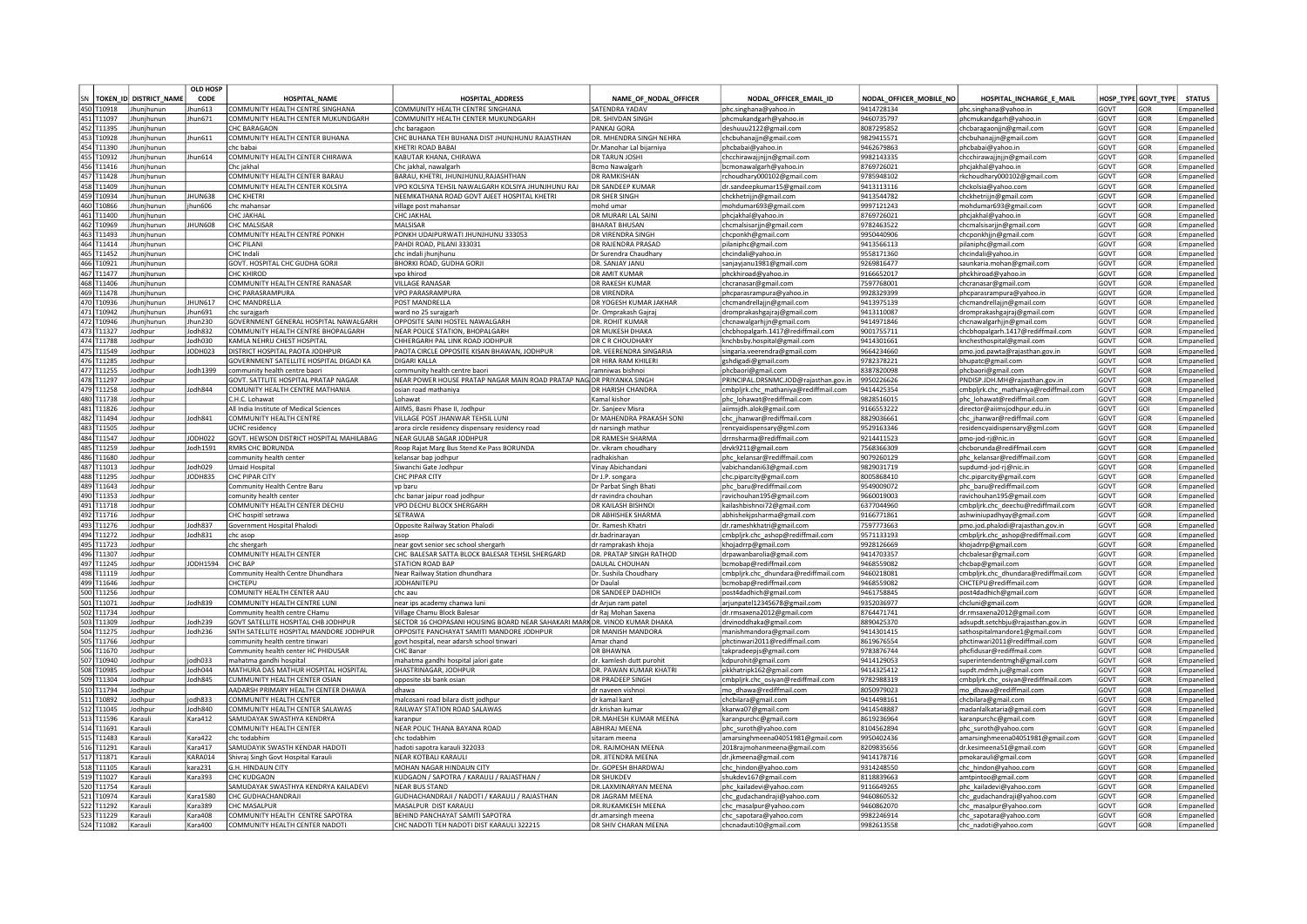| SN | TOKEN_ID | DISTRICT_NAME | OLD HOSP CODE | HOSPITAL_NAME | HOSPITAL_ADDRESS | NAME_OF_NODAL_OFFICER | NODAL_OFFICER_EMAIL_ID | NODAL_OFFICER_MOBILE_NO | HOSPITAL_INCHARGE_E_MAIL | HOSP_TYPE | GOVT_TYPE | STATUS |
|---|---|---|---|---|---|---|---|---|---|---|---|---|
| 450 | T10918 | Jhunjhunun | Jhun613 | COMMUNITY HEALTH CENTRE SINGHANA | COMMUNITY HEALTH CENTRE SINGHANA | SATENDRA YADAV | phc.singhana@yahoo.in | 9414728134 | phc.singhana@yahoo.in | GOVT | GOR | Empanelled |
| 451 | T11097 | Jhunjhunun | Jhun671 | COMMUNITY HEALTH CENTER MUKUNDGARH | COMMUNITY HEALTH CENTER MUKUNDGARH | DR. SHIVDAN SINGH | phcmukandgarh@yahoo.in | 9460735797 | phcmukandgarh@yahoo.in | GOVT | GOR | Empanelled |
| 452 | T11395 | Jhunjhunun | | CHC BARAGAON | chc baragaon | PANKAJ GORA | deshuuu2122@gmail.com | 8087295852 | chcbaragaonjjn@gmail.com | GOVT | GOR | Empanelled |
| 453 | T10928 | Jhunjhunun | Jhun611 | COMMUNITY HEALTH CENTER BUHANA | CHC BUHANA TEH BUHANA DIST JHUNJHUNU RAJASTHAN | DR. MHENDRA SINGH NEHRA | chcbuhanajjn@gmail.com | 9829415571 | chcbuhanajjn@gmail.com | GOVT | GOR | Empanelled |
| 454 | T11390 | Jhunjhunun | | chc babai | KHETRI ROAD BABAI | Dr.Manohar Lal bijarniya | phcbabai@yahoo.in | 9462679863 | phcbabai@yahoo.in | GOVT | GOR | Empanelled |
| 455 | T10932 | Jhunjhunun | Jhun614 | COMMUNITY HEALTH CENTER CHIRAWA | KABUTAR KHANA, CHIRAWA | DR TARUN JOSHI | chcchirawajjnjjn@gmail.com | 9982143335 | chcchirawajjnjjn@gmail.com | GOVT | GOR | Empanelled |
| 456 | T11416 | Jhunjhunun | | Chc jakhal | Chc jakhal, nawalgarh | Bcmo Nawalgarh | bcmonawalgarh@yahoo.in | 8769726021 | phcjakhal@yahoo.in | GOVT | GOR | Empanelled |
| 457 | T11428 | Jhunjhunun | | COMMUNITY HEALTH CENTER BARAU | BARAU, KHETRI, JHUNJHUNU,RAJASHTHAN | DR RAMKISHAN | rchoudhary000102@gmail.com | 9785948102 | rkchoudhary000102@gmail.com | GOVT | GOR | Empanelled |
| 458 | T11409 | Jhunjhunun | | COMMUNITY HEALTH CENTER KOLSIYA | VPO KOLSIYA TEHSIL NAWALGARH KOLSIYA JHUNJHUNU RAJ | DR SANDEEP KUMAR | dr.sandeepkumar15@gmail.com | 9413113116 | chckolsia@yahoo.com | GOVT | GOR | Empanelled |
| 459 | T10934 | Jhunjhunun | JHUN638 | CHC KHETRI | NEEMKATHANA ROAD GOVT AJEET HOSPITAL KHETRI | DR SHER SINGH | chckhetrijjn@gmail.com | 9413544782 | chckhetrijjn@gmail.com | GOVT | GOR | Empanelled |
| 460 | T10866 | Jhunjhunun | jhun606 | chc mahansar | village post mahansar | mohd umar | mohdumar693@gmail.com | 9997121243 | mohdumar693@gmail.com | GOVT | GOR | Empanelled |
| 461 | T11400 | Jhunjhunun | | CHC JAKHAL | CHC JAKHAL | DR MURARI LAL SAINI | phcjakhal@yahoo.in | 8769726021 | phcjakhal@yahoo.in | GOVT | GOR | Empanelled |
| 462 | T10969 | Jhunjhunun | JHUN608 | CHC MALSISAR | MALSISAR | BHARAT BHUSAN | chcmalsisarjjn@gmail.com | 9782463522 | chcmalsisarjjn@gmail.com | GOVT | GOR | Empanelled |
| 463 | T11493 | Jhunjhunun | | COMMUNITY HEALTH CENTRE PONKH | PONKH UDAIPURWATI JHUNJHUNU 333053 | DR VIRENDRA SINGH | chcponkh@gmail.com | 9950440906 | chcponkhjjn@gmail.com | GOVT | GOR | Empanelled |
| 464 | T11414 | Jhunjhunun | | CHC PILANI | PAHDI ROAD, PILANI 333031 | DR RAJENDRA PRASAD | pilaniphc@gmail.com | 9413566113 | pilaniphc@gmail.com | GOVT | GOR | Empanelled |
| 465 | T11452 | Jhunjhunun | | CHC Indali | chc indali jhunjhunu | Dr Surendra Chaudhary | chcindali@yahoo.in | 9558171360 | chcindali@yahoo.in | GOVT | GOR | Empanelled |
| 466 | T10921 | Jhunjhunun | | GOVT. HOSPITAL CHC GUDHA GORJI | BHORKI ROAD, GUDHA GORJI | DR. SANJAY JANU | sanjayjanu1981@gmail.com | 9269816477 | saunkaria.mohan@gmail.com | GOVT | GOR | Empanelled |
| 467 | T11477 | Jhunjhunun | | CHC KHIROD | vpo khirod | DR AMIT KUMAR | phckhiroad@yahoo.in | 9166652017 | phckhiroad@yahoo.in | GOVT | GOR | Empanelled |
| 468 | T11406 | Jhunjhunun | | COMMUNITY HEALTH CENTRE RANASAR | VILLAGE RANASAR | DR RAKESH KUMAR | chcranasar@gmail.com | 7597768001 | chcranasar@gmail.com | GOVT | GOR | Empanelled |
| 469 | T11478 | Jhunjhunun | | CHC PARASRAMPURA | VPO PARASRAMPURA | DR VIRENDRA | phcparasrampura@yahoo.in | 9928329399 | phcparasrampura@yahoo.in | GOVT | GOR | Empanelled |
| 470 | T10936 | Jhunjhunun | JHUN617 | CHC MANDRELLA | POST MANDRELLA | DR YOGESH KUMAR JAKHAR | chcmandrellajjn@gmail.com | 9413975139 | chcmandrellajjn@gmail.com | GOVT | GOR | Empanelled |
| 471 | T10942 | Jhunjhunun | Jhun691 | chc surajgarh | ward no 25 surajgarh | Dr. Omprakash Gajraj | drompraksahgajraj@gmail.com | 9413110087 | drompraksahgajraj@gmail.com | GOVT | GOR | Empanelled |
| 472 | T10946 | Jhunjhunun | Jhun230 | GOVERNMENT GENERAL HOSPITAL NAWALGARH | OPPOSITE SAINI HOSTEL NAWALGARH | DR. ROHIT KUMAR | chcnawalgarhjjn@gmail.com | 9414971846 | chcnawalgarhjjn@gmail.com | GOVT | GOR | Empanelled |
| 473 | T11327 | Jodhpur | Jodh832 | COMMUNITY HEALTH CENTRE BHOPALGARH | NEAR POLICE STATION, BHOPALGARH | DR MUKESH DHAKA | chcbhopalgarh.1417@rediffmail.com | 9001755711 | chcbhopalgarh.1417@rediffmail.com | GOVT | GOR | Empanelled |
| 474 | T11788 | Jodhpur | Jodh030 | KAMLA NEHRU CHEST HOSPITAL | CHHERGARH PAL LINK ROAD JODHPUR | DR C R CHOUDHARY | knchbsby.hospital@gmail.com | 9414301661 | knchesthospital@gmail.com | GOVT | GOR | Empanelled |
| 475 | T11549 | Jodhpur | JODH023 | DISTRICT HOSPITAL PAOTA JODHPUR | PAOTA CIRCLE OPPOSITE KISAN BHAWAN, JODHPUR | DR. VEERENDRA SINGARIA | singaria.veerendra@gmail.com | 9664234660 | pmo.jod.pawta@rajasthan.gov.in | GOVT | GOR | Empanelled |
| 476 | T11285 | Jodhpur | | GOVERNMENT SATELLITE HOSPITAL DIGADI KA | DIGARI KALLA | DR HIRA RAM KHILERI | gshdigadi@gmail.com | 9782378221 | bhupatc@gmail.com | GOVT | GOR | Empanelled |
| 477 | T11255 | Jodhpur | Jodh1399 | community health centre baori | community health centre baori | ramniwas bishnoi | phcbaori@gmail.com | 8387820098 | phcbaori@gmail.com | GOVT | GOR | Empanelled |
| 478 | T11297 | Jodhpur | | GOVT. SATTLITE HOSPITAL PRATAP NAGAR | NEAR POWER HOUSE PRATAP NAGAR MAIN ROAD PRATAP NAG | DR PRIYANKA SINGH | PRINCIPAL.DRSNMC.JOD@rajasthan.gov.in | 9950226626 | PNDISP.JDH.MH@rajasthan.gov.in | GOVT | GOR | Empanelled |
| 479 | T11258 | Jodhpur | Jodh844 | COMMUNITY HEALTH CENTRE MATHANIA | osian road mathaniya | DR HARISH CHANDRA | cmbpljrk.chc_mathaniya@rediffmail.com | 9414425354 | cmbpljrk.chc_mathaniya@rediffmail.com | GOVT | GOR | Empanelled |
| 480 | T11738 | Jodhpur | | C.H.C. Lohawat | Lohawat | Kamal kishor | phc_lohawat@rediffmail.com | 9828516015 | phc_lohawat@rediffmail.com | GOVT | GOR | Empanelled |
| 481 | T11826 | Jodhpur | | All India Institute of Medical Sciences | AIIMS, Basni Phase II, Jodhpur | Dr. Sanjeev Misra | aiimsjdh.alok@gmail.com | 9166553222 | director@aiimsjodhpur.edu.in | GOVT | GOI | Empanelled |
| 482 | T11494 | Jodhpur | Jodh841 | COMMUNITY HEALTH CENTRE | VILLAGE POST JHANWAR TEHSIL LUNI | DR MAHENDRA PRAKASH SONI | chc_jhanwar@rediffmail.com | 8829036661 | chc_jhanwar@rediffmail.com | GOVT | GOR | Empanelled |
| 483 | T11505 | Jodhpur | | UCHC residency | arora circle residency dispensary residency road | dr narsingh mathur | rencyaidispensary@gmil.com | 9529163346 | residencyaidispensary@gml.com | GOVT | GOR | Empanelled |
| 484 | T11547 | Jodhpur | JODH022 | GOVT. HEWSON DISTRICT HOSPITAL MAHILABAG | NEAR GULAB SAGAR JODHPUR | DR RAMESH SHARMA | drrmsharma@rediffmail.com | 9214411523 | pmo-jod-rj@nic.in | GOVT | GOR | Empanelled |
| 485 | T11259 | Jodhpur | Jodh1591 | RMRS CHC BORUNDA | Roop Rajat Marg Bus Stend Ke Pass BORUNDA | Dr. vikram choudhary | drvk9211@gmail.com | 7568366309 | chcborunda@rediffmail.com | GOVT | GOR | Empanelled |
| 486 | T11680 | Jodhpur | | community health center | kelansar bap jodhpur | radhakishan | phc_kelansar@rediffmail.com | 9079260129 | phc_kelansar@rediffmail.com | GOVT | GOR | Empanelled |
| 487 | T11013 | Jodhpur | Jodh029 | Umaid Hospital | Siwanchi Gate Jodhpur | Vinay Abichandani | vabichandani63@gmail.com | 9829031719 | supdumd-jod-rj@nic.in | GOVT | GOR | Empanelled |
| 488 | T11295 | Jodhpur | JODH835 | CHC PIPAR CITY | CHC PIPAR CITY | Dr J.P. songara | chc.piparcity@gmail.com | 8005868410 | chc.piparcity@gmail.com | GOVT | GOR | Empanelled |
| 489 | T11643 | Jodhpur | | Community Health Centre Baru | vp baru | Dr Parbat Singh Bhati | phc_baru@rediffmail.com | 9549009072 | phc_baru@rediffmail.com | GOVT | GOR | Empanelled |
| 490 | T11353 | Jodhpur | | comunity health center | chc banar jaipur road jodhpur | dr ravindra chouhan | ravichouhan195@gmail.com | 9660019003 | ravichouhan195@gmail.com | GOVT | GOR | Empanelled |
| 491 | T11718 | Jodhpur | | COMMUNITY HEALTH CENTER DECHU | VPO DECHU BLOCK SHERGARH | DR KAILASH BISHNOI | kailashbishnoi72@gmail.com | 6377044960 | cmbpljrk.chc_deechu@rediffmail.com | GOVT | GOR | Empanelled |
| 492 | T11716 | Jodhpur | | CHC hospitl setrawa | SETRAWA | DR ABHISHEK SHARMA | abhishekjpsharma@gmail.com | 9166771861 | ashwiniupadhyay@gmail.com | GOVT | GOR | Empanelled |
| 493 | T11276 | Jodhpur | Jodh837 | Government Hospital Phalodi | Opposite Railway Station Phalodi | Dr. Ramesh Khatri | dr.rameshkhatri@gmail.com | 7597773663 | pmo.jod.phalodi@rajasthan.gov.in | GOVT | GOR | Empanelled |
| 494 | T11272 | Jodhpur | Jodh831 | chc asop | asop | dr.badrinarayan | cmbpljrk.chc_ashop@rediffmail.com | 9571133193 | cmbpljrk.chc_ashop@rediffmail.com | GOVT | GOR | Empanelled |
| 495 | T11723 | Jodhpur | | chc shergarh | near govt senior sec school shergarh | dr ramprakash khoja | khojadrrp@gmail.com | 9928126669 | khojadrrp@gmail.com | GOVT | GOR | Empanelled |
| 496 | T11307 | Jodhpur | | COMMUNITY HEALTH CENTER | CHC BALESAR SATTA BLOCK BALESAR TEHSIL SHERGARD | DR. PRATAP SINGH RATHOD | drpawanbarolia@gmail.com | 9414703357 | chcbalesar@gmail.com | GOVT | GOR | Empanelled |
| 497 | T11245 | Jodhpur | JODH1594 | CHC BAP | STATION ROAD BAP | DAULAL CHOUHAN | bcmobap@rediffmail.com | 9468559082 | chcbap@gmail.com | GOVT | GOR | Empanelled |
| 498 | T11119 | Jodhpur | | Community Health Centre Dhundhara | Near Railway Station dhundhara | Dr. Sushila Choudhary | cmbpljrk.chc_dhundara@rediffmail.com | 9460218081 | cmbpljrk.chc_dhundara@rediffmail.com | GOVT | GOR | Empanelled |
| 499 | T11646 | Jodhpur | | CHCTEPU | JODHANITEPU | Dr Daulal | bcmobap@rediffmail.com | 9468559082 | CHCTEPU@rediffmail.com | GOVT | GOR | Empanelled |
| 500 | T11256 | Jodhpur | | COMUNITY HEALTH CENTER AAU | chc aau | DR SANDEEP DADHICH | post4dadhich@gmail.com | 9461758845 | post4dadhich@gmail.com | GOVT | GOR | Empanelled |
| 501 | T11071 | Jodhpur | Jodh839 | COMMUNITY HEALTH CENTRE LUNI | near ips academy chanwa luni | dr Arjun ram patel | arjunpatel12345678@gmail.com | 9352036977 | chcluni@gmail.com | GOVT | GOR | Empanelled |
| 502 | T11734 | Jodhpur | | Community health centre CHamu | Village Chamu Block Balesar | dr Raj Mohan Saxena | dr.rmsaxena2012@gmail.com | 8764471741 | dr.rmsaxena2012@gmail.com | GOVT | GOR | Empanelled |
| 503 | T11309 | Jodhpur | Jodh239 | GOVT SATELLITE HOSPITAL CHB JODHPUR | SECTOR 16 CHOPASANI HOUSING BOARD NEAR SAHAKARI MARK | DR. VINOD KUMAR DHAKA | drvinoddhaka@gmail.com | 8890425370 | adsupdt.setchbju@rajasthan.gov.in | GOVT | GOR | Empanelled |
| 504 | T11275 | Jodhpur | Jodh236 | SNTH SATELLITE HOSPITAL MANDORE JODHPUR | OPPOSITE PANCHAYAT SAMITI MANDORE JODHPUR | DR MANISH MANDORA | manishmandora@gmail.com | 9414301415 | santhospitalmandore1@gmail.com | GOVT | GOR | Empanelled |
| 505 | T11766 | Jodhpur | | community health centre tinwari | govt hospital, near adarsh school tinwari | Amar chand | phctinwari2011@rediffmail.com | 8619676554 | phctinwari2011@rediffmail.com | GOVT | GOR | Empanelled |
| 506 | T11670 | Jodhpur | | Community health center HC PHIDUSAR | CHC Banar | DR BHAWNA | takpradeepjs@gmail.com | 9783876744 | phcfidusar@rediffmail.com | GOVT | GOR | Empanelled |
| 507 | T10940 | Jodhpur | jodh033 | mahatma gandhi hospital | mahatma gandhi hospital jalori gate | dr. kamlesh dutt purohit | kdpurohit@gmail.com | 9414129053 | superintendentmgh@gmail.com | GOVT | GOR | Empanelled |
| 508 | T10985 | Jodhpur | Jodh044 | MATHURA DAS MATHUR HOSPITAL HOSPITAL | SHASTRINAGAR, JODHPUR | DR. PAWAN KUMAR KHATRI | pkkhatripk162@gmail.com | 9414325412 | supdt.mdmh.ju@gmail.com | GOVT | GOR | Empanelled |
| 509 | T11304 | Jodhpur | Jodh845 | CUMMUNITY HEALTH CENTER OSIAN | opposite sbi bank osian | DR PRADEEP SINGH | cmbpljrk.chc_osiyan@rediffmail.com | 9782988319 | cmbpljrk.chc_osiyan@rediffmail.com | GOVT | GOR | Empanelled |
| 510 | T11794 | Jodhpur | | AADARSH PRIMARY HEALTH CENTER DHAWA | dhawa | dr naveen vishnoi | mo_dhawa@rediffmail.com | 8050979023 | mo_dhawa@rediffmail.com | GOVT | GOR | Empanelled |
| 511 | T10892 | Jodhpur | jodh833 | COMMUNITY HEALTH CENTER | malcosani road bilara distt jodhpur | dr kamal kant | chcbilara@gmail.com | 9414498161 | chcbilara@gmail.com | GOVT | GOR | Empanelled |
| 512 | T11045 | Jodhpur | Jodh840 | COMMUNITY HEALTH CENTER SALAWAS | RAILWAY STATION ROAD SALAWAS | dr.krishan kumar | kkarwa07@gmail.com | 9414548887 | madanlalkataria@gmail.com | GOVT | GOR | Empanelled |
| 513 | T11596 | Karauli | Kara412 | SAMUDAYAK SWASTHYA KENDRYA | karanpur | DR.MAHESH KUMAR MEENA | karanpurchc@gmail.com | 8619236964 | karanpurchc@gmail.com | GOVT | GOR | Empanelled |
| 514 | T11691 | Karauli | | COMMUNITY HEALTH CENTER | NEAR POLIC THANA BAYANA ROAD | ABHIRAJ MEENA | phc_suroth@yahoo.com | 8104562894 | phc_suroth@yahoo.com | GOVT | GOR | Empanelled |
| 515 | T11483 | Karauli | Kara422 | chc todabhim | chc todabhim | sitaram meena | amarsinghmeena04051981@gmail.com | 9950402436 | amarsinghmeena04051981@gmail.com | GOVT | GOR | Empanelled |
| 516 | T11291 | Karauli | Kara417 | SAMUDAYIK SWASTH KENDAR HADOTI | hadoti sapotra karauli 322033 | DR. RAJMOHAN MEENA | 2018rajmohanmeena@gmail.com | 8209835656 | dr.kesimeena51@gmail.com | GOVT | GOR | Empanelled |
| 517 | T11871 | Karauli | KARA014 | Shivraj Singh Govt Hospital Karauli | NEAR KOTBALI KARAULI | DR. JITENDRA MEENA | dr.jkmeena@gmail.com | 9414178716 | pmokarauli@gmail.com | GOVT | GOR | Empanelled |
| 518 | T11105 | Karauli | kara231 | G.H. HINDAUN CITY | MOHAN NAGAR HINDAUN CITY | Dr. GOPESH BHARDWAJ | chc_hindon@yahoo.com | 9314248550 | chc_hindon@yahoo.com | GOVT | GOR | Empanelled |
| 519 | T11027 | Karauli | Kara393 | CHC KUDGAON | KUDGAON / SAPOTRA / KARAULI / RAJASTHAN / | DR SHUKDEV | shukdev167@gmail.com | 8118839663 | amtpintoo@gmail.com | GOVT | GOR | Empanelled |
| 520 | T11754 | Karauli | | SAMUDAYAK SWASTHYA KENDRYA KAILADEVI | NEAR BUS STAND | DR.LAXMINARYAN MEENA | phc_kailadevi@yahoo.com | 9116649265 | phc_kailadevi@yahoo.com | GOVT | GOR | Empanelled |
| 521 | T10974 | Karauli | Kara1580 | CHC GUDHACHANDRAJI | GUDHACHANDRAJI / NADOTI / KARAULI / RAJASTHAN | DR JAGRAM MEENA | chc_gudachandraji@yahoo.com | 9460860532 | chc_gudachandraji@yahoo.com | GOVT | GOR | Empanelled |
| 522 | T11292 | Karauli | Kara389 | CHC MASALPUR | MASALPUR DIST KARAULI | DR.RUKAMKESH MEENA | chc_masalpur@yahoo.com | 9460862070 | chc_masalpur@yahoo.com | GOVT | GOR | Empanelled |
| 523 | T11229 | Karauli | Kara408 | COMMUNITY HEALTH CENTRE SAPOTRA | BEHIND PANCHAYAT SAMITI SAPOTRA | dr.amarsingh meena | chc_sapotara@yahoo.com | 9982246914 | chc_sapotara@yahoo.com | GOVT | GOR | Empanelled |
| 524 | T11082 | Karauli | Kara400 | COMMUNITY HEALTH CENTER NADOTI | CHC NADOTI TEH NADOTI DIST KARAULI 322215 | DR SHIV CHARAN MEENA | chcnadauti10@gmail.com | 9982613558 | chc_nadoti@yahoo.com | GOVT | GOR | Empanelled |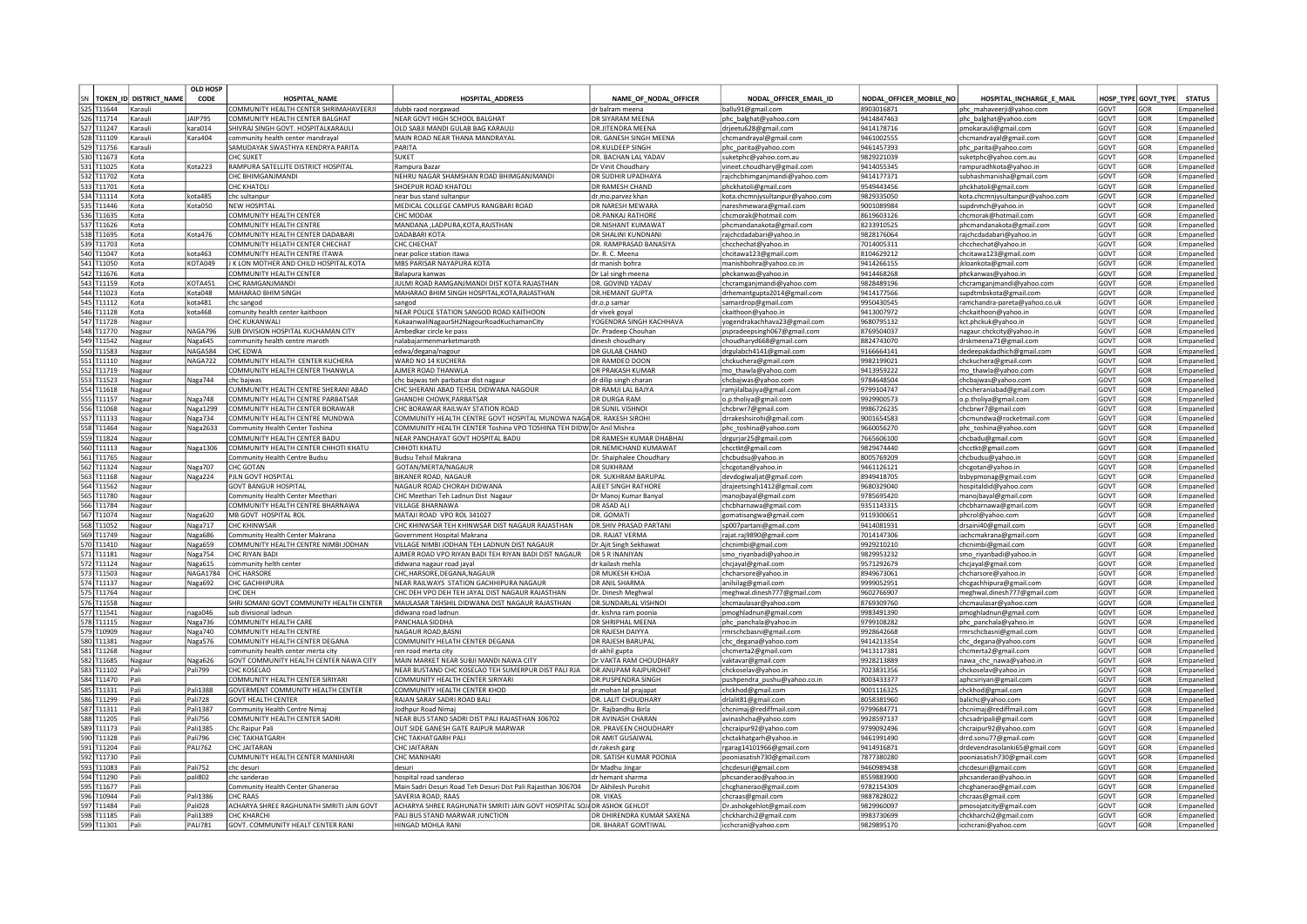| SN | TOKEN_ID | DISTRICT_NAME | OLD HOSP CODE | HOSPITAL_NAME | HOSPITAL_ADDRESS | NAME_OF_NODAL_OFFICER | NODAL_OFFICER_EMAIL_ID | NODAL_OFFICER_MOBILE_NO | HOSPITAL_INCHARGE_E_MAIL | HOSP_TYPE | GOVT_TYPE | STATUS |
|---|---|---|---|---|---|---|---|---|---|---|---|---|
| 525 | T11644 | Karauli | | COMMUNITY HEALTH CENTER SHRIMAHAVEERJI | dubbi raod norgawad | dr balram meena | ballu91@gmail.com | 8903016871 | phc_mahaveerji@yahoo.com | GOVT | GOR | Empanelled |
| 526 | T11714 | Karauli | JAIP795 | COMMUNITY HEALTH CENTER BALGHAT | NEAR GOVT HIGH SCHOOL BALGHAT | DR SIYARAM MEENA | phc_balghat@yahoo.com | 9414847463 | phc_balghat@yahoo.com | GOVT | GOR | Empanelled |
| 527 | T11247 | Karauli | kara014 | SHIVRAJ SINGH GOVT. HOSPITALKARAULI | OLD SABJI MANDI GULAB BAG KARAULI | DR.JITENDRA MEENA | drjeetu628@gmail.com | 9414178716 | pmokarauli@gmail.com | GOVT | GOR | Empanelled |
| 528 | T11109 | Karauli | Kara404 | community health center mandrayal | MAIN ROAD NEAR THANA MANDRAYAL | DR. GANESH SINGH MEENA | chcmandrayal@gmail.com | 9461002555 | chcmandrayal@gmail.com | GOVT | GOR | Empanelled |
| 529 | T11756 | Karauli | | SAMUDAYAK SWASTHYA KENDRYA PARITA | PARITA | DR.KULDEEP SINGH | phc_parita@yahoo.com | 9461457393 | phc_parita@yahoo.com | GOVT | GOR | Empanelled |
| 530 | T11673 | Kota | | CHC SUKET | SUKET | DR. BACHAN LAL YADAV | suketphc@yahoo.com.au | 9829221039 | suketphc@yahoo.com.au | GOVT | GOR | Empanelled |
| 531 | T11025 | Kota | Kota223 | RAMPURA SATELLITE DISTRICT HOSPITAL | Rampura Bazar | Dr Vinit Choudhary | vineet.choudhary@gmail.com | 9414055345 | rampuradhkota@yahoo.in | GOVT | GOR | Empanelled |
| 532 | T11702 | Kota | | CHC BHIMGANJMANDI | NEHRU NAGAR SHAMSHAN ROAD BHIMGANJMANDI | DR SUDHIR UPADHAYA | rajchcbhimganjmandi@yahoo.com | 9414177371 | subhashmanisha@gmail.com | GOVT | GOR | Empanelled |
| 533 | T11701 | Kota | | CHC KHATOLI | SHOEPUR ROAD KHATOLI | DR RAMESH CHAND | phckhatoli@gmail.com | 9549443456 | phckhatoli@gmail.com | GOVT | GOR | Empanelled |
| 534 | T11114 | Kota | kota485 | chc sultanpur | near bus stand sultanpur | dr.mo.parvez khan | kota.chcmnjysultanpur@yahoo.com | 9829335050 | kota.chcmnjysultanpur@yahoo.com | GOVT | GOR | Empanelled |
| 535 | T11446 | Kota | Kota050 | NEW HOSPITAL | MEDICAL COLLEGE CAMPUS RANGBARI ROAD | DR NARESH MEWARA | nareshmewara@gmail.com | 9001089984 | supdnmch@yahoo.in | GOVT | GOR | Empanelled |
| 536 | T11635 | Kota | | COMMUNITY HEALTH CENTER | CHC MODAK | DR.PANKAJ RATHORE | chcmorak@hotmail.com | 8619603126 | chcmorak@hotmail.com | GOVT | GOR | Empanelled |
| 537 | T11626 | Kota | | COMMUNITY HEALTH CENTRE | MANDANA ,LADPURA,KOTA,RAJSTHAN | DR.NISHANT KUMAWAT | phcmandanakota@gmail.com | 8233910525 | phcmandanakota@gmail.com | GOVT | GOR | Empanelled |
| 538 | T11695 | Kota | Kota476 | COMMUNITY HEALTH CENTER DADABARI | DADABARI KOTA | DR SHALINI KUNDNANI | rajchcdadabari@yahoo.in | 9828176064 | rajchcdadabari@yahoo.in | GOVT | GOR | Empanelled |
| 539 | T11703 | Kota | | COMMUNITY HEALTH CENTER CHECHAT | CHC CHECHAT | DR. RAMPRASAD BANASIYA | chcchechat@yahoo.in | 7014005311 | chcchechat@yahoo.in | GOVT | GOR | Empanelled |
| 540 | T11047 | Kota | kota463 | COMMUNITY HEALTH CENTER ITAWA | near police station itawa | Dr. R. C. Meena | chcitawa123@gmail.com | 8104629212 | chcitawa123@gmail.com | GOVT | GOR | Empanelled |
| 541 | T11050 | Kota | KOTA049 | J K LON MOTHER AND CHILD HOSPITAL KOTA | MBS PARISAR NAYAPURA KOTA | dr manish bohra | manishbohra@yahoo.co.in | 9414266155 | jkloankota@gmail.com | GOVT | GOR | Empanelled |
| 542 | T11676 | Kota | | COMMUNITY HEALTH CENTER | Balapura kanwas | Dr Lal singh meena | phckanwas@yahoo.in | 9414468268 | phckanwas@yahoo.in | GOVT | GOR | Empanelled |
| 543 | T11159 | Kota | KOTA451 | CHC RAMGANJMANDI | JULMI ROAD RAMGANJMANDI DIST KOTA RAJASTHAN | DR. GOVIND YADAV | chcramganjmandi@yahoo.com | 9828489196 | chcramganjmandi@yahoo.com | GOVT | GOR | Empanelled |
| 544 | T11023 | Kota | Kota048 | MAHARAO BHIM SINGH | MAHARAO BHIM SINGH HOSPITAL,KOTA,RAJASTHAN | DR.HEMANT GUPTA | drhemantgupta2014@gmail.com | 9414177566 | supdtmbskota@gmail.com | GOVT | GOR | Empanelled |
| 545 | T11112 | Kota | kota481 | chc sangod | sangod | dr.o.p samar | samardrop@gmail.com | 9950430545 | ramchandra-pareta@yahoo.co.uk | GOVT | GOR | Empanelled |
| 546 | T11128 | Kota | kota468 | comunity health center kaithoon | NEAR POLICE STATION SANGOD ROAD KAITHOON | dr vivek goyal | ckaithoon@yahoo.in | 9413007972 | chckaithoon@yahoo.in | GOVT | GOR | Empanelled |
| 547 | T11728 | Nagaur | | CHC KUKANWALI | KukaanwaliNagaurSH2NagourRoadKuchamanCity | YOGENDRA SINGH KACHHAVA | yogendrakachhava23@gmail.com | 9680795132 | kct.phckuk@yahoo.in | GOVT | GOR | Empanelled |
| 548 | T11770 | Nagaur | NAGA796 | SUB DIVISION HOSPITAL KUCHAMAN CITY | Ambedkar circle ke pass | Dr. Pradeep Chouhan | spradeepsingh067@gmail.com | 8769504037 | nagaur.chckcity@yahoo.in | GOVT | GOR | Empanelled |
| 549 | T11542 | Nagaur | Naga645 | community health centre maroth | nalabajarmenmarketmaroth | dinesh choudhary | choudharyd668@gmail.com | 8824743070 | drskmeena71@gmail.com | GOVT | GOR | Empanelled |
| 550 | T11583 | Nagaur | NAGA584 | CHC EDWA | edwa/degana/nagour | DR GULAB CHAND | drgulabch4141@gmail.com | 9166664141 | dedeepakdadhich@gmail.com | GOVT | GOR | Empanelled |
| 551 | T11110 | Nagaur | NAGA722 | COMMUNITY HEALTH CENTER KUCHERA | WARD NO 14 KUCHERA | DR RAMDEO DOON | chckuchera@gmail.com | 9982199021 | chckuchera@gmail.com | GOVT | GOR | Empanelled |
| 552 | T11719 | Nagaur | | COMMUNITY HEALTH CENTER THANWLA | AJMER ROAD THANWLA | DR PRAKASH KUMAR | mo_thawla@yahoo.com | 9413959222 | mo_thawla@yahoo.com | GOVT | GOR | Empanelled |
| 553 | T11523 | Nagaur | Naga744 | chc bajwas | chc bajwas teh parbatsar dist nagaur | dr dilip singh charan | chcbajwas@yahoo.com | 9784648504 | chcbajwas@yahoo.com | GOVT | GOR | Empanelled |
| 554 | T11618 | Nagaur | | CUMMUNITY HEALTH CENTER SHERANI ABAD | CHC SHERANI ABAD TEHSIL DIDWANA NAGOUR | DR RAMJI LAL BAJYA | ramjilalbajiya@gmail.com | 9799104747 | chcsheraniabad@gmail.com | GOVT | GOR | Empanelled |
| 555 | T11157 | Nagaur | Naga748 | COMMUNITY HEALTH CENTRE PARBATSAR | GHANDHI CHOWK,PARBATSAR | DR DURGA RAM | o.p.tholiya@gmail.com | 9929900573 | o.p.tholiya@gmail.com | GOVT | GOR | Empanelled |
| 556 | T11068 | Nagaur | Naga1299 | COMMUNITY HEALTH CENTRE BORAWAR | CHC BORAWAR RAILWAY STATION ROAD | DR SUNIL VISHNOI | chcbrwr7@gmail.com | 9986726235 | chcbrwr7@gmail.com | GOVT | GOR | Empanelled |
| 557 | T11133 | Nagaur | Naga734 | COMMUNITY HEALTH CENTRE MUNDWA | COMMUNITY HEALTH CENTRE GOVT HOSPITAL MUNDWA NAGAUR | DR. RAKESH SIROHI | drrakeshsirohi@gmail.com | 9001654583 | chcmundwa@rocketmail.com | GOVT | GOR | Empanelled |
| 558 | T11464 | Nagaur | Naga2633 | Community Health Center Toshina | COMMUNITY HEALTH CENTER Toshina VPO TOSHINA TEH DIDWANA | Dr Anil Mishra | phc_toshina@yahoo.com | 9660056270 | phc_toshina@yahoo.com | GOVT | GOR | Empanelled |
| 559 | T11824 | Nagaur | | COMMUNITY HEALTH CENTER BADU | NEAR PANCHAYAT GOVT HOSPITAL BADU | DR RAMESH KUMAR DHABHAI | drgurjar25@gmail.com | 7665066100 | chcbadu@gmail.com | GOVT | GOR | Empanelled |
| 560 | T11113 | Nagaur | Naga1306 | COMMUNITY HEALTH CENTER CHHOTI KHATU | CHHOTI KHATU | DR.NEMICHAND KUMAWAT | chcctkt@gmail.com | 9829474440 | chcctkt@gmail.com | GOVT | GOR | Empanelled |
| 561 | T11765 | Nagaur | | Community Health Centre Budsu | Budsu Tehsil Makrana | Dr. Shaiphalee Choudhary | chcbudsu@yahoo.in | 8005769209 | chcbudsu@yahoo.in | GOVT | GOR | Empanelled |
| 562 | T11324 | Nagaur | Naga707 | CHC GOTAN | GOTAN/MERTA/NAGAUR | DR SUKHRAM | chcgotan@yahoo.in | 9461126121 | chcgotan@yahoo.in | GOVT | GOR | Empanelled |
| 563 | T11168 | Nagaur | Naga224 | PJLN GOVT HOSPITAL | BIKANER ROAD, NAGAUR | DR. SUKHRAM BARUPAL | devdogiwalgat@gmail.com | 8949418705 | bsbypmonag@gmail.com | GOVT | GOR | Empanelled |
| 564 | T11562 | Nagaur | | GOVT BANGUR HOSPITAL | NAGAUR ROAD CHORAH DIDWANA | AJEET SINGH RATHORE | drajeetsingh1412@gmail.com | 9680329040 | hospitaldid@yahoo.com | GOVT | GOR | Empanelled |
| 565 | T11780 | Nagaur | | Community Health Center Meethari | CHC Meethari Teh Ladnun Dist Nagaur | Dr Manoj Kumar Banyal | manojbayal@gmail.com | 9785695420 | manojbayal@gmail.com | GOVT | GOR | Empanelled |
| 566 | T11784 | Nagaur | | COMMUNITY HEALTH CENTRE BHARNAWA | VILLAGE BHARNAWA | DR ASAD ALI | chcbharnawa@gmail.com | 9351143315 | chcbharnawa@gmail.com | GOVT | GOR | Empanelled |
| 567 | T11074 | Nagaur | Naga620 | MB GOVT HOSPITAL ROL | MATAJI ROAD VPO ROL 341027 | DR. GOMATI | gomatisangwa@gmail.com | 9119300651 | phcrol@yahoo.com | GOVT | GOR | Empanelled |
| 568 | T11052 | Nagaur | Naga717 | CHC KHINWSAR | CHC KHINWSAR TEH KHINWSAR DIST NAGAUR RAJASTHAN | DR.SHIV PRASAD PARTANI | sp007partani@gmail.com | 9414081931 | drsaini40@gmail.com | GOVT | GOR | Empanelled |
| 569 | T11749 | Nagaur | Naga686 | Community Health Center Makrana | Government Hospital Makrana | DR. RAJAT VERMA | rajat.raj9890@gmail.com | 7014147306 | iachcmakrana@gmail.com | GOVT | GOR | Empanelled |
| 570 | T11410 | Nagaur | Naga659 | COMMUNITY HEALTH CENTRE NIMBI JODHAN | VILLAGE NIMBI JODHAN TEH LADNUN DIST NAGAUR | Dr.Ajit Singh Sekhawat | chcnimbi@gmail.com | 9929210210 | chcnimbi@gmail.com | GOVT | GOR | Empanelled |
| 571 | T11181 | Nagaur | Naga754 | CHC RIYAN BADI | AJMER ROAD VPO RIYAN BADI TEH RIYAN BADI DIST NAGAUR | DR S R INANIYAN | smo_riyanbadi@yahoo.in | 9829953232 | smo_riyanbadi@yahoo.in | GOVT | GOR | Empanelled |
| 572 | T11124 | Nagaur | Naga615 | community helth center | didwana nagaur road jayal | dr kailash mehla | chcjayal@gmail.com | 9571292679 | chcjayal@gmail.com | GOVT | GOR | Empanelled |
| 573 | T11503 | Nagaur | NAGA1784 | CHC HARSORE | CHC,HARSORE,DEGANA,NAGAUR | DR MUKESH KHOJA | chcharsore@yahoo.in | 8949673061 | chcharsore@yahoo.in | GOVT | GOR | Empanelled |
| 574 | T11137 | Nagaur | Naga692 | CHC GACHHIPURA | NEAR RAILWAYS STATION GACHHIPURA NAGAUR | DR ANIL SHARMA | anilsilag@gmail.com | 9999052951 | chcgachhipura@gmail.com | GOVT | GOR | Empanelled |
| 575 | T11764 | Nagaur | | CHC DEH | CHC DEH VPO DEH TEH JAYAL DIST NAGAUR RAJASTHAN | Dr. Dinesh Meghwal | meghwal.dinesh777@gmail.com | 9602766907 | meghwal.dinesh777@gmail.com | GOVT | GOR | Empanelled |
| 576 | T11558 | Nagaur | | SHRI SOMANI GOVT COMMUNITY HEALTH CENTER | MAULASAR TAHSHIL DIDWANA DIST NAGAUR RAJASTHAN | DR.SUNDARLAL VISHNOI | chcmaulasar@yahoo.com | 8769309760 | chcmaulasar@yahoo.com | GOVT | GOR | Empanelled |
| 577 | T11541 | Nagaur | naga046 | sub divisional ladnun | didwana road ladnun | dr. kishna ram poonia | pmoghladnun@gmail.com | 9983491390 | pmoghladnun@gmail.com | GOVT | GOR | Empanelled |
| 578 | T11115 | Nagaur | Naga736 | COMMUNITY HEALTH CARE | PANCHALA SIDDHA | DR SHRIPHAL MEENA | phc_panchala@yahoo.in | 9799108282 | phc_panchala@yahoo.in | GOVT | GOR | Empanelled |
| 579 | T10909 | Nagaur | Naga740 | COMMUNITY HEALTH CENTRE | NAGAUR ROAD,BASNI | DR RAJESH DAIYYA | rmrschcbasni@gmail.com | 9928642668 | rmrschcbasni@gmail.com | GOVT | GOR | Empanelled |
| 580 | T11381 | Nagaur | Naga576 | COMMUNITY HEALTH CENTER DEGANA | COMMUNITY HELATH CENTER DEGANA | DR RAJESH BARUPAL | chc_degana@yahoo.com | 9414213354 | chc_degana@yahoo.com | GOVT | GOR | Empanelled |
| 581 | T11268 | Nagaur | | community health center merta city | ren road merta city | dr akhil gupta | chcmerta2@gmail.com | 9413117381 | chcmerta2@gmail.com | GOVT | GOR | Empanelled |
| 582 | T11685 | Nagaur | Naga626 | GOVT COMMUNITY HEALTH CENTER NAWA CITY | MAIN MARKET NEAR SUBJI MANDI NAWA CITY | Dr VAKTA RAM CHOUDHARY | vaktavar@gmail.com | 9928213889 | nawa_chc_nawa@yahoo.in | GOVT | GOR | Empanelled |
| 583 | T11102 | Pali | Pali799 | CHC KOSELAO | NEAR BUSTAND CHC KOSELAO TEH SUMERPUR DIST PALI RJA | DR.ANUPAM RAJPUROHIT | chckoselav@yahoo.in | 7023831356 | chckoselav@yahoo.in | GOVT | GOR | Empanelled |
| 584 | T11470 | Pali | | COMMUNITY HEALTH CENTER SIRIYARI | COMMUNITY HEALTH CENTER SIRIYARI | DR.PUSPENDRA SINGH | pushpendra_pushu@yahoo.co.in | 8003433377 | aphcsiriyari@gmail.com | GOVT | GOR | Empanelled |
| 585 | T11331 | Pali | Pali1388 | GOVERMENT COMMUNITY HEALTH CENTER | COMMUNITY HEALTH CENTER KHOD | dr.mohan lal prajapat | chckhod@gmail.com | 9001116325 | chckhod@gmail.com | GOVT | GOR | Empanelled |
| 586 | T11299 | Pali | Pali728 | GOVT HEALTH CENTER | RAJAN SARAY SADRI ROAD BALI | DR. LALIT CHOUDHARY | drlalit81@gmail.com | 8058381960 | balichc@yahoo.com | GOVT | GOR | Empanelled |
| 587 | T11311 | Pali | Pali1387 | Community Health Centre Nimaj | Jodhpur Road Nimaj | Dr. Rajbandhu Birla | chcnimaj@rediffmail.com | 9799684771 | chcnimaj@rediffmail.com | GOVT | GOR | Empanelled |
| 588 | T11205 | Pali | Pali756 | COMMUNITY HEALTH CENTER SADRI | NEAR BUS STAND SADRI DIST PALI RAJASTHAN 306702 | DR AVINASH CHARAN | avinashcha@yahoo.com | 9928597137 | chcsadripali@gmail.com | GOVT | GOR | Empanelled |
| 589 | T11173 | Pali | Pali1385 | Chc Raipur Pali | OUT SIDE GANESH GATE RAIPUR MARWAR | DR. PRAVEEN CHOUDHARY | chcraipur92@yahoo.com | 9799092496 | chcraipur92@yahoo.com | GOVT | GOR | Empanelled |
| 590 | T11328 | Pali | Pali796 | CHC TAKHATGARH | CHC TAKHATGARH PALI | DR AMIT GUSAIWAL | chctakhatgarh@yahoo.in | 9461991490 | drrd.sonu77@gmail.com | GOVT | GOR | Empanelled |
| 591 | T11204 | Pali | PALI762 | CHC JAITARAN | CHC JAITARAN | dr.rakesh garg | rgarag14101966@gmail.com | 9414916871 | drdevendrasolanki65@gmail.com | GOVT | GOR | Empanelled |
| 592 | T11730 | Pali | | CUMMUNITY HEALTH CENTER MANIHARI | CHC MANIHARI | DR. SATISH KUMAR POONIA | pooniasatish730@gmail.com | 7877380280 | pooniasatish730@gmail.com | GOVT | GOR | Empanelled |
| 593 | T11083 | Pali | Pali752 | chc desuri | desuri | Dr Madhu Jingar | chcdesuri@gmail.com | 9460989438 | chcdesuri@gmail.com | GOVT | GOR | Empanelled |
| 594 | T11290 | Pali | pali802 | chc sanderao | hospital road sanderao | dr hemant sharma | phcsanderao@yahoo.in | 8559883900 | phcsanderao@yahoo.in | GOVT | GOR | Empanelled |
| 595 | T11677 | Pali | | Community Health Center Ghanerao | Main Sadri Desuri Road Teh Desuri Dist Pali Rajasthan 306704 | Dr Akhilesh Purohit | chcghanerao@gmail.com | 9782154309 | chcghanerao@gmail.com | GOVT | GOR | Empanelled |
| 596 | T10944 | Pali | Pali1386 | CHC RAAS | SAVERIA ROAD, RAAS | DR. VIKAS | chcraas@gmail.com | 9887828022 | chcraas@gmail.com | GOVT | GOR | Empanelled |
| 597 | T11484 | Pali | Pali028 | ACHARYA SHREE RAGHUNATH SMRITI JAIN GOVT | ACHARYA SHREE RAGHUNATH SMRITI JAIN GOVT HOSPITAL SOJAT | DR ASHOK GEHLOT | Dr.ashokgehlot@gmail.com | 9829960097 | pmosojatcity@gmail.com | GOVT | GOR | Empanelled |
| 598 | T11185 | Pali | Pali1389 | CHC KHARCHI | PALI BUS STAND MARWAR JUNCTION | DR DHIRENDRA KUMAR SAXENA | chckharchi2@gmail.com | 9983730699 | chckharchi2@gmail.com | GOVT | GOR | Empanelled |
| 599 | T11301 | Pali | PALI781 | GOVT. COMMUNITY HEALT CENTER RANI | HINGAD MOHLA RANI | DR. BHARAT GOMTIWAL | icchcrani@yahoo.com | 9829895170 | icchcrani@yahoo.com | GOVT | GOR | Empanelled |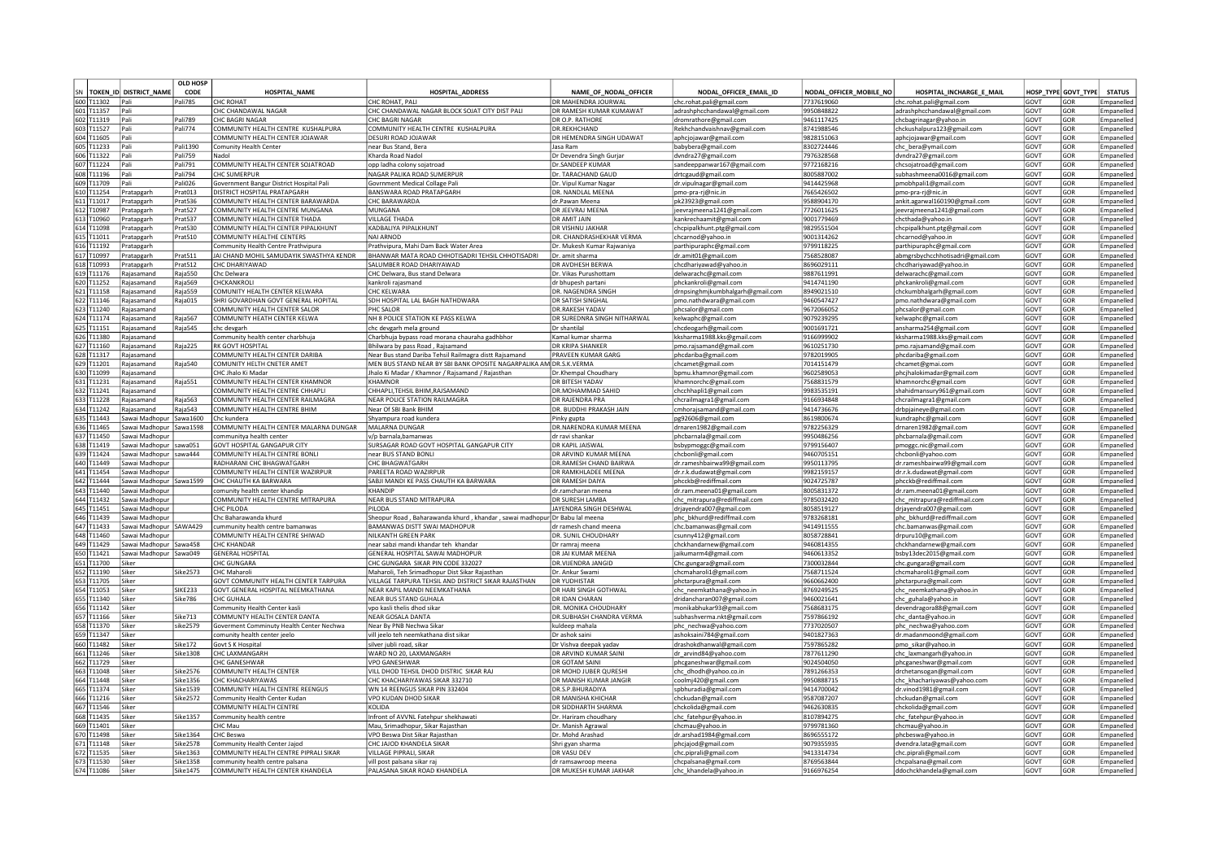| SN | TOKEN_ID | DISTRICT_NAME | OLD HOSP CODE | HOSPITAL_NAME | HOSPITAL_ADDRESS | NAME_OF_NODAL_OFFICER | NODAL_OFFICER_EMAIL_ID | NODAL_OFFICER_MOBILE_NO | HOSPITAL_INCHARGE_E_MAIL | HOSP_TYPE | GOVT_TYPE | STATUS |
|---|---|---|---|---|---|---|---|---|---|---|---|---|
| 600 | T11302 | Pali | Pali785 | CHC ROHAT | CHC ROHAT, PALI | DR MAHENDRA JOURWAL | chc.rohat.pali@gmail.com | 7737619060 | chc.rohat.pali@gmail.com | GOVT | GOR | Empanelled |
| 601 | T11357 | Pali | | CHC CHANDAWAL NAGAR | CHC CHANDAWAL NAGAR BLOCK SOJAT CITY DIST PALI | DR RAMESH KUMAR KUMAWAT | adrashphcchandawal@gmail.com | 9950848822 | adrashphcchandawal@gmail.com | GOVT | GOR | Empanelled |
| 602 | T11319 | Pali | Pali789 | CHC BAGRI NAGAR | CHC BAGRI NAGAR | DR O.P. RATHORE | dromrathore@gmail.com | 9461117425 | chcbagrinagar@yahoo.in | GOVT | GOR | Empanelled |
| 603 | T11527 | Pali | Pali774 | COMMUNITY HEALTH CENTRE KUSHALPURA | COMMUNITY HEALTH CENTRE KUSHALPURA | DR.REKHCHAND | Rekhchandvaishnav@gmail.com | 8741988546 | chckushalpura123@gmail.com | GOVT | GOR | Empanelled |
| 604 | T11605 | Pali | | COMMUNITY HEALTH CENTER JOJAWAR | DESURI ROAD JOJAWAR | DR HEMENDRA SINGH UDAWAT | aphcjojawar@gmail.com | 9828151063 | aphcjojawar@gmail.com | GOVT | GOR | Empanelled |
| 605 | T11233 | Pali | Pali1390 | Comunity Health Center | near Bus Stand, Bera | Jasa Ram | babybera@gmail.com | 8302724446 | chc_bera@ymail.com | GOVT | GOR | Empanelled |
| 606 | T11322 | Pali | Pali759 | Nadol | Kharda Road Nadol | Dr Devendra Singh Gurjar | dvndra27@gmail.com | 7976328568 | dvndra27@gmail.com | GOVT | GOR | Empanelled |
| 607 | T11224 | Pali | Pali791 | COMMUNITY HEALTH CENTER SOJATROAD | opp ladha colony sojatroad | Dr.SANDEEP KUMAR | sandeeppanwar167@gmail.com | 9772168216 | chcsojatroad@gmail.com | GOVT | GOR | Empanelled |
| 608 | T11196 | Pali | Pali794 | CHC SUMERPUR | NAGAR PALIKA ROAD SUMERPUR | Dr. TARACHAND GAUD | drtcgaud@gmail.com | 8005887002 | subhashmeena0016@gmail.com | GOVT | GOR | Empanelled |
| 609 | T11709 | Pali | Pali026 | Government Bangur District Hospital Pali | Govrnment Medical Collage Pali | Dr. Vipul Kumar Nagar | dr.vipulnagar@gmail.com | 9414425968 | pmobhpali1@gmail.com | GOVT | GOR | Empanelled |
| 610 | T11254 | Pratapgarh | Prat013 | DISTRICT HOSPITAL PRATAPGARH | BANSWARA ROAD PRATAPGARH | DR. NANDLAL MEENA | pmo-pra-rj@nic.in | 7665426502 | pmo-pra-rj@nic.in | GOVT | GOR | Empanelled |
| 611 | T11017 | Pratapgarh | Prat536 | COMMUNITY HEALTH CENTER BARAWARDA | CHC BARAWARDA | dr.Pawan Meena | pk23923@gmail.com | 9588904170 | ankit.agarwal160190@gmail.com | GOVT | GOR | Empanelled |
| 612 | T10987 | Pratapgarh | Prat527 | COMMUNITY HEALTH CENTRE MUNGANA | MUNGANA | DR JEEVRAJ MEENA | jeevrajmeena1241@gmail.com | 7726011625 | jeevrajmeena1241@gmail.com | GOVT | GOR | Empanelled |
| 613 | T10960 | Pratapgarh | Prat537 | COMMUNITY HEALTH CENTER THADA | VILLAGE THADA | DR AMIT JAIN | kankrechaamit@gmail.com | 9001779469 | chcthada@yahoo.in | GOVT | GOR | Empanelled |
| 614 | T11098 | Pratapgarh | Prat530 | COMMUNITY HEALTH CENTER PIPALKHUNT | KADBALIYA PIPALKHUNT | DR VISHNU JAKHAR | chcpipalkhunt.ptg@gmail.com | 9829551504 | chcpipalkhunt.ptg@gmail.com | GOVT | GOR | Empanelled |
| 615 | T11011 | Pratapgarh | Prat510 | COMMUNITY HEALTHE CENTERS | NAI ARNOD | DR. CHANDRASHEKHAR VERMA | chcarnod@yahoo.in | 9001314262 | chcarnod@yahoo.in | GOVT | GOR | Empanelled |
| 616 | T11192 | Pratapgarh | | Community Health Centre Prathvipura | Prathvipura, Mahi Dam Back Water Area | Dr. Mukesh Kumar Rajwaniya | parthipuraphc@gmail.com | 9799118225 | parthipuraphc@gmail.com | GOVT | GOR | Empanelled |
| 617 | T10997 | Pratapgarh | Prat511 | JAI CHAND MOHIL SAMUDAYIK SWASTHYA KENDR | BHANWAR MATA ROAD CHHOTISADRI TEHSIL CHHOTISADRI | Dr. amit sharma | dr.amit01@gmail.com | 7568528087 | abmgrsbychcchhotisadri@gmail.com | GOVT | GOR | Empanelled |
| 618 | T10993 | Pratapgarh | Prat512 | CHC DHARIYAWAD | SALUMBER ROAD DHARIYAWAD | DR AVDHESH BERWA | chcdhariyawad@yahoo.in | 8696029111 | chcdhariyawad@yahoo.in | GOVT | GOR | Empanelled |
| 619 | T11176 | Rajasamand | Raja550 | Chc Delwara | CHC Delwara, Bus stand Delwara | Dr. Vikas Purushottam | delwarachc@gmail.com | 9887611991 | delwarachc@gmail.com | GOVT | GOR | Empanelled |
| 620 | T11252 | Rajasamand | Raja569 | CHCKANKROLI | kankroli rajasmand | dr bhupesh partani | phckankroli@gmail.com | 9414741190 | phckankroli@gmail.com | GOVT | GOR | Empanelled |
| 621 | T11158 | Rajasamand | Raja559 | COMUNITY HEALTH CENTER KELWARA | CHC KELWARA | DR. NAGENDRA SINGH | drnpsinghmjkumbhalgarh@gmail.com | 8949021510 | chckumbhalgarh@gmail.com | GOVT | GOR | Empanelled |
| 622 | T11146 | Rajasamand | Raja015 | SHRI GOVARDHAN GOVT GENERAL HOPITAL | SDH HOSPITAL LAL BAGH NATHDWARA | DR SATISH SINGHAL | pmo.nathdwara@gmail.com | 9460547427 | pmo.nathdwara@gmail.com | GOVT | GOR | Empanelled |
| 623 | T11240 | Rajasamand | | COMMUNITY HEALTH CENTER SALOR | PHC SALOR | DR.RAKESH YADAV | phcsalor@gmail.com | 9672066052 | phcsalor@gmail.com | GOVT | GOR | Empanelled |
| 624 | T11174 | Rajasamand | Raja567 | COMMUNITY HEATH CENTER KELWA | NH 8 POLICE STATION KE PASS KELWA | DR SUREDNRA SINGH NITHARWAL | kelwaphc@gmail.com | 9079239295 | kelwaphc@gmail.com | GOVT | GOR | Empanelled |
| 625 | T11151 | Rajasamand | Raja545 | chc devgarh | chc devgarh mela ground | Dr shantilal | chcdeogarh@gmail.com | 9001691721 | ansharma254@gmail.com | GOVT | GOR | Empanelled |
| 626 | T11380 | Rajasamand | | Community health center charbhuja | Charbhuja bypass road morana chauraha gadhbhor | Kamal kumar sharma | kksharma1988.kks@gmail.com | 9166999902 | kksharma1988.kks@gmail.com | GOVT | GOR | Empanelled |
| 627 | T11160 | Rajasamand | Raja225 | RK GOVT HOSPITAL | Bhilwara by pass Road , Rajsamand | DR KRIPA SHANKER | pmo.rajsamand@gmail.com | 9610251730 | pmo.rajsamand@gmail.com | GOVT | GOR | Empanelled |
| 628 | T11317 | Rajasamand | | COMMUNITY HEALTH CENTER DARIBA | Near Bus stand Dariba Tehsil Railmagra distt Rajsamand | PRAVEEN KUMAR GARG | phcdariba@gmail.com | 9782019905 | phcdariba@gmail.com | GOVT | GOR | Empanelled |
| 629 | T11201 | Rajasamand | Raja540 | COMUNITY HELTH CNETER AMET | MEN BUS STAND NEAR BY SBI BANK OPOSITE NAGARPALIKA AM | DR.S.K.VERMA | chcamet@gmail.com | 7014151479 | chcamet@gmai.com | GOVT | GOR | Empanelled |
| 630 | T11099 | Rajasamand | | CHC Jhalo Ki Madar | Jhalo Ki Madar / Khamnor / Rajsamand / Rajasthan | Dr.Khempal Choudhary | bpmu.khamnor@gmail.com | 9602589053 | phcjhalokimadar@gmail.com | GOVT | GOR | Empanelled |
| 631 | T11231 | Rajasamand | Raja551 | COMMUNITY HEALTH CENTER KHAMNOR | KHAMNOR | DR BITESH YADAV | khamnorchc@gmail.com | 7568831579 | khamnorchc@gmail.com | GOVT | GOR | Empanelled |
| 632 | T11241 | Rajasamand | | COMMUNITY HEALTH CENTRE CHHAPLI | CHHAPLI,TEHSIL BHIM,RAJSAMAND | DR.MOHAMMAD SAHID | chcchhapli1@gmail.com | 9983535191 | shahidmansury961@gmail.com | GOVT | GOR | Empanelled |
| 633 | T11228 | Rajasamand | Raja563 | COMMUNITY HEALTH CENTER RAILMAGRA | NEAR POLICE STATION RAILMAGRA | DR RAJENDRA PRA | chcrailmagra1@gmail.com | 9166934848 | chcrailmagra1@gmail.com | GOVT | GOR | Empanelled |
| 634 | T11242 | Rajasamand | Raja543 | COMMUNITY HEALTH CENTRE BHIM | Near Of SBI Bank BHIM | DR. BUDDHI PRAKASH JAIN | cmhorajsamand@gmail.com | 9414736676 | drbpjaineye@gmail.com | GOVT | GOR | Empanelled |
| 635 | T11443 | Sawai Madhopur | Sawa1600 | Chc kundera | Shyampura road kundera | Pinky gupta | pg92606@gmail.com | 8619800674 | kundraphc@gmail.com | GOVT | GOR | Empanelled |
| 636 | T11465 | Sawai Madhopur | Sawa1598 | COMMUNITY HEALTH CENTER MALARNA DUNGAR | MALARNA DUNGAR | DR.NARENDRA KUMAR MEENA | drnaren1982@gmail.com | 9782256329 | drnaren1982@gmail.com | GOVT | GOR | Empanelled |
| 637 | T11450 | Sawai Madhopur | | communitya health center | v/p barnala,bamanwas | dr ravi shankar | phcbarnala@gmail.com | 9950486256 | phcbarnala@gmail.com | GOVT | GOR | Empanelled |
| 638 | T11419 | Sawai Madhopur | sawa051 | GOVT HOSPITAL GANGAPUR CITY | SURSAGAR ROAD GOVT HOSPITAL GANGAPUR CITY | DR KAPIL JAISWAL | bsbypmoggc@gmail.com | 9799156407 | pmoggc.nic@gmail.com | GOVT | GOR | Empanelled |
| 639 | T11424 | Sawai Madhopur | sawa444 | COMMUNITY HEALTH CENTRE BONLI | near BUS STAND BONLI | DR ARVIND KUMAR MEENA | chcbonli@gmail.com | 9460705151 | chcbonli@yahoo.com | GOVT | GOR | Empanelled |
| 640 | T11449 | Sawai Madhopur | | RADHARANI CHC BHAGWATGARH | CHC BHAGWATGARH | DR.RAMESH CHAND BAIRWA | dr.rameshbairwa99@gmail.com | 9950113795 | dr.rameshbairwa99@gmail.com | GOVT | GOR | Empanelled |
| 641 | T11454 | Sawai Madhopur | | COMMUNITY HEALTH CENTER WAZIRPUR | PAREETA ROAD WAZIRPUR | DR RAMKHILADEE MEENA | dr.r.k.dudawat@gmail.com | 9982159157 | dr.r.k.dudawat@gmail.com | GOVT | GOR | Empanelled |
| 642 | T11444 | Sawai Madhopur | Sawa1599 | CHC CHAUTH KA BARWARA | SABJI MANDI KE PASS CHAUTH KA BARWARA | DR RAMESH DAIYA | phcckb@rediffmail.com | 9024725787 | phcckb@rediffmail.com | GOVT | GOR | Empanelled |
| 643 | T11440 | Sawai Madhopur | | comunity health center khandip | KHANDIP | dr.ramcharan meena | dr.ram.meena01@gmail.com | 8005831372 | dr.ram.meena01@gmail.com | GOVT | GOR | Empanelled |
| 644 | T11432 | Sawai Madhopur | | COMMUNITY HEALTH CENTRE MITRAPURA | NEAR BUS STAND MITRAPURA | DR SURESH LAMBA | chc_mitrapura@rediffmail.com | 9785032420 | chc_mitrapura@rediffmail.com | GOVT | GOR | Empanelled |
| 645 | T11451 | Sawai Madhopur | | CHC PILODA | PILODA | JAYENDRA SINGH DESHWAL | drjayendra007@gmail.com | 8058519127 | drjayendra007@gmail.com | GOVT | GOR | Empanelled |
| 646 | T11439 | Sawai Madhopur | | Chc Baharawanda khurd | Sheopur Road , Baharawanda khurd , khandar , sawai madhopur | Dr Babu lal meena | phc_bkhurd@rediffmail.com | 9783268181 | phc_bkhurd@rediffmail.com | GOVT | GOR | Empanelled |
| 647 | T11433 | Sawai Madhopur | SAWA429 | cummunity health centre bamanwas | BAMANWAS DISTT SWAI MADHOPUR | dr ramesh chand meena | chc.bamanwas@gmail.com | 9414911555 | chc.bamanwas@gmail.com | GOVT | GOR | Empanelled |
| 648 | T11460 | Sawai Madhopur | | COMMUNITY HEALTH CENTRE SHIWAD | NILKANTH GREEN PARK | DR. SUNIL CHOUDHARY | csunny412@gmail.com | 8058728841 | drpuru10@gmail.com | GOVT | GOR | Empanelled |
| 649 | T11429 | Sawai Madhopur | Sawa458 | CHC KHANDAR | near sabzi mandi khandar teh khandar | Dr ramraj meena | chckhandarnew@gmail.com | 9460814355 | chckhandarnew@gmail.com | GOVT | GOR | Empanelled |
| 650 | T11421 | Sawai Madhopur | Sawa049 | GENERAL HOSPITAL | GENERAL HOSPITAL SAWAI MADHOPUR | DR JAI KUMAR MEENA | jaikumarm4@gmail.com | 9460613352 | bsby13dec2015@gmail.com | GOVT | GOR | Empanelled |
| 651 | T11700 | Siker | | CHC GUNGARA | CHC GUNGARA SIKAR PIN CODE 332027 | DR.VIJENDRA JANGID | Chc.gungara@gmail.com | 7300032844 | chc.gungara@gmail.com | GOVT | GOR | Empanelled |
| 652 | T11190 | Siker | Sike2573 | CHC Maharoli | Maharoli, Teh Srimadhopur Dist Sikar Rajasthan | Dr. Ankur Swami | chcmaharoli1@gmail.com | 7568711524 | chcmaharoli1@gmail.com | GOVT | GOR | Empanelled |
| 653 | T11705 | Siker | | GOVT COMMUNITY HEALTH CENTER TARPURA | VILLAGE TARPURA TEHSIL AND DISTRICT SIKAR RAJASTHAN | DR YUDHISTAR | phctarpura@gmail.com | 9660662400 | phctarpura@gmail.com | GOVT | GOR | Empanelled |
| 654 | T11053 | Siker | SIKE233 | GOVT.GENERAL HOSPITAL NEEMKATHANA | NEAR KAPIL MANDI NEEMKATHANA | DR HARI SINGH GOTHWAL | chc_neemkathana@yahoo.in | 8769249525 | chc_neemkathana@yahoo.in | GOVT | GOR | Empanelled |
| 655 | T11340 | Siker | Sike786 | CHC GUHALA | NEAR BUS STAND GUHALA | DR IDAN CHARAN | dridancharan007@gmail.com | 9460021641 | chc_guhala@yahoo.in | GOVT | GOR | Empanelled |
| 656 | T11142 | Siker | | Community Health Center kasli | vpo kasli thelis dhod sikar | DR. MONIKA CHOUDHARY | monikabhukar93@gmail.com | 7568683175 | devendragora88@gmail.com | GOVT | GOR | Empanelled |
| 657 | T11166 | Siker | Sike713 | COMMUNITY HEALTH CENTER DANTA | NEAR GOSALA DANTA | DR.SUBHASH CHANDRA VERMA | subhashverma.nkt@gmail.com | 7597866192 | chc_danta@yahoo.in | GOVT | GOR | Empanelled |
| 658 | T11370 | Siker | sike2579 | Goverment Comminuty Health Center Nechwa | Near By PNB Nechwa Sikar | kuldeep mahala | phc_nechwa@yahoo.com | 7737020507 | phc_nechwa@yahoo.com | GOVT | GOR | Empanelled |
| 659 | T11347 | Siker | | comunity health center jeelo | vill jeelo teh neemkathana dist sikar | Dr ashok saini | ashoksaini784@gmail.com | 9401827363 | dr.madanmoond@gmail.com | GOVT | GOR | Empanelled |
| 660 | T11482 | Siker | Sike172 | Govt S K Hospital | silver jubli road, sikar | Dr Vishva deepak yadav | drashokdhanwal@gmail.com | 7597865282 | pmo_sikar@yahoo.in | GOVT | GOR | Empanelled |
| 661 | T11246 | Siker | Sike1308 | CHC LAXMANGARH | WARD NO 20, LAXMANGARH | DR ARVIND KUMAR SAINI | dr_arvind84@yahoo.com | 7877611290 | chc_laxmangarh@yahoo.in | GOVT | GOR | Empanelled |
| 662 | T11729 | Siker | | CHC GANESHWAR | VPO GANESHWAR | DR GOTAM SAINI | phcganeshwar@gmail.com | 9024504050 | phcganeshwar@gmail.com | GOVT | GOR | Empanelled |
| 663 | T11048 | Siker | Sike2576 | COMMUNITY HEALTH CENTER | VILL DHOD TEHSIL DHOD DISTRIC SIKAR RAJ | DR MOHD JUBER QURESHI | chc_dhodh@yahoo.co.in | 7891266353 | drchetansogan@gmail.com | GOVT | GOR | Empanelled |
| 664 | T11448 | Siker | Sike1356 | CHC KHACHARIYAWAS | CHC KHACHARIYAWAS SIKAR 332710 | DR MANISH KUMAR JANGIR | coolmj420@gmail.com | 9950888715 | chc_khachariyawas@yahoo.com | GOVT | GOR | Empanelled |
| 665 | T11374 | Siker | Sike1539 | COMMUNITY HEALTH CENTRE REENGUS | WN 14 REENGUS SIKAR PIN 332404 | DR.S.P.BHURADIYA | spbhuradia@gmail.com | 9414700042 | dr.vinod1981@gmail.com | GOVT | GOR | Empanelled |
| 666 | T11216 | Siker | Sike2572 | Community Health Center Kudan | VPO KUDAN DHOD SIKAR | DR MANISHA KHICHAR | chckudan@gmail.com | 9587087207 | chckudan@gmail.com | GOVT | GOR | Empanelled |
| 667 | T11546 | Siker | | COMMUNITY HEALTH CENTRE | KOLIDA | DR SIDDHARTH SHARMA | chckolida@gmail.com | 9462630835 | chckolida@gmail.com | GOVT | GOR | Empanelled |
| 668 | T11435 | Siker | Sike1357 | Community health centre | Infront of AVVNL Fatehpur shekhawati | Dr. Hariram choudhary | chc_fatehpur@yahoo.in | 8107894275 | chc_fatehpur@yahoo.in | GOVT | GOR | Empanelled |
| 669 | T11401 | Siker | | CHC Mau | Mau, Srimadhopur, Sikar Rajasthan | Dr. Manish Agrawal | chcmau@yahoo.in | 9799781360 | chcmau@yahoo.in | GOVT | GOR | Empanelled |
| 670 | T11498 | Siker | Sike1364 | CHC Beswa | VPO Beswa Dist Sikar Rajasthan | Dr. Mohd Arashad | dr.arshad1984@gmail.com | 8696555172 | phcbeswa@yahoo.in | GOVT | GOR | Empanelled |
| 671 | T11148 | Siker | Sike2578 | Community Health Center Jajod | CHC JAJOD KHANDELA SIKAR | Shri gyan sharma | phcjajod@gmail.com | 9079355935 | dvendra.lata@gmail.com | GOVT | GOR | Empanelled |
| 672 | T11535 | Siker | Sike1363 | COMMUNITY HEALTH CENTER PIPRALI SIKAR | VILLAGE PIPRALI, SIKAR | DR VASU DEV | chc.piprali@gmail.com | 9413314734 | chc.piprali@gmail.com | GOVT | GOR | Empanelled |
| 673 | T11530 | Siker | Sike1358 | community health centre palsana | vill post palsana sikar raj | dr ramsawroop meena | chcpalsana@gmail.com | 8769563844 | chcpalsana@gmail.com | GOVT | GOR | Empanelled |
| 674 | T11086 | Siker | Sike1475 | COMMUNITY HEALTH CENTER KHANDELA | PALASANA SIKAR ROAD KHANDELA | DR MUKESH KUMAR JAKHAR | chc_khandela@yahoo.in | 9166976254 | ddochckhandela@gmail.com | GOVT | GOR | Empanelled |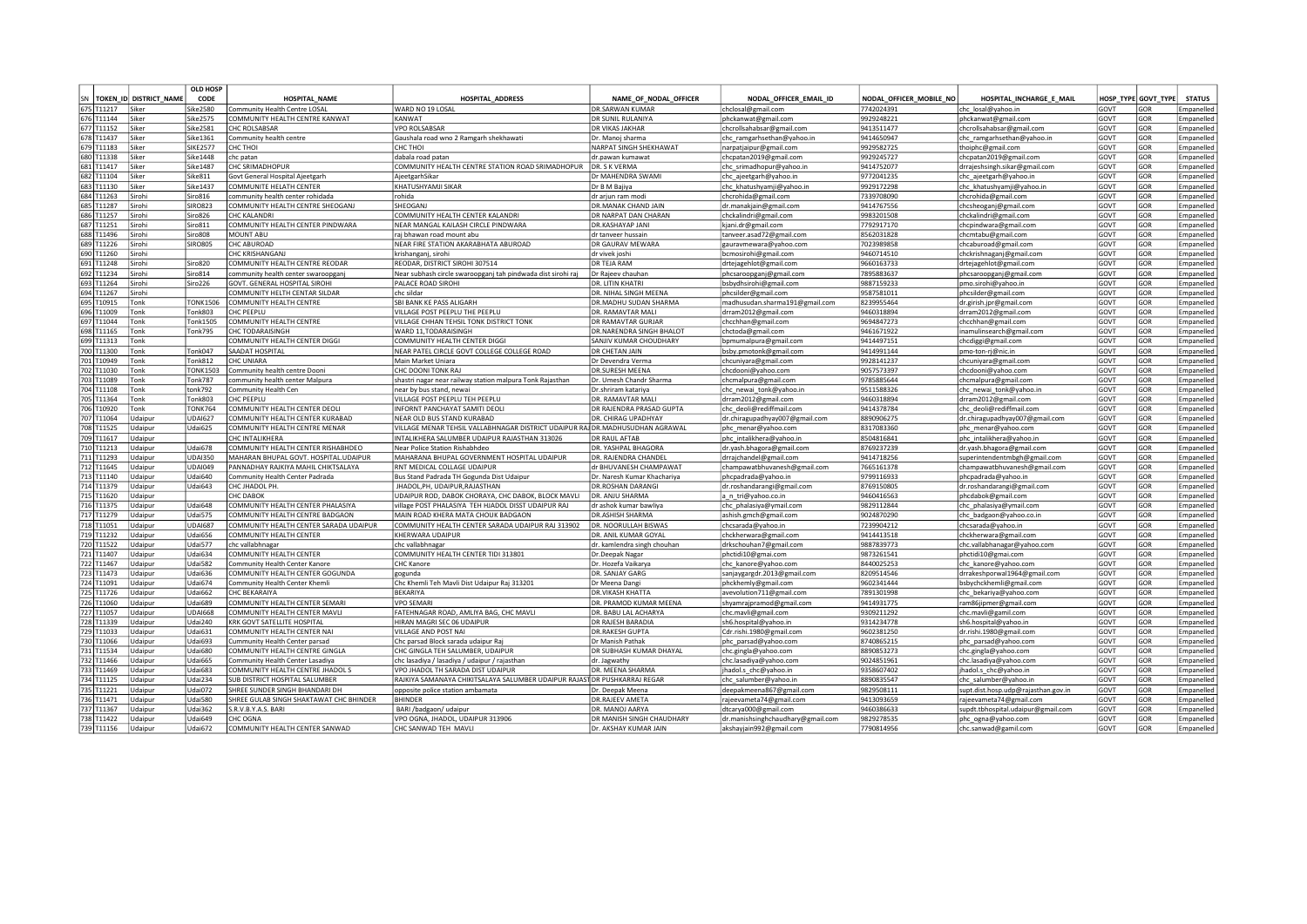| SN | TOKEN_ID | DISTRICT_NAME | OLD HOSP CODE | HOSPITAL_NAME | HOSPITAL_ADDRESS | NAME_OF_NODAL_OFFICER | NODAL_OFFICER_EMAIL_ID | NODAL_OFFICER_MOBILE_NO | HOSPITAL_INCHARGE_E_MAIL | HOSP_TYPE | GOVT_TYPE | STATUS |
|---|---|---|---|---|---|---|---|---|---|---|---|---|
| 675 | T11217 | Siker | Sike2580 | Community Health Centre LOSAL | WARD NO 19 LOSAL | DR.SARWAN KUMAR | chclosal@gmail.com | 7742024391 | chc_losal@yahoo.in | GOVT | GOR | Empanelled |
| 676 | T11144 | Siker | Sike2575 | COMMUNITY HEALTH CENTRE KANWAT | KANWAT | DR SUNIL RULANIYA | phckanwat@gmail.com | 9929248221 | phckanwat@gmail.com | GOVT | GOR | Empanelled |
| 677 | T11152 | Siker | Sike2581 | CHC ROLSABSAR | VPO ROLSABSAR | DR VIKAS JAKHAR | chcrollsahabsar@gmail.com | 9413511477 | chcrollsahabsar@gmail.com | GOVT | GOR | Empanelled |
| 678 | T11437 | Siker | Sike1361 | Community health centre | Gaushala road wno 2 Ramgarh shekhawati | Dr. Manoj sharma | chc_ramgarhsethan@yahoo.in | 9414650947 | chc_ramgarhsethan@yahoo.in | GOVT | GOR | Empanelled |
| 679 | T11183 | Siker | SIKE2577 | CHC THOI | CHC THOI | NARPAT SINGH SHEKHAWAT | narpatjaipur@gmail.com | 9929582725 | thoiphc@gmail.com | GOVT | GOR | Empanelled |
| 680 | T11338 | Siker | Sike1448 | chc patan | dabala road patan | dr.pawan kumawat | chcpatan2019@gmail.com | 9929245727 | chcpatan2019@gmail.com | GOVT | GOR | Empanelled |
| 681 | T11417 | Siker | Sike1487 | CHC SRIMADHOPUR | COMMUNITY HEALTH CENTRE STATION ROAD SRIMADHOPUR | DR. S K VERMA | chc_srimadhopur@yahoo.in | 9414752077 | drrajeshsingh.sikar@gmail.com | GOVT | GOR | Empanelled |
| 682 | T11104 | Siker | Sike811 | Govt General Hospital Ajeetgarh | AjeetgarhSikar | Dr MAHENDRA SWAMI | chc_ajeetgarh@yahoo.in | 9772041235 | chc_ajeetgarh@yahoo.in | GOVT | GOR | Empanelled |
| 683 | T11130 | Siker | Sike1437 | COMMUNITE HELATH CENTER | KHATUSHYAMJI SIKAR | Dr B M Bajiya | chc_khatushyamji@yahoo.in | 9929172298 | chc_khatushyamji@yahoo.in | GOVT | GOR | Empanelled |
| 684 | T11263 | Sirohi | Siro816 | community health center rohidada | rohida | dr arjun ram modi | chcrohida@gmail.com | 7339708090 | chcrohida@gmail.com | GOVT | GOR | Empanelled |
| 685 | T11287 | Sirohi | SIRO823 | COMMUNITY HEALTH CENTRE SHEOGANJ | SHEOGANJ | DR.MANAK CHAND JAIN | dr.manakjain@gmail.com | 9414767556 | chcsheoganj@gmail.com | GOVT | GOR | Empanelled |
| 686 | T11257 | Sirohi | Siro826 | CHC KALANDRI | COMMUNITY HEALTH CENTRE KALANDRI | DR NARPAT DAN CHARAN | chckalindri@gmail.com | 9983201508 | chckalindri@gmail.com | GOVT | GOR | Empanelled |
| 687 | T11251 | Sirohi | Siro811 | COMMUNITY HEALTH CENTER PINDWARA | NEAR MANGAL KAILASH CIRCLE PINDWARA | DR.KASHAYAP JANI | kjani.dr@gmail.com | 7792917170 | chcpindwara@gmail.com | GOVT | GOR | Empanelled |
| 688 | T11496 | Sirohi | Siro808 | MOUNT ABU | raj bhawan road mount abu | dr tanveer hussain | tanveer.asad72@gmail.com | 8562031828 | chcmtabu@gmail.com | GOVT | GOR | Empanelled |
| 689 | T11226 | Sirohi | SIRO805 | CHC ABUROAD | NEAR FIRE STATION AKARABHATA ABUROAD | DR GAURAV MEWARA | gauravmewara@yahoo.com | 7023989858 | chcaburoad@gmail.com | GOVT | GOR | Empanelled |
| 690 | T11260 | Sirohi | | CHC KRISHANGANJ | krishanganj, sirohi | dr vivek joshi | bcmosirohi@gmail.com | 9460714510 | chckrishnaganj@gmail.com | GOVT | GOR | Empanelled |
| 691 | T11248 | Sirohi | Siro820 | COMMUNITY HEALTH CENTRE REODAR | REODAR, DISTRICT SIROHI 307514 | DR TEJA RAM | drtejagehlot@gmail.com | 9660163733 | drtejagehlot@gmail.com | GOVT | GOR | Empanelled |
| 692 | T11234 | Sirohi | Siro814 | community health center swaroopganj | Near subhash circle swaroopganj tah pindwada dist sirohi raj | Dr Rajeev chauhan | phcsaroopganj@gmail.com | 7895883637 | phcsaroopganj@gmail.com | GOVT | GOR | Empanelled |
| 693 | T11264 | Sirohi | Siro226 | GOVT. GENERAL HOSPITAL SIROHI | PALACE ROAD SIROHI | DR. LITIN KHATRI | bsbydhsirohi@gmail.com | 9887159233 | pmo.sirohi@yahoo.in | GOVT | GOR | Empanelled |
| 694 | T11267 | Sirohi | | COMMUNITY HELTH CENTAR SILDAR | chc sildar | DR. NIHAL SINGH MEENA | phcsilder@gmail.com | 9587581011 | phcsilder@gmail.com | GOVT | GOR | Empanelled |
| 695 | T10915 | Tonk | TONK1506 | COMMUNITY HEALTH CENTRE | SBI BANK KE PASS ALIGARH | DR.MADHU SUDAN SHARMA | madhusudan.sharma191@gmail.com | 8239955464 | dr.girish.jpr@gmail.com | GOVT | GOR | Empanelled |
| 696 | T11009 | Tonk | Tonk803 | CHC PEEPLU | VILLAGE POST PEEPLU THE PEEPLU | DR. RAMAVTAR MALI | drram2012@gmail.com | 9460318894 | drram2012@gmail.com | GOVT | GOR | Empanelled |
| 697 | T11044 | Tonk | Tonk1505 | COMMUNITY HEALTH CENTRE | VILLAGE CHHAN TEHSIL TONK DISTRICT TONK | DR RAMAVTAR GURJAR | chcchhan@gmail.com | 9694847273 | chcchhan@gmail.com | GOVT | GOR | Empanelled |
| 698 | T11165 | Tonk | Tonk795 | CHC TODARAISINGH | WARD 11,TODARAISINGH | DR.NARENDRA SINGH BHALOT | chctoda@gmail.com | 9461671922 | inamulinsearch@gmail.com | GOVT | GOR | Empanelled |
| 699 | T11313 | Tonk | | COMMUNITY HEALTH CENTER DIGGI | COMMUNITY HEALTH CENTER DIGGI | SANJIV KUMAR CHOUDHARY | bpmumalpura@gmail.com | 9414497151 | chcdiggi@gmail.com | GOVT | GOR | Empanelled |
| 700 | T11300 | Tonk | Tonk047 | SAADAT HOSPITAL | NEAR PATEL CIRCLE GOVT COLLEGE COLLEGE ROAD | DR CHETAN JAIN | bsby.pmotonk@gmail.com | 9414991144 | pmo-ton-rj@nic.in | GOVT | GOR | Empanelled |
| 701 | T10949 | Tonk | Tonk812 | CHC UNIARA | Main Market Uniara | Dr Devendra Verma | chcuniyara@gmail.com | 9928141237 | chcuniyara@gmail.com | GOVT | GOR | Empanelled |
| 702 | T11030 | Tonk | TONK1503 | Community health centre Dooni | CHC DOONI TONK RAJ | DR.SURESH MEENA | chcdooni@yahoo.com | 9057573397 | chcdooni@yahoo.com | GOVT | GOR | Empanelled |
| 703 | T11089 | Tonk | Tonk787 | community health center Malpura | shastri nagar near railway station malpura Tonk Rajasthan | Dr. Umesh Chandr Sharma | chcmalpura@gmail.com | 9785885644 | chcmalpura@gmail.com | GOVT | GOR | Empanelled |
| 704 | T11108 | Tonk | tonk792 | Community Health Cen | near by bus stand, newai | Dr.shriram katariya | chc_newai_tonk@yahoo.in | 9511588326 | chc_newai_tonk@yahoo.in | GOVT | GOR | Empanelled |
| 705 | T11364 | Tonk | Tonk803 | CHC PEEPLU | VILLAGE POST PEEPLU TEH PEEPLU | DR. RAMAVTAR MALI | drram2012@gmail.com | 9460318894 | drram2012@gmail.com | GOVT | GOR | Empanelled |
| 706 | T10920 | Tonk | TONK764 | COMMUNITY HEALTH CENTER DEOLI | INFORNT PANCHAYAT SAMITI DEOLI | DR RAJENDRA PRASAD GUPTA | chc_deoli@rediffmail.com | 9414378784 | chc_deoli@rediffmail.com | GOVT | GOR | Empanelled |
| 707 | T11064 | Udaipur | UDAI627 | COMMUNITY HEALTH CENTRE KURABAD | NEAR OLD BUS STAND KURABAD | DR. CHIRAG UPADHYAY | dr.chiragupadhyay007@gmail.com | 8890906275 | dr.chiragupadhyay007@gmail.com | GOVT | GOR | Empanelled |
| 708 | T11525 | Udaipur | Udai625 | COMMUNITY HEALTH CENTRE MENAR | VILLAGE MENAR TEHSIL VALLABHNAGAR DISTRICT UDAIPUR RAJ | DR.MADHUSUDHAN AGRAWAL | phc_menar@yahoo.com | 8317083360 | phc_menar@yahoo.com | GOVT | GOR | Empanelled |
| 709 | T11617 | Udaipur | | CHC INTALIKHERA | INTALIKHERA SALUMBER UDAIPUR RAJASTHAN 313026 | DR RAUL AFTAB | phc_intalikhera@yahoo.in | 8504815841 | phc_intalikhera@yahoo.in | GOVT | GOR | Empanelled |
| 710 | T11213 | Udaipur | Udai678 | COMMUNITY HEALTH CENTRE RISHABHDEO | Near Police Station Rishabhdeo | DR. YASHPAL BHAGORA | dr.yash.bhagora@gmail.com | 8769237239 | dr.yash.bhagora@gmail.com | GOVT | GOR | Empanelled |
| 711 | T11293 | Udaipur | UDAI350 | MAHARAN BHUPAL GOVT. HOSPITAL.UDAIPUR | MAHARANA BHUPAL GOVERNMENT HOSPITAL UDAIPUR | DR. RAJENDRA CHANDEL | drrajchandel@gmail.com | 9414718256 | superintendentmbgh@gmail.com | GOVT | GOR | Empanelled |
| 712 | T11645 | Udaipur | UDAI049 | PANNADHAY RAJKIYA MAHIL CHIKTSALAYA | RNT MEDICAL COLLAGE UDAIPUR | dr BHUVANESH CHAMPAWAT | champawatbhuvanesh@gmail.com | 7665161378 | champawatbhuvanesh@gmail.com | GOVT | GOR | Empanelled |
| 713 | T11140 | Udaipur | Udai640 | Community Health Center Padrada | Bus Stand Padrada TH Gogunda Dist Udaipur | Dr. Naresh Kumar Khachariya | phcpadrada@yahoo.in | 9799116933 | phcpadrada@yahoo.in | GOVT | GOR | Empanelled |
| 714 | T11379 | Udaipur | Udai643 | CHC JHADOL PH. | JHADOL PH, UDAIPUR,RAJASTHAN | DR.ROSHAN DARANGI | dr.roshandarangi@gmail.com | 8769150805 | dr.roshandarangi@gmail.com | GOVT | GOR | Empanelled |
| 715 | T11620 | Udaipur | | CHC DABOK | UDAIPUR ROD, DABOK CHORAYA, CHC DABOK, BLOCK MAVLI | DR. ANJU SHARMA | a_n_tri@yahoo.co.in | 9460416563 | phcdabok@gmail.com | GOVT | GOR | Empanelled |
| 716 | T11375 | Udaipur | Udai648 | COMMUNITY HEALTH CENTER PHALASIYA | village POST PHALASIYA TEH HJADOL DISST UDAIPUR RAJ | dr ashok kumar bawliya | chc_phalasiya@ymail.com | 9829112844 | chc_phalasiya@ymail.com | GOVT | GOR | Empanelled |
| 717 | T11279 | Udaipur | Udai575 | COMMUNITY HEALTH CENTRE BADGAON | MAIN ROAD KHERA MATA CHOUK BADGAON | DR.ASHISH SHARMA | ashish.gmch@gmail.com | 9024870290 | chc_badgaon@yahoo.co.in | GOVT | GOR | Empanelled |
| 718 | T11051 | Udaipur | UDAI687 | COMMUNITY HEALTH CENTRE SARADA UDAIPUR | COMMUNITY HEALTH CENTER SARADA UDAIPUR RAJ 313902 | DR. NOORULLAH BISWAS | chcsarada@yahoo.in | 7239904212 | chcsarada@yahoo.in | GOVT | GOR | Empanelled |
| 719 | T11232 | Udaipur | Udai656 | COMMUNITY HEALTH CENTER | KHERWARA UDAIPUR | DR. ANIL KUMAR GOYAL | chckherwara@gmail.com | 9414413518 | chckherwara@gmail.com | GOVT | GOR | Empanelled |
| 720 | T11522 | Udaipur | Udai577 | chc vallabhnagar | chc vallabhnagar | dr. kamlendra singh chouhan | drkschouhan7@gmail.com | 9887839773 | chc.vallabhanagar@yahoo.com | GOVT | GOR | Empanelled |
| 721 | T11407 | Udaipur | Udai634 | COMMUNITY HEALTH CENTER | COMMUNITY HEALTH CENTER TIDI 313801 | Dr.Deepak Nagar | phctidi10@gmai.com | 9873261541 | phctidi10@gmai.com | GOVT | GOR | Empanelled |
| 722 | T11467 | Udaipur | Udai582 | Community Health Center Kanore | CHC Kanore | Dr. Hozefa Vaikarya | chc_kanore@yahoo.com | 8440025253 | chc_kanore@yahoo.com | GOVT | GOR | Empanelled |
| 723 | T11473 | Udaipur | Udai636 | COMMUNITY HEALTH CENTER GOGUNDA | gogunda | DR. SANJAY GARG | sanjaygargdr.2013@gmail.com | 8209514546 | drrakeshporwal1964@gmail.com | GOVT | GOR | Empanelled |
| 724 | T11091 | Udaipur | Udai674 | Community Health Center Khemli | Chc Khemli Teh Mavli Dist Udaipur Raj 313201 | Dr Meena Dangi | phckhemly@gmail.com | 9602341444 | bsbychckhemli@gmail.com | GOVT | GOR | Empanelled |
| 725 | T11726 | Udaipur | Udai662 | CHC BEKARAIYA | BEKARIYA | DR.VIKASH KHATTA | avevolution711@gmail.com | 7891301998 | chc_bekariya@yahoo.com | GOVT | GOR | Empanelled |
| 726 | T11060 | Udaipur | Udai689 | COMMUNITY HEALTH CENTER SEMARI | VPO SEMARI | DR. PRAMOD KUMAR MEENA | shyamrajpramod@gmail.com | 9414931775 | ram86jipmer@gmail.com | GOVT | GOR | Empanelled |
| 727 | T11057 | Udaipur | UDAI668 | COMMUNITY HEALTH CENTER MAVLI | FATEHNAGAR ROAD, AMLIYA BAG, CHC MAVLI | DR. BABU LAL ACHARYA | chc.mavli@gmail.com | 9309211292 | chc.mavli@gamil.com | GOVT | GOR | Empanelled |
| 728 | T11339 | Udaipur | Udai240 | KRK GOVT SATELLITE HOSPITAL | HIRAN MAGRI SEC 06 UDAIPUR | DR RAJESH BARADIA | sh6.hospital@yahoo.in | 9314234778 | sh6.hospital@yahoo.in | GOVT | GOR | Empanelled |
| 729 | T11033 | Udaipur | Udai631 | COMMUNITY HEALTH CENTER NAI | VILLAGE AND POST NAI | DR.RAKESH GUPTA | Cdr.rishi.1980@gmail.com | 9602381250 | dr.rishi.1980@gmail.com | GOVT | GOR | Empanelled |
| 730 | T11066 | Udaipur | Udai693 | Cummunity Health Center parsad | Chc parsad Block sarada udaipur Raj | Dr Manish Pathak | phc_parsad@yahoo.com | 8740865215 | phc_parsad@yahoo.com | GOVT | GOR | Empanelled |
| 731 | T11534 | Udaipur | Udai680 | COMMUNITY HEALTH CENTRE GINGLA | CHC GINGLA TEH SALUMBER, UDAIPUR | DR SUBHASH KUMAR DHAYAL | chc.gingla@yahoo.com | 8890853273 | chc.gingla@yahoo.com | GOVT | GOR | Empanelled |
| 732 | T11466 | Udaipur | Udai665 | Community Health Center Lasadiya | chc lasadiya / lasadiya / udaipur / rajasthan | dr. Jagwathy | chc.lasadiya@yahoo.com | 9024851961 | chc.lasadiya@yahoo.com | GOVT | GOR | Empanelled |
| 733 | T11469 | Udaipur | Udai683 | COMMUNITY HEALTH CENTRE JHADOL S | VPO JHADOL TH SARADA DIST UDAIPUR | DR. MEENA SHARMA | jhadol.s_chc@yahoo.in | 9358607402 | jhadol.s_chc@yahoo.in | GOVT | GOR | Empanelled |
| 734 | T11125 | Udaipur | Udai234 | SUB DISTRICT HOSPITAL SALUMBER | RAJKIYA SAMANAYA CHIKITSALAYA SALUMBER UDAIPUR RAJAST | DR PUSHKARRAJ REGAR | chc_salumber@yahoo.in | 8890835547 | chc_salumber@yahoo.in | GOVT | GOR | Empanelled |
| 735 | T11221 | Udaipur | Udai072 | SHREE SUNDER SINGH BHANDARI DH | opposite police station ambamata | Dr. Deepak Meena | deepakmeena867@gmail.com | 9829508111 | supt.dist.hosp.udp@rajasthan.gov.in | GOVT | GOR | Empanelled |
| 736 | T11471 | Udaipur | Udai580 | SHREE GULAB SINGH SHAKTAWAT CHC BHINDER | BHINDER | DR.RAJEEV AMETA | rajeevameta74@gmail.com | 9413093659 | rajeevameta74@gmail.com | GOVT | GOR | Empanelled |
| 737 | T11367 | Udaipur | Udai362 | S.R.V.B.Y.A.S. BARI | BARI /badgaon/ udaipur | DR. MANOJ AARYA | dtcarya000@gmail.com | 9460386633 | supdt.tbhospital.udaipur@gmail.com | GOVT | GOR | Empanelled |
| 738 | T11422 | Udaipur | Udai649 | CHC OGNA | VPO OGNA, JHADOL, UDAIPUR 313906 | DR MANISH SINGH CHAUDHARY | dr.manishsinghchaudhary@gmail.com | 9829278535 | phc_ogna@yahoo.com | GOVT | GOR | Empanelled |
| 739 | T11156 | Udaipur | Udai672 | COMMUNITY HEALTH CENTER SANWAD | CHC SANWAD TEH MAVLI | Dr. AKSHAY KUMAR JAIN | akshayjain992@gmail.com | 7790814956 | chc.sanwad@gamil.com | GOVT | GOR | Empanelled |